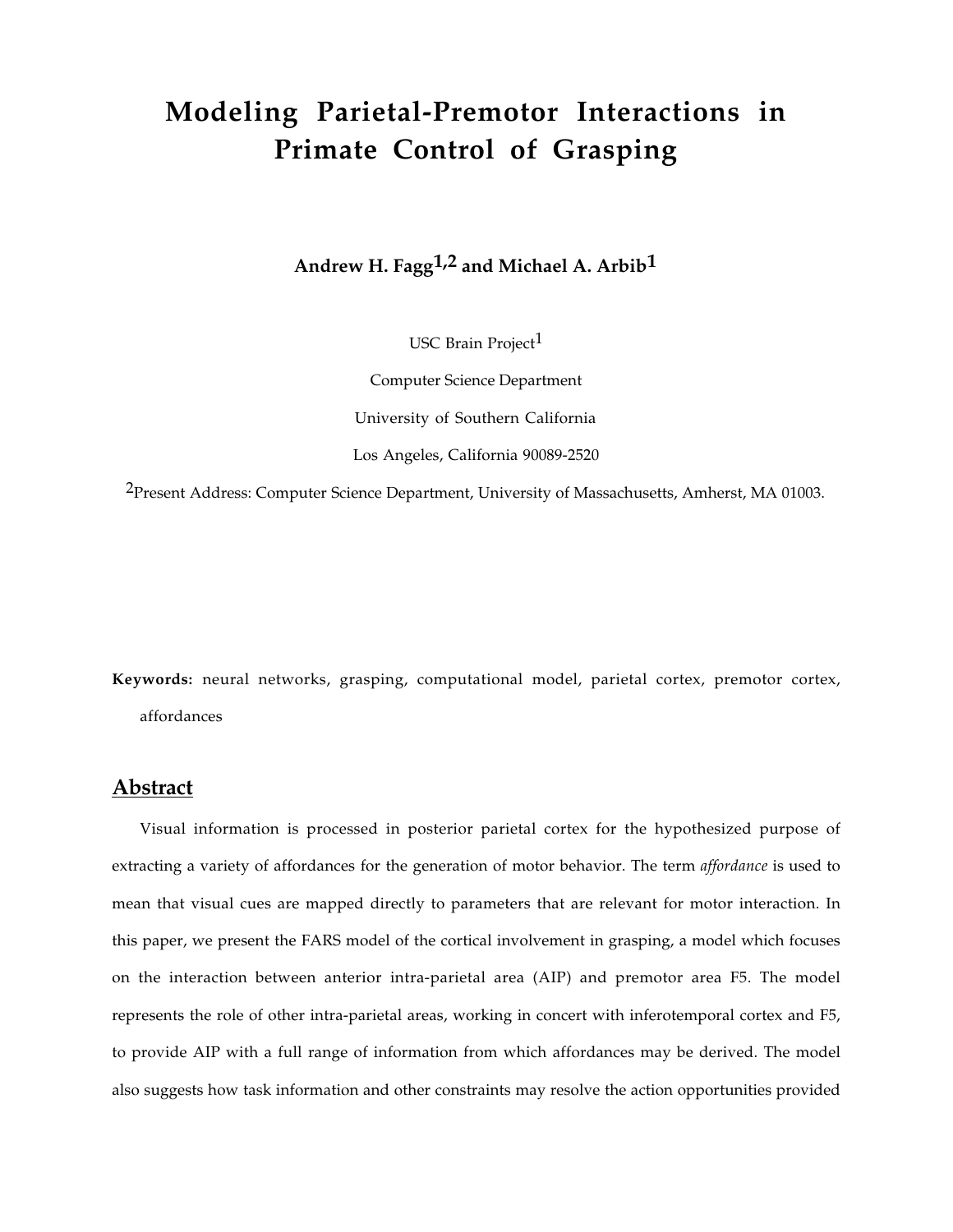# Modeling Parietal-Premotor Interactions in Primate Control of Grasping

**Andrew H. Fagg[1,2] and Michael A. Arbib[1]**

USC Brain Project[1]

Computer Science Department

University of Southern California

Los Angeles, California 90089-2520

[2]Present Address: Computer Science Department, University of Massachusetts, Amherst, MA 01003.

**Keywords:** neural networks, grasping, computational model, parietal cortex, premotor cortex, affordances

## Abstract

Visual information is processed in posterior parietal cortex for the hypothesized purpose of extracting a variety of affordances for the generation of motor behavior. The term *affordance* is used to mean that visual cues are mapped directly to parameters that are relevant for motor interaction. In this paper, we present the FARS model of the cortical involvement in grasping, a model which focuses on the interaction between anterior intra-parietal area (AIP) and premotor area F5. The model represents the role of other intra-parietal areas, working in concert with inferotemporal cortex and F5, to provide AIP with a full range of information from which affordances may be derived. The model also suggests how task information and other constraints may resolve the action opportunities provided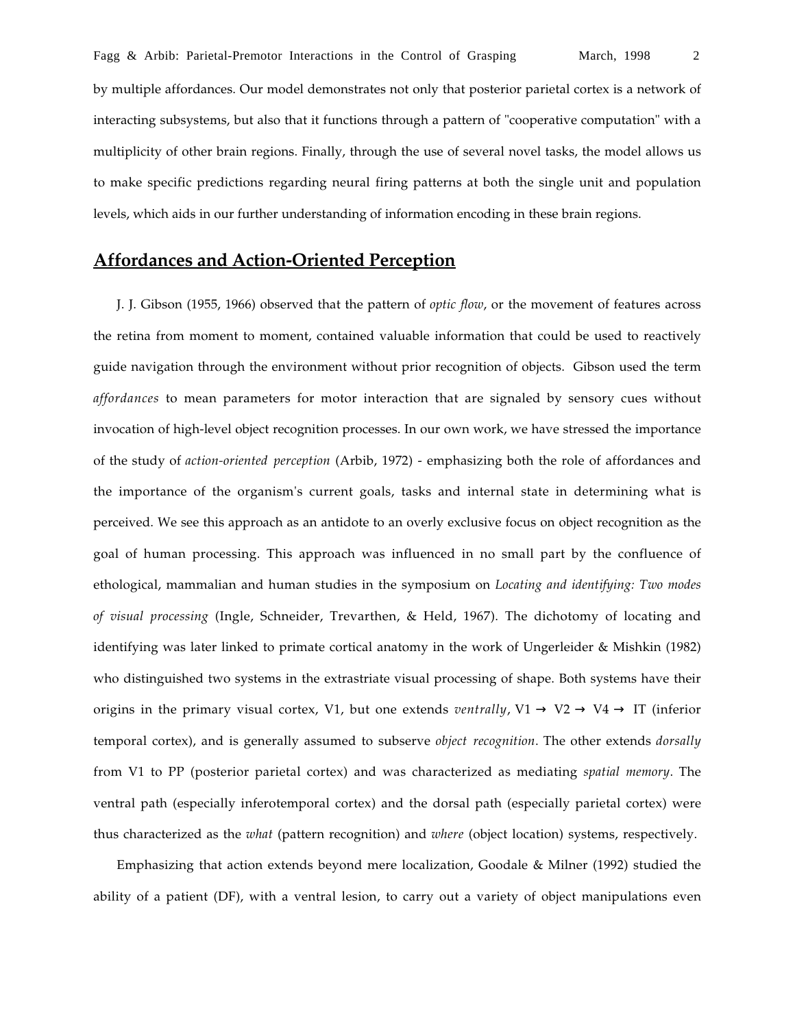by multiple affordances. Our model demonstrates not only that posterior parietal cortex is a network of interacting subsystems, but also that it functions through a pattern of "cooperative computation" with a multiplicity of other brain regions. Finally, through the use of several novel tasks, the model allows us to make specific predictions regarding neural firing patterns at both the single unit and population levels, which aids in our further understanding of information encoding in these brain regions.

## Affordances and Action-Oriented Perception

J. J. Gibson (1955, 1966) observed that the pattern of *optic flow*, or the movement of features across the retina from moment to moment, contained valuable information that could be used to reactively guide navigation through the environment without prior recognition of objects. Gibson used the term *affordances* to mean parameters for motor interaction that are signaled by sensory cues without invocation of high-level object recognition processes. In our own work, we have stressed the importance of the study of *action-oriented perception* (Arbib, 1972) - emphasizing both the role of affordances and the importance of the organism's current goals, tasks and internal state in determining what is perceived. We see this approach as an antidote to an overly exclusive focus on object recognition as the goal of human processing. This approach was influenced in no small part by the confluence of ethological, mammalian and human studies in the symposium on *Locating and identifying: Two modes of visual processing* (Ingle, Schneider, Trevarthen, & Held, 1967). The dichotomy of locating and identifying was later linked to primate cortical anatomy in the work of Ungerleider & Mishkin (1982) who distinguished two systems in the extrastriate visual processing of shape. Both systems have their origins in the primary visual cortex, V1, but one extends *ventrally*, V1 → V2 → V4 → IT (inferior temporal cortex), and is generally assumed to subserve *object recognition*. The other extends *dorsally* from V1 to PP (posterior parietal cortex) and was characterized as mediating *spatial memory*. The ventral path (especially inferotemporal cortex) and the dorsal path (especially parietal cortex) were thus characterized as the *what* (pattern recognition) and *where* (object location) systems, respectively.

Emphasizing that action extends beyond mere localization, Goodale & Milner (1992) studied the ability of a patient (DF), with a ventral lesion, to carry out a variety of object manipulations even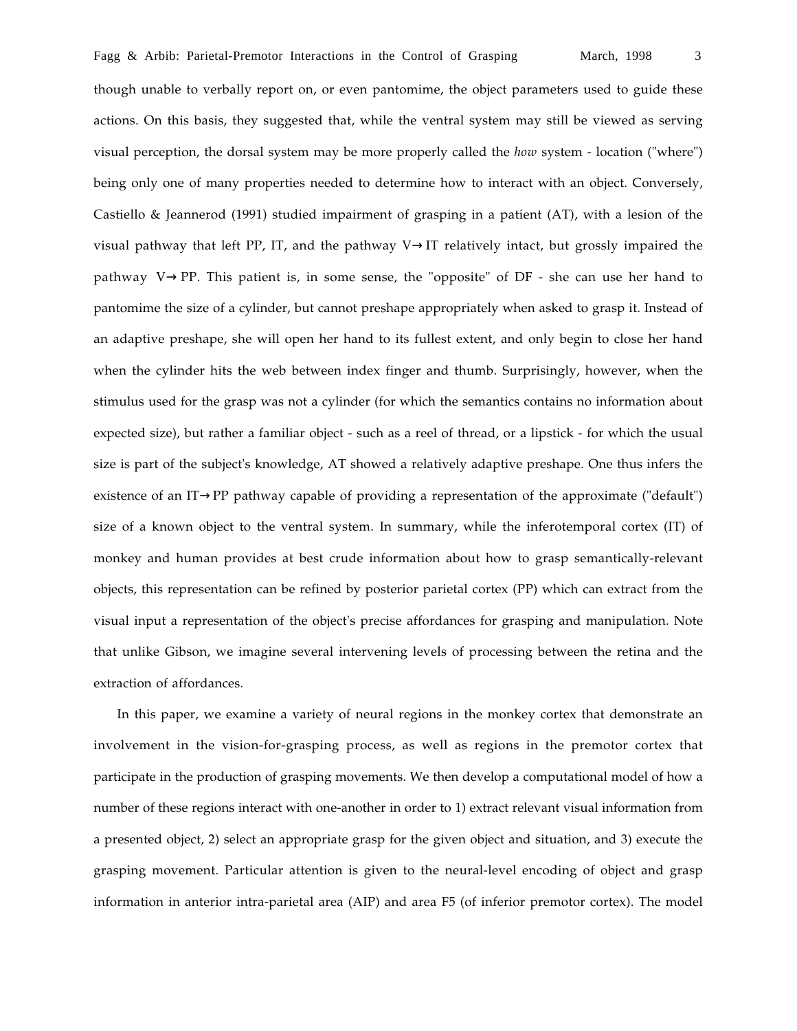though unable to verbally report on, or even pantomime, the object parameters used to guide these actions. On this basis, they suggested that, while the ventral system may still be viewed as serving visual perception, the dorsal system may be more properly called the *how* system - location ("where") being only one of many properties needed to determine how to interact with an object. Conversely, Castiello & Jeannerod (1991) studied impairment of grasping in a patient (AT), with a lesion of the visual pathway that left PP, IT, and the pathway V→IT relatively intact, but grossly impaired the pathway V→PP. This patient is, in some sense, the "opposite" of DF - she can use her hand to pantomime the size of a cylinder, but cannot preshape appropriately when asked to grasp it. Instead of an adaptive preshape, she will open her hand to its fullest extent, and only begin to close her hand when the cylinder hits the web between index finger and thumb. Surprisingly, however, when the stimulus used for the grasp was not a cylinder (for which the semantics contains no information about expected size), but rather a familiar object - such as a reel of thread, or a lipstick - for which the usual size is part of the subject's knowledge, AT showed a relatively adaptive preshape. One thus infers the existence of an IT→PP pathway capable of providing a representation of the approximate ("default") size of a known object to the ventral system. In summary, while the inferotemporal cortex (IT) of monkey and human provides at best crude information about how to grasp semantically-relevant objects, this representation can be refined by posterior parietal cortex (PP) which can extract from the visual input a representation of the object's precise affordances for grasping and manipulation. Note that unlike Gibson, we imagine several intervening levels of processing between the retina and the extraction of affordances.

In this paper, we examine a variety of neural regions in the monkey cortex that demonstrate an involvement in the vision-for-grasping process, as well as regions in the premotor cortex that participate in the production of grasping movements. We then develop a computational model of how a number of these regions interact with one-another in order to 1) extract relevant visual information from a presented object, 2) select an appropriate grasp for the given object and situation, and 3) execute the grasping movement. Particular attention is given to the neural-level encoding of object and grasp information in anterior intra-parietal area (AIP) and area F5 (of inferior premotor cortex). The model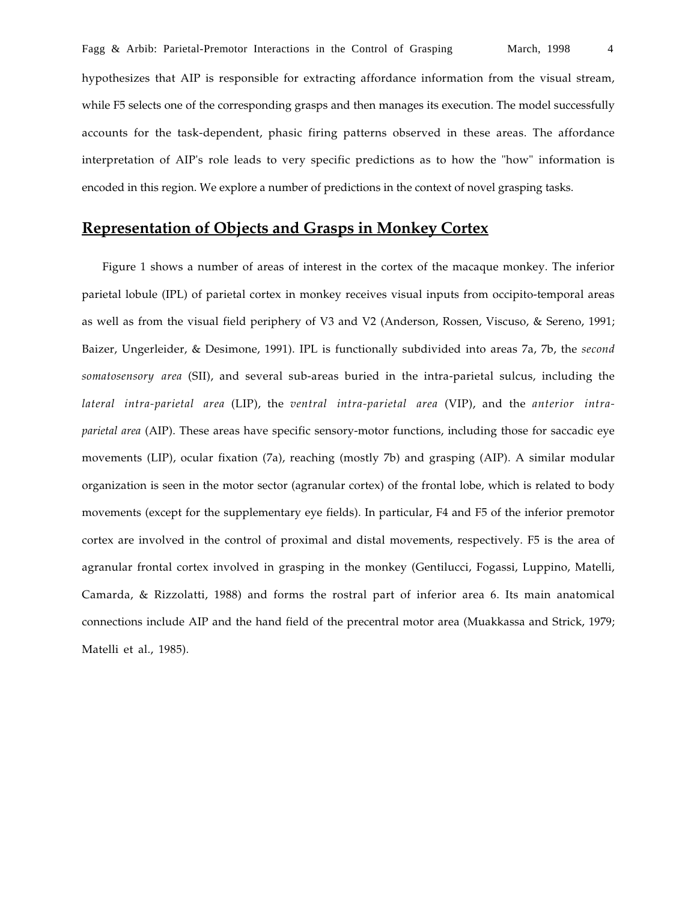hypothesizes that AIP is responsible for extracting affordance information from the visual stream, while F5 selects one of the corresponding grasps and then manages its execution. The model successfully accounts for the task-dependent, phasic firing patterns observed in these areas. The affordance interpretation of AIP's role leads to very specific predictions as to how the "how" information is encoded in this region. We explore a number of predictions in the context of novel grasping tasks.

## Representation of Objects and Grasps in Monkey Cortex

Figure 1 shows a number of areas of interest in the cortex of the macaque monkey. The inferior parietal lobule (IPL) of parietal cortex in monkey receives visual inputs from occipito-temporal areas as well as from the visual field periphery of V3 and V2 (Anderson, Rossen, Viscuso, & Sereno, 1991; Baizer, Ungerleider, & Desimone, 1991). IPL is functionally subdivided into areas 7a, 7b, the *second somatosensory area* (SII), and several sub-areas buried in the intra-parietal sulcus, including the *lateral intra-parietal area* (LIP), the *ventral intra-parietal area* (VIP), and the *anterior intra-parietal area* (AIP). These areas have specific sensory-motor functions, including those for saccadic eye movements (LIP), ocular fixation (7a), reaching (mostly 7b) and grasping (AIP). A similar modular organization is seen in the motor sector (agranular cortex) of the frontal lobe, which is related to body movements (except for the supplementary eye fields). In particular, F4 and F5 of the inferior premotor cortex are involved in the control of proximal and distal movements, respectively. F5 is the area of agranular frontal cortex involved in grasping in the monkey (Gentilucci, Fogassi, Luppino, Matelli, Camarda, & Rizzolatti, 1988) and forms the rostral part of inferior area 6. Its main anatomical connections include AIP and the hand field of the precentral motor area (Muakkassa and Strick, 1979; Matelli et al., 1985).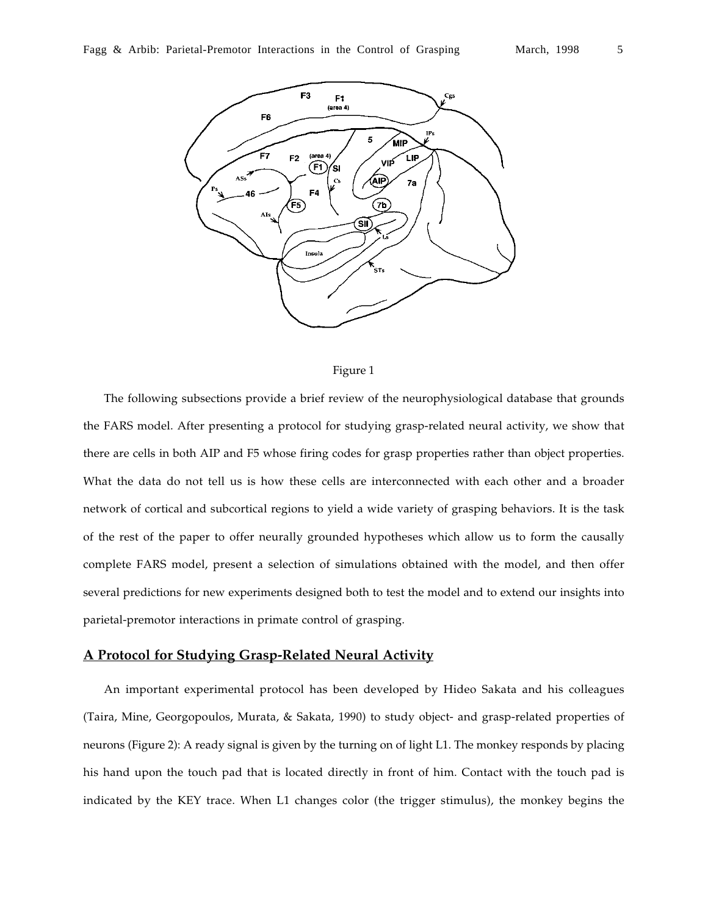Figure 1

The following subsections provide a brief review of the neurophysiological database that grounds the FARS model. After presenting a protocol for studying grasp-related neural activity, we show that there are cells in both AIP and F5 whose firing codes for grasp properties rather than object properties. What the data do not tell us is how these cells are interconnected with each other and a broader network of cortical and subcortical regions to yield a wide variety of grasping behaviors. It is the task of the rest of the paper to offer neurally grounded hypotheses which allow us to form the causally complete FARS model, present a selection of simulations obtained with the model, and then offer several predictions for new experiments designed both to test the model and to extend our insights into parietal-premotor interactions in primate control of grasping.

## A Protocol for Studying Grasp-Related Neural Activity

An important experimental protocol has been developed by Hideo Sakata and his colleagues (Taira, Mine, Georgopoulos, Murata, & Sakata, 1990) to study object- and grasp-related properties of neurons (Figure 2): A ready signal is given by the turning on of light L1. The monkey responds by placing his hand upon the touch pad that is located directly in front of him. Contact with the touch pad is indicated by the KEY trace. When L1 changes color (the trigger stimulus), the monkey begins the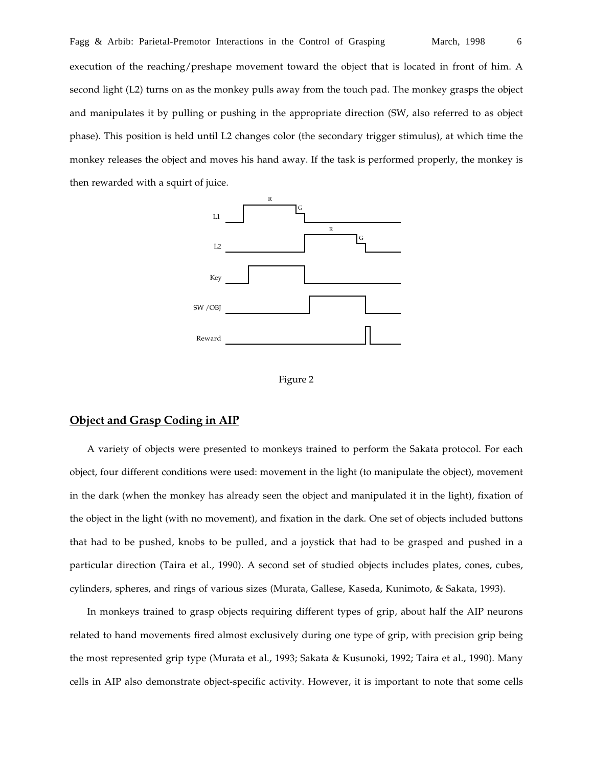execution of the reaching/preshape movement toward the object that is located in front of him. A second light (L2) turns on as the monkey pulls away from the touch pad. The monkey grasps the object and manipulates it by pulling or pushing in the appropriate direction (SW, also referred to as object phase). This position is held until L2 changes color (the secondary trigger stimulus), at which time the monkey releases the object and moves his hand away. If the task is performed properly, the monkey is then rewarded with a squirt of juice.

Figure 2

## Object and Grasp Coding in AIP

A variety of objects were presented to monkeys trained to perform the Sakata protocol. For each object, four different conditions were used: movement in the light (to manipulate the object), movement in the dark (when the monkey has already seen the object and manipulated it in the light), fixation of the object in the light (with no movement), and fixation in the dark. One set of objects included buttons that had to be pushed, knobs to be pulled, and a joystick that had to be grasped and pushed in a particular direction (Taira et al., 1990). A second set of studied objects includes plates, cones, cubes, cylinders, spheres, and rings of various sizes (Murata, Gallese, Kaseda, Kunimoto, & Sakata, 1993).

In monkeys trained to grasp objects requiring different types of grip, about half the AIP neurons related to hand movements fired almost exclusively during one type of grip, with precision grip being the most represented grip type (Murata et al., 1993; Sakata & Kusunoki, 1992; Taira et al., 1990). Many cells in AIP also demonstrate object-specific activity. However, it is important to note that some cells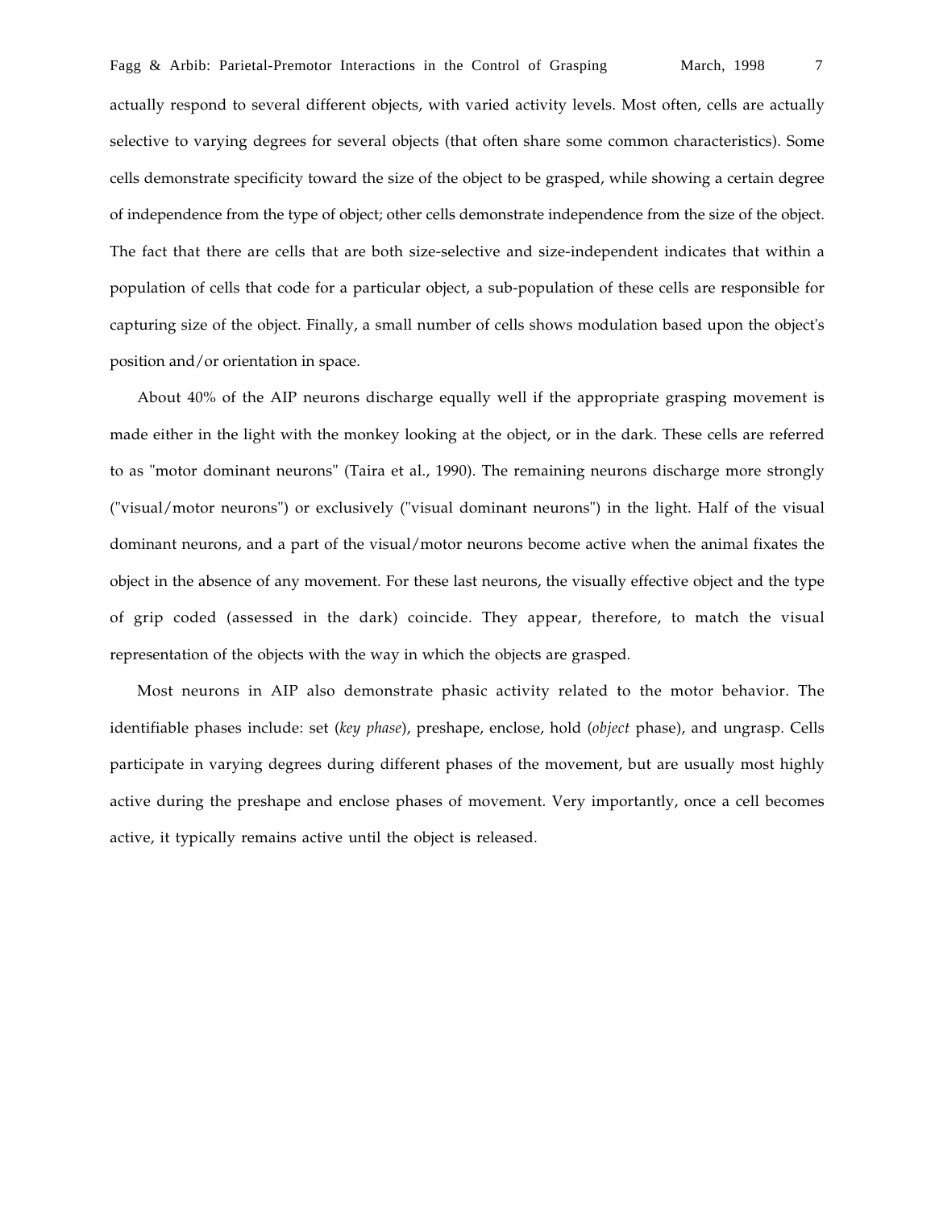actually respond to several different objects, with varied activity levels. Most often, cells are actually selective to varying degrees for several objects (that often share some common characteristics). Some cells demonstrate specificity toward the size of the object to be grasped, while showing a certain degree of independence from the type of object; other cells demonstrate independence from the size of the object. The fact that there are cells that are both size-selective and size-independent indicates that within a population of cells that code for a particular object, a sub-population of these cells are responsible for capturing size of the object. Finally, a small number of cells shows modulation based upon the object's position and/or orientation in space.

About 40% of the AIP neurons discharge equally well if the appropriate grasping movement is made either in the light with the monkey looking at the object, or in the dark. These cells are referred to as "motor dominant neurons" (Taira et al., 1990). The remaining neurons discharge more strongly ("visual/motor neurons") or exclusively ("visual dominant neurons") in the light. Half of the visual dominant neurons, and a part of the visual/motor neurons become active when the animal fixates the object in the absence of any movement. For these last neurons, the visually effective object and the type of grip coded (assessed in the dark) coincide. They appear, therefore, to match the visual representation of the objects with the way in which the objects are grasped.

Most neurons in AIP also demonstrate phasic activity related to the motor behavior. The identifiable phases include: set (*key phase*), preshape, enclose, hold (*object* phase), and ungrasp. Cells participate in varying degrees during different phases of the movement, but are usually most highly active during the preshape and enclose phases of movement. Very importantly, once a cell becomes active, it typically remains active until the object is released.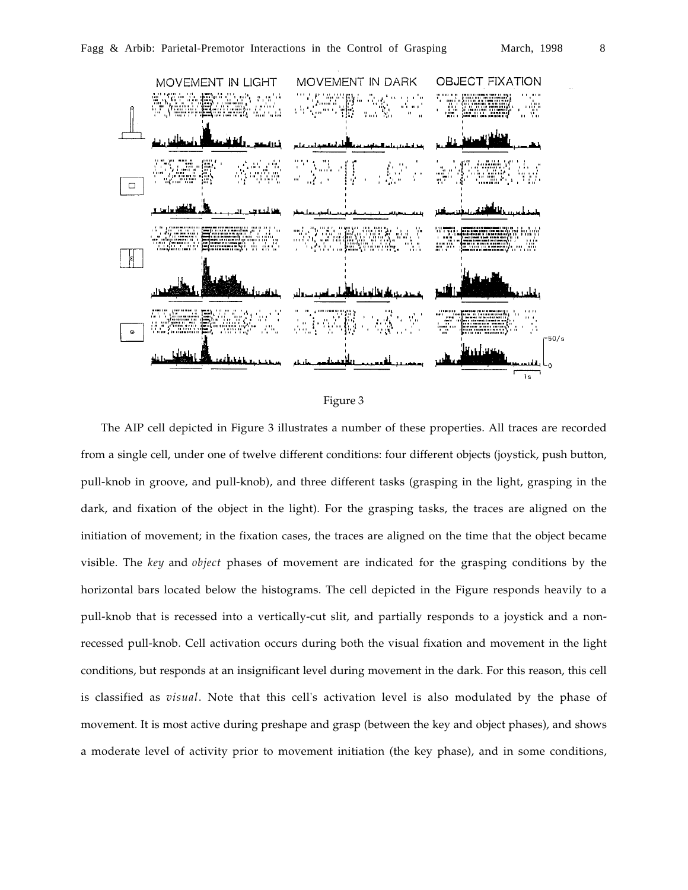Figure 3

The AIP cell depicted in Figure 3 illustrates a number of these properties. All traces are recorded from a single cell, under one of twelve different conditions: four different objects (joystick, push button, pull-knob in groove, and pull-knob), and three different tasks (grasping in the light, grasping in the dark, and fixation of the object in the light). For the grasping tasks, the traces are aligned on the initiation of movement; in the fixation cases, the traces are aligned on the time that the object became visible. The *key* and *object* phases of movement are indicated for the grasping conditions by the horizontal bars located below the histograms. The cell depicted in the Figure responds heavily to a pull-knob that is recessed into a vertically-cut slit, and partially responds to a joystick and a non-recessed pull-knob. Cell activation occurs during both the visual fixation and movement in the light conditions, but responds at an insignificant level during movement in the dark. For this reason, this cell is classified as *visual*. Note that this cell's activation level is also modulated by the phase of movement. It is most active during preshape and grasp (between the key and object phases), and shows a moderate level of activity prior to movement initiation (the key phase), and in some conditions,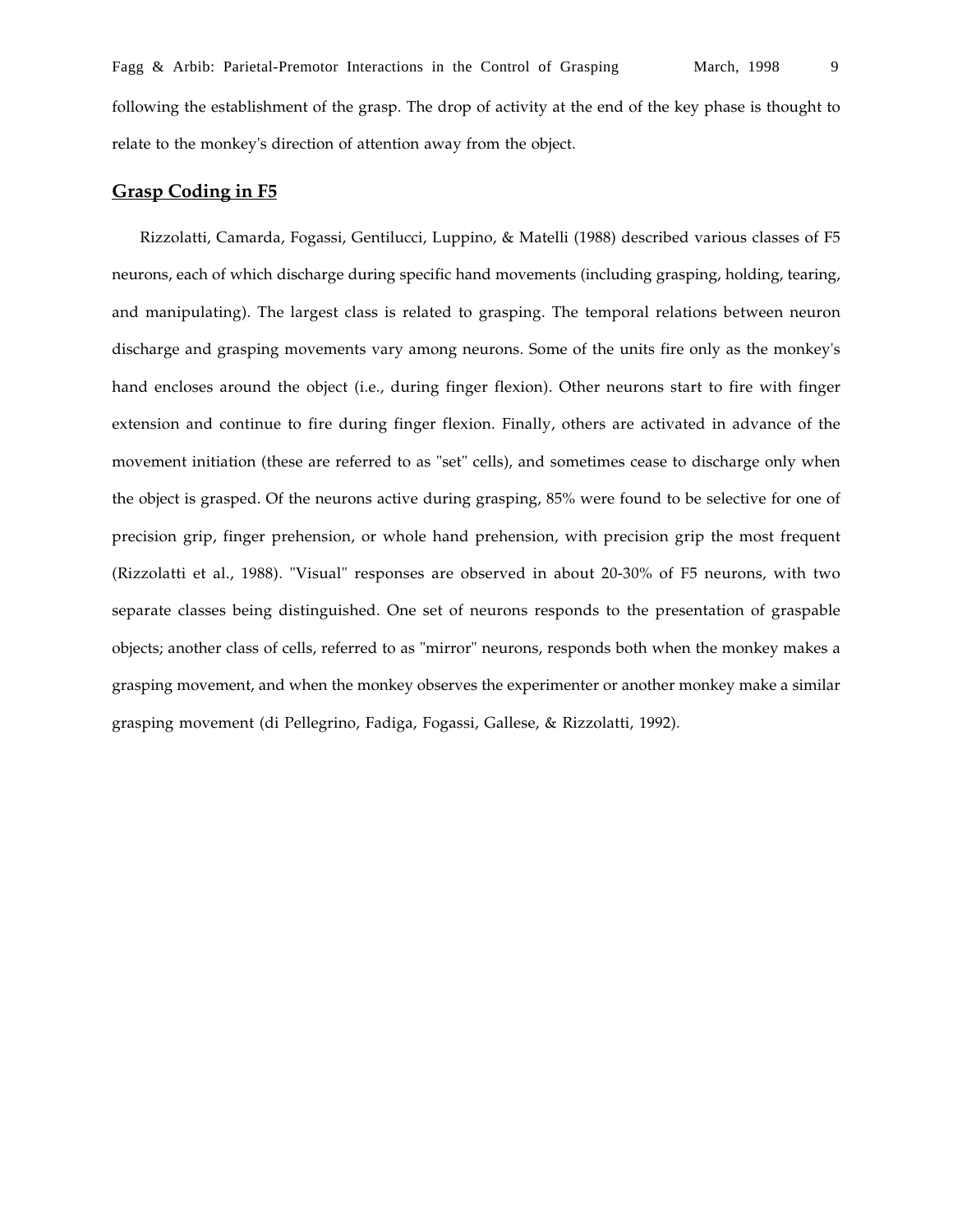following the establishment of the grasp. The drop of activity at the end of the key phase is thought to relate to the monkey's direction of attention away from the object.

## Grasp Coding in F5

Rizzolatti, Camarda, Fogassi, Gentilucci, Luppino, & Matelli (1988) described various classes of F5 neurons, each of which discharge during specific hand movements (including grasping, holding, tearing, and manipulating). The largest class is related to grasping. The temporal relations between neuron discharge and grasping movements vary among neurons. Some of the units fire only as the monkey's hand encloses around the object (i.e., during finger flexion). Other neurons start to fire with finger extension and continue to fire during finger flexion. Finally, others are activated in advance of the movement initiation (these are referred to as "set" cells), and sometimes cease to discharge only when the object is grasped. Of the neurons active during grasping, 85% were found to be selective for one of precision grip, finger prehension, or whole hand prehension, with precision grip the most frequent (Rizzolatti et al., 1988). "Visual" responses are observed in about 20-30% of F5 neurons, with two separate classes being distinguished. One set of neurons responds to the presentation of graspable objects; another class of cells, referred to as "mirror" neurons, responds both when the monkey makes a grasping movement, and when the monkey observes the experimenter or another monkey make a similar grasping movement (di Pellegrino, Fadiga, Fogassi, Gallese, & Rizzolatti, 1992).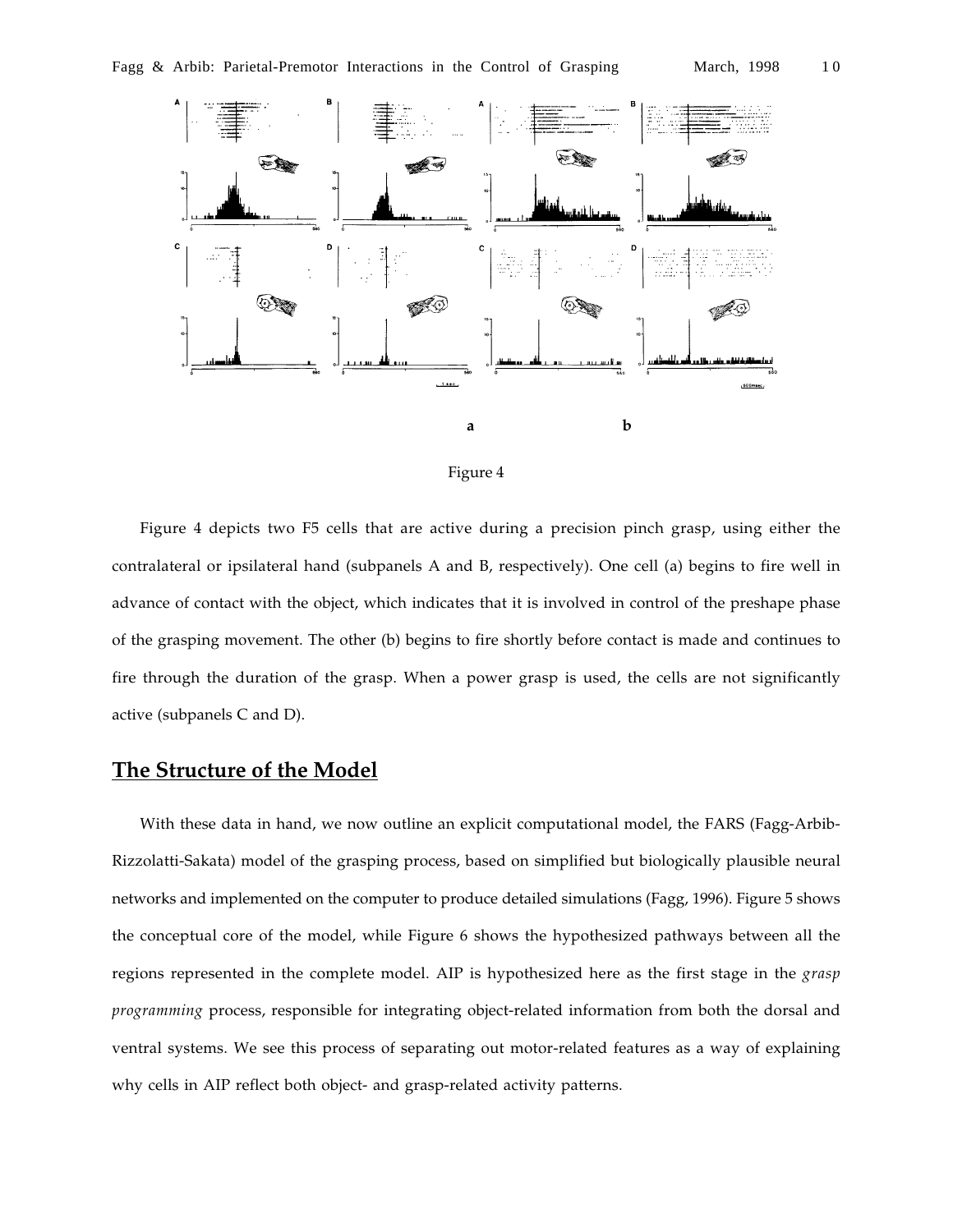a b

Figure 4

Figure 4 depicts two F5 cells that are active during a precision pinch grasp, using either the contralateral or ipsilateral hand (subpanels A and B, respectively). One cell (a) begins to fire well in advance of contact with the object, which indicates that it is involved in control of the preshape phase of the grasping movement. The other (b) begins to fire shortly before contact is made and continues to fire through the duration of the grasp. When a power grasp is used, the cells are not significantly active (subpanels C and D).

## The Structure of the Model

With these data in hand, we now outline an explicit computational model, the FARS (Fagg-Arbib-Rizzolatti-Sakata) model of the grasping process, based on simplified but biologically plausible neural networks and implemented on the computer to produce detailed simulations (Fagg, 1996). Figure 5 shows the conceptual core of the model, while Figure 6 shows the hypothesized pathways between all the regions represented in the complete model. AIP is hypothesized here as the first stage in the *grasp programming* process, responsible for integrating object-related information from both the dorsal and ventral systems. We see this process of separating out motor-related features as a way of explaining why cells in AIP reflect both object- and grasp-related activity patterns.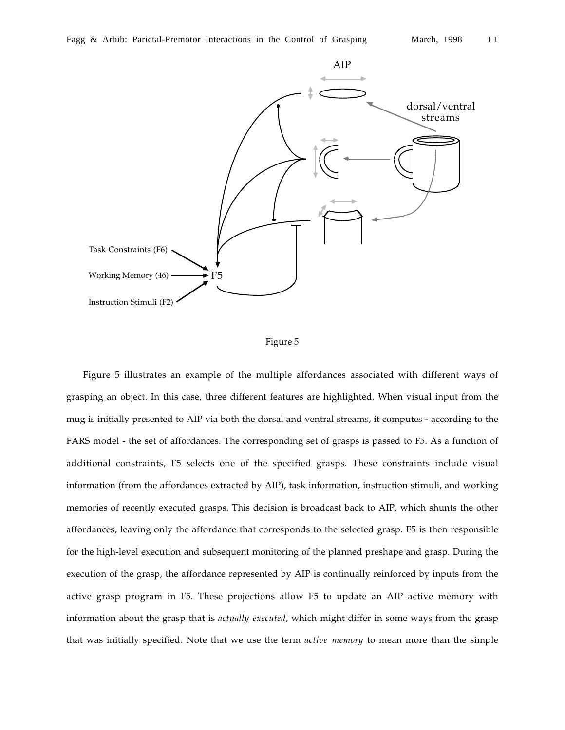Figure 5

Figure 5 illustrates an example of the multiple affordances associated with different ways of grasping an object. In this case, three different features are highlighted. When visual input from the mug is initially presented to AIP via both the dorsal and ventral streams, it computes - according to the FARS model - the set of affordances. The corresponding set of grasps is passed to F5. As a function of additional constraints, F5 selects one of the specified grasps. These constraints include visual information (from the affordances extracted by AIP), task information, instruction stimuli, and working memories of recently executed grasps. This decision is broadcast back to AIP, which shunts the other affordances, leaving only the affordance that corresponds to the selected grasp. F5 is then responsible for the high-level execution and subsequent monitoring of the planned preshape and grasp. During the execution of the grasp, the affordance represented by AIP is continually reinforced by inputs from the active grasp program in F5. These projections allow F5 to update an AIP active memory with information about the grasp that is *actually executed*, which might differ in some ways from the grasp that was initially specified. Note that we use the term *active memory* to mean more than the simple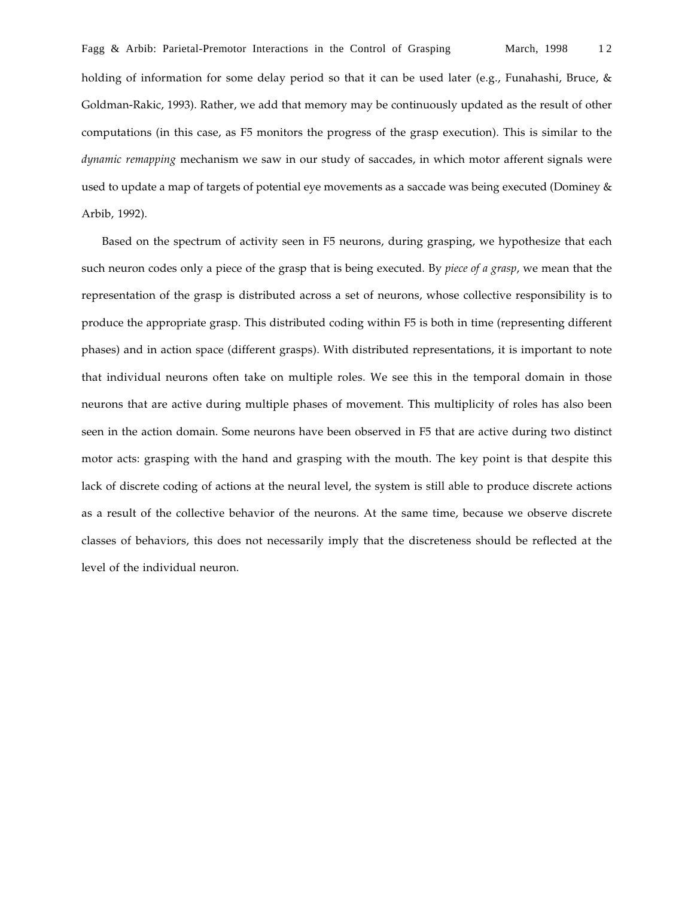holding of information for some delay period so that it can be used later (e.g., Funahashi, Bruce, & Goldman-Rakic, 1993). Rather, we add that memory may be continuously updated as the result of other computations (in this case, as F5 monitors the progress of the grasp execution). This is similar to the *dynamic remapping* mechanism we saw in our study of saccades, in which motor afferent signals were used to update a map of targets of potential eye movements as a saccade was being executed (Dominey & Arbib, 1992).

Based on the spectrum of activity seen in F5 neurons, during grasping, we hypothesize that each such neuron codes only a piece of the grasp that is being executed. By *piece of a grasp*, we mean that the representation of the grasp is distributed across a set of neurons, whose collective responsibility is to produce the appropriate grasp. This distributed coding within F5 is both in time (representing different phases) and in action space (different grasps). With distributed representations, it is important to note that individual neurons often take on multiple roles. We see this in the temporal domain in those neurons that are active during multiple phases of movement. This multiplicity of roles has also been seen in the action domain. Some neurons have been observed in F5 that are active during two distinct motor acts: grasping with the hand and grasping with the mouth. The key point is that despite this lack of discrete coding of actions at the neural level, the system is still able to produce discrete actions as a result of the collective behavior of the neurons. At the same time, because we observe discrete classes of behaviors, this does not necessarily imply that the discreteness should be reflected at the level of the individual neuron.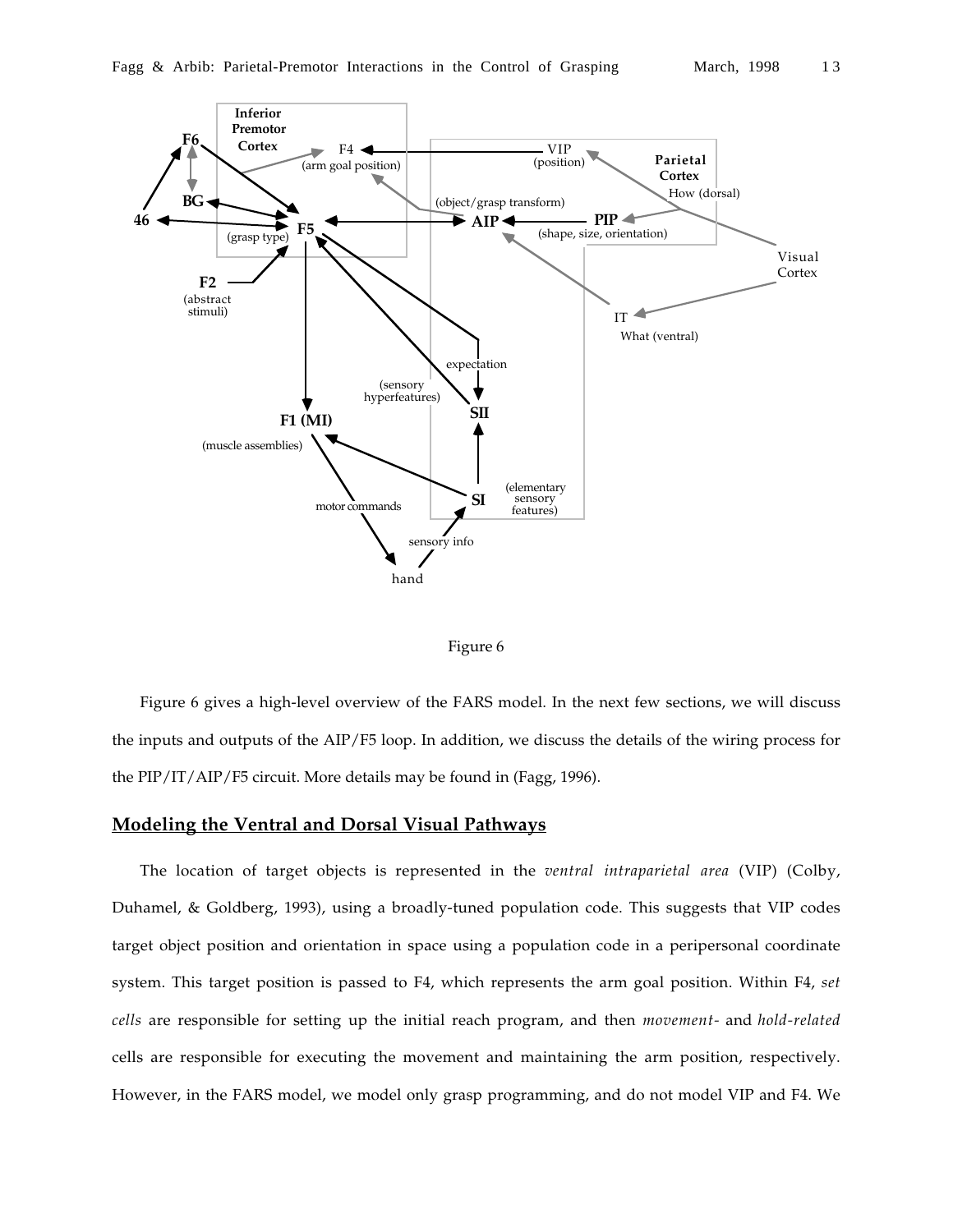Figure 6

Figure 6 gives a high-level overview of the FARS model. In the next few sections, we will discuss the inputs and outputs of the AIP/F5 loop. In addition, we discuss the details of the wiring process for the PIP/IT/AIP/F5 circuit. More details may be found in (Fagg, 1996).

## Modeling the Ventral and Dorsal Visual Pathways

The location of target objects is represented in the *ventral intraparietal area* (VIP) (Colby, Duhamel, & Goldberg, 1993), using a broadly-tuned population code. This suggests that VIP codes target object position and orientation in space using a population code in a peripersonal coordinate system. This target position is passed to F4, which represents the arm goal position. Within F4, *set cells* are responsible for setting up the initial reach program, and then *movement-* and *hold-related* cells are responsible for executing the movement and maintaining the arm position, respectively. However, in the FARS model, we model only grasp programming, and do not model VIP and F4. We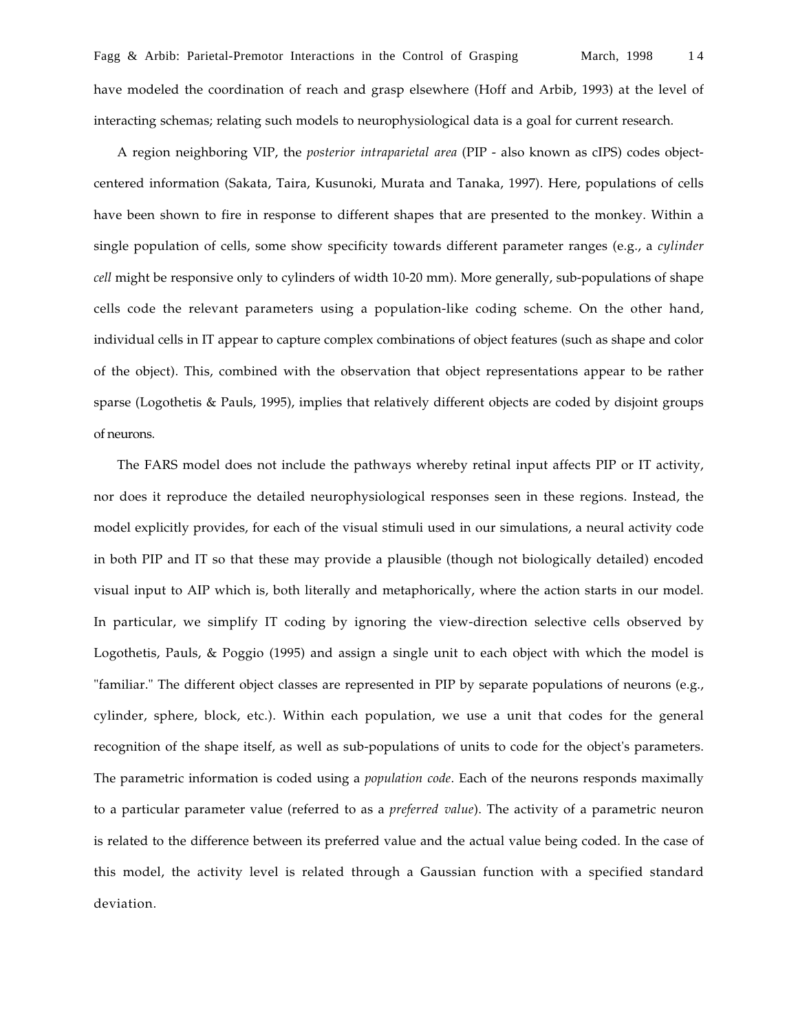have modeled the coordination of reach and grasp elsewhere (Hoff and Arbib, 1993) at the level of interacting schemas; relating such models to neurophysiological data is a goal for current research.

A region neighboring VIP, the *posterior intraparietal area* (PIP - also known as cIPS) codes object-centered information (Sakata, Taira, Kusunoki, Murata and Tanaka, 1997). Here, populations of cells have been shown to fire in response to different shapes that are presented to the monkey. Within a single population of cells, some show specificity towards different parameter ranges (e.g., a *cylinder cell* might be responsive only to cylinders of width 10-20 mm). More generally, sub-populations of shape cells code the relevant parameters using a population-like coding scheme. On the other hand, individual cells in IT appear to capture complex combinations of object features (such as shape and color of the object). This, combined with the observation that object representations appear to be rather sparse (Logothetis & Pauls, 1995), implies that relatively different objects are coded by disjoint groups of neurons.

The FARS model does not include the pathways whereby retinal input affects PIP or IT activity, nor does it reproduce the detailed neurophysiological responses seen in these regions. Instead, the model explicitly provides, for each of the visual stimuli used in our simulations, a neural activity code in both PIP and IT so that these may provide a plausible (though not biologically detailed) encoded visual input to AIP which is, both literally and metaphorically, where the action starts in our model. In particular, we simplify IT coding by ignoring the view-direction selective cells observed by Logothetis, Pauls, & Poggio (1995) and assign a single unit to each object with which the model is "familiar." The different object classes are represented in PIP by separate populations of neurons (e.g., cylinder, sphere, block, etc.). Within each population, we use a unit that codes for the general recognition of the shape itself, as well as sub-populations of units to code for the object's parameters. The parametric information is coded using a *population code*. Each of the neurons responds maximally to a particular parameter value (referred to as a *preferred value*). The activity of a parametric neuron is related to the difference between its preferred value and the actual value being coded. In the case of this model, the activity level is related through a Gaussian function with a specified standard deviation.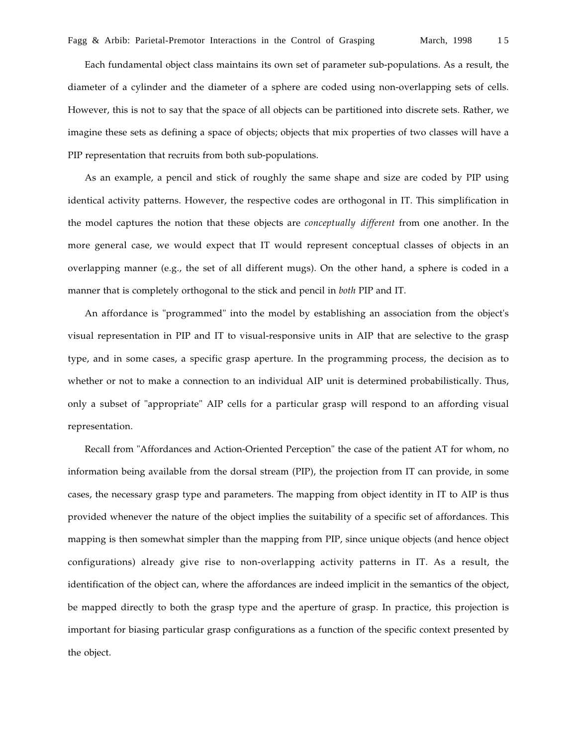Each fundamental object class maintains its own set of parameter sub-populations. As a result, the diameter of a cylinder and the diameter of a sphere are coded using non-overlapping sets of cells. However, this is not to say that the space of all objects can be partitioned into discrete sets. Rather, we imagine these sets as defining a space of objects; objects that mix properties of two classes will have a PIP representation that recruits from both sub-populations.

As an example, a pencil and stick of roughly the same shape and size are coded by PIP using identical activity patterns. However, the respective codes are orthogonal in IT. This simplification in the model captures the notion that these objects are *conceptually different* from one another. In the more general case, we would expect that IT would represent conceptual classes of objects in an overlapping manner (e.g., the set of all different mugs). On the other hand, a sphere is coded in a manner that is completely orthogonal to the stick and pencil in *both* PIP and IT.

An affordance is "programmed" into the model by establishing an association from the object's visual representation in PIP and IT to visual-responsive units in AIP that are selective to the grasp type, and in some cases, a specific grasp aperture. In the programming process, the decision as to whether or not to make a connection to an individual AIP unit is determined probabilistically. Thus, only a subset of "appropriate" AIP cells for a particular grasp will respond to an affording visual representation.

Recall from "Affordances and Action-Oriented Perception" the case of the patient AT for whom, no information being available from the dorsal stream (PIP), the projection from IT can provide, in some cases, the necessary grasp type and parameters. The mapping from object identity in IT to AIP is thus provided whenever the nature of the object implies the suitability of a specific set of affordances. This mapping is then somewhat simpler than the mapping from PIP, since unique objects (and hence object configurations) already give rise to non-overlapping activity patterns in IT. As a result, the identification of the object can, where the affordances are indeed implicit in the semantics of the object, be mapped directly to both the grasp type and the aperture of grasp. In practice, this projection is important for biasing particular grasp configurations as a function of the specific context presented by the object.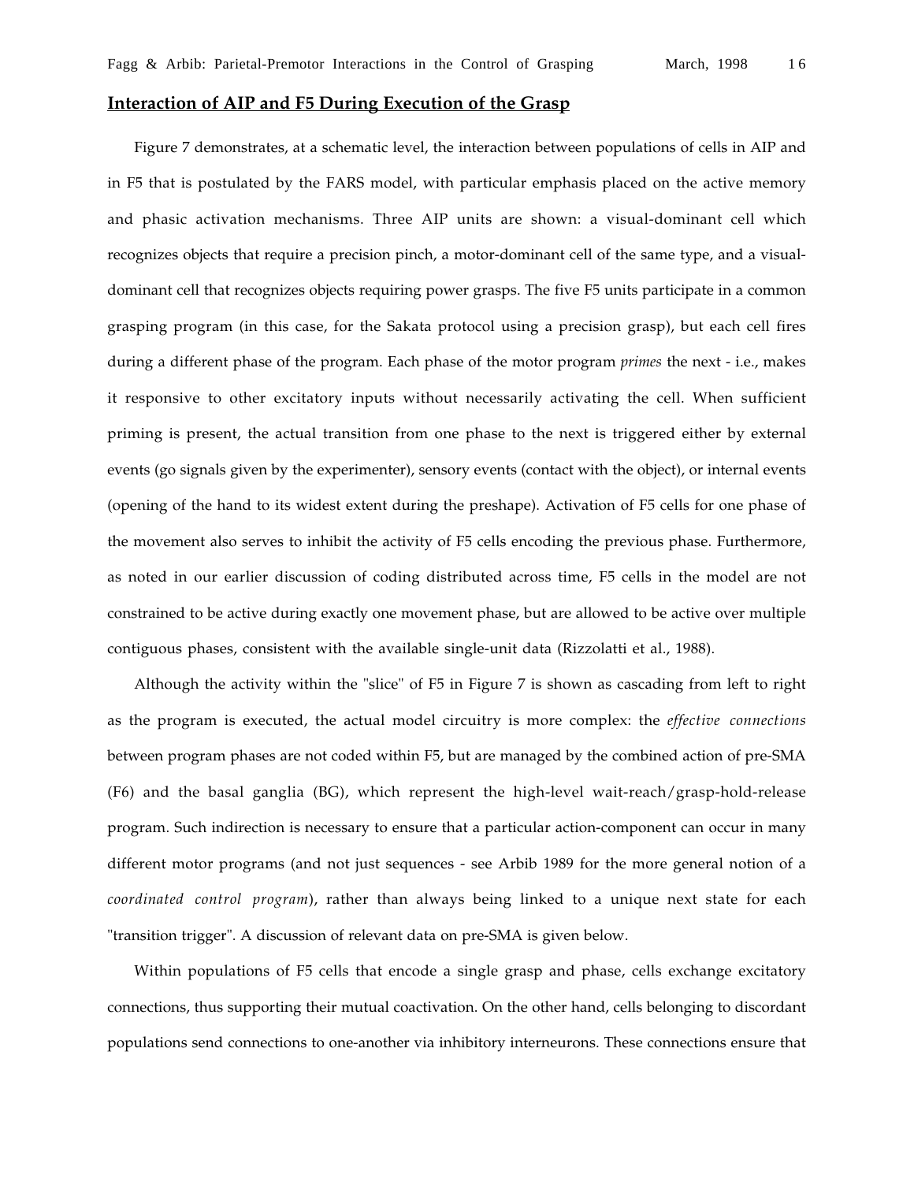## Interaction of AIP and F5 During Execution of the Grasp

Figure 7 demonstrates, at a schematic level, the interaction between populations of cells in AIP and in F5 that is postulated by the FARS model, with particular emphasis placed on the active memory and phasic activation mechanisms. Three AIP units are shown: a visual-dominant cell which recognizes objects that require a precision pinch, a motor-dominant cell of the same type, and a visual-dominant cell that recognizes objects requiring power grasps. The five F5 units participate in a common grasping program (in this case, for the Sakata protocol using a precision grasp), but each cell fires during a different phase of the program. Each phase of the motor program *primes* the next - i.e., makes it responsive to other excitatory inputs without necessarily activating the cell. When sufficient priming is present, the actual transition from one phase to the next is triggered either by external events (go signals given by the experimenter), sensory events (contact with the object), or internal events (opening of the hand to its widest extent during the preshape). Activation of F5 cells for one phase of the movement also serves to inhibit the activity of F5 cells encoding the previous phase. Furthermore, as noted in our earlier discussion of coding distributed across time, F5 cells in the model are not constrained to be active during exactly one movement phase, but are allowed to be active over multiple contiguous phases, consistent with the available single-unit data (Rizzolatti et al., 1988).

Although the activity within the "slice" of F5 in Figure 7 is shown as cascading from left to right as the program is executed, the actual model circuitry is more complex: the *effective connections* between program phases are not coded within F5, but are managed by the combined action of pre-SMA (F6) and the basal ganglia (BG), which represent the high-level wait-reach/grasp-hold-release program. Such indirection is necessary to ensure that a particular action-component can occur in many different motor programs (and not just sequences - see Arbib 1989 for the more general notion of a *coordinated control program*), rather than always being linked to a unique next state for each "transition trigger". A discussion of relevant data on pre-SMA is given below.

Within populations of F5 cells that encode a single grasp and phase, cells exchange excitatory connections, thus supporting their mutual coactivation. On the other hand, cells belonging to discordant populations send connections to one-another via inhibitory interneurons. These connections ensure that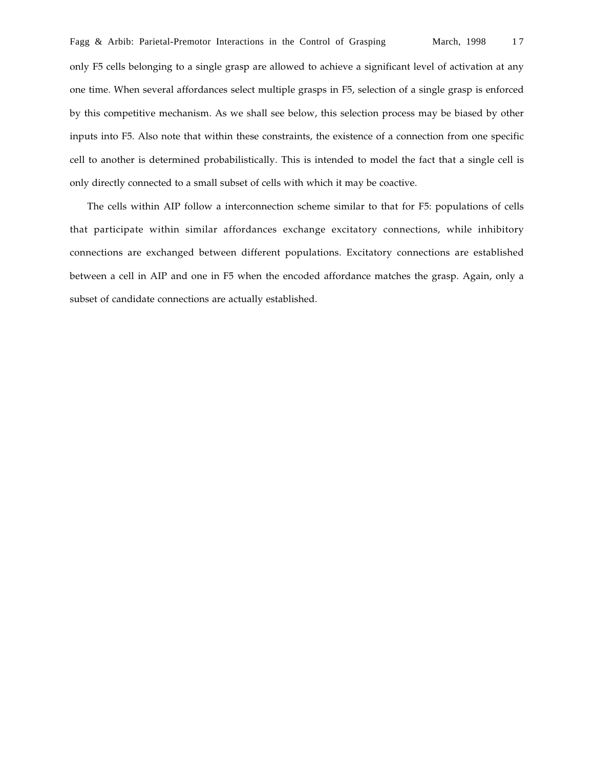only F5 cells belonging to a single grasp are allowed to achieve a significant level of activation at any one time. When several affordances select multiple grasps in F5, selection of a single grasp is enforced by this competitive mechanism. As we shall see below, this selection process may be biased by other inputs into F5. Also note that within these constraints, the existence of a connection from one specific cell to another is determined probabilistically. This is intended to model the fact that a single cell is only directly connected to a small subset of cells with which it may be coactive.

The cells within AIP follow a interconnection scheme similar to that for F5: populations of cells that participate within similar affordances exchange excitatory connections, while inhibitory connections are exchanged between different populations. Excitatory connections are established between a cell in AIP and one in F5 when the encoded affordance matches the grasp. Again, only a subset of candidate connections are actually established.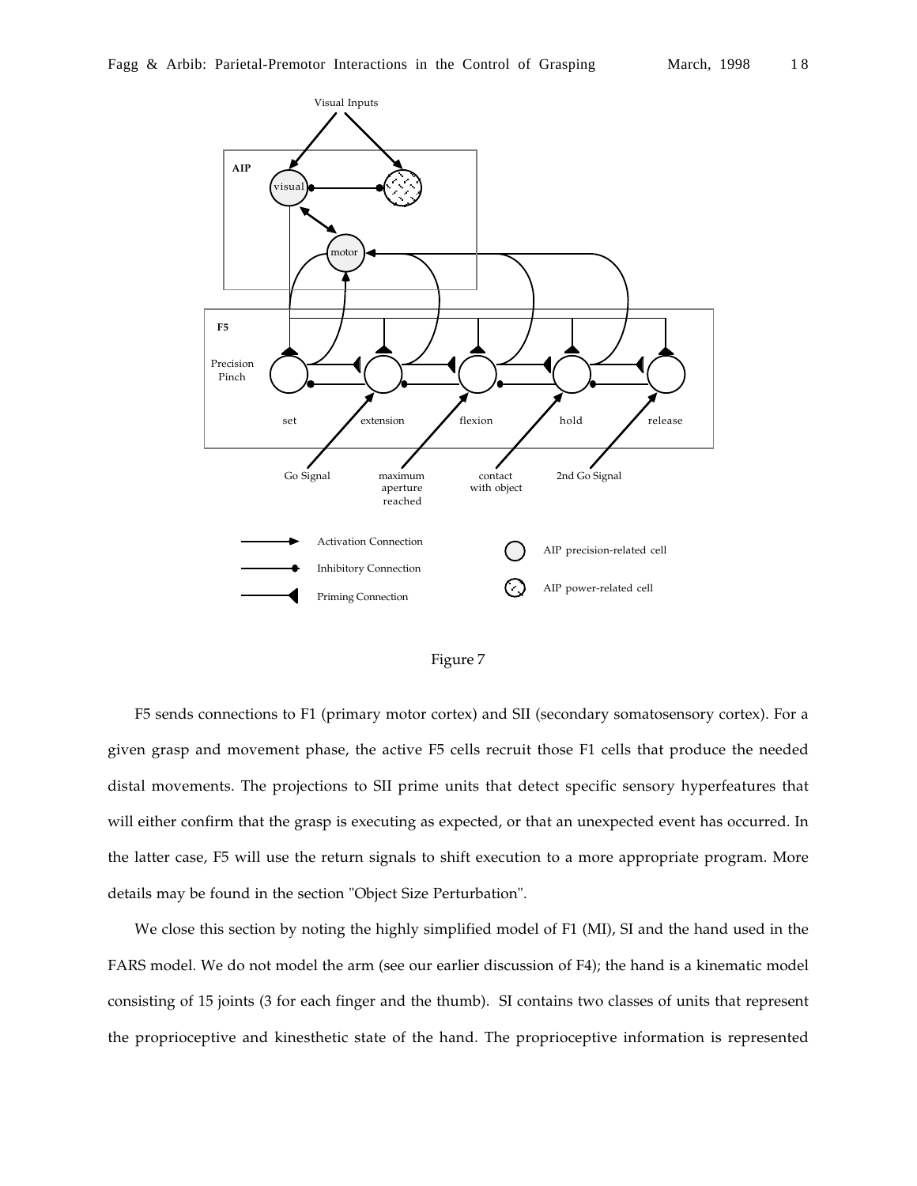Figure 7

F5 sends connections to F1 (primary motor cortex) and SII (secondary somatosensory cortex). For a given grasp and movement phase, the active F5 cells recruit those F1 cells that produce the needed distal movements. The projections to SII prime units that detect specific sensory hyperfeatures that will either confirm that the grasp is executing as expected, or that an unexpected event has occurred. In the latter case, F5 will use the return signals to shift execution to a more appropriate program. More details may be found in the section "Object Size Perturbation".

We close this section by noting the highly simplified model of F1 (MI), SI and the hand used in the FARS model. We do not model the arm (see our earlier discussion of F4); the hand is a kinematic model consisting of 15 joints (3 for each finger and the thumb). SI contains two classes of units that represent the proprioceptive and kinesthetic state of the hand. The proprioceptive information is represented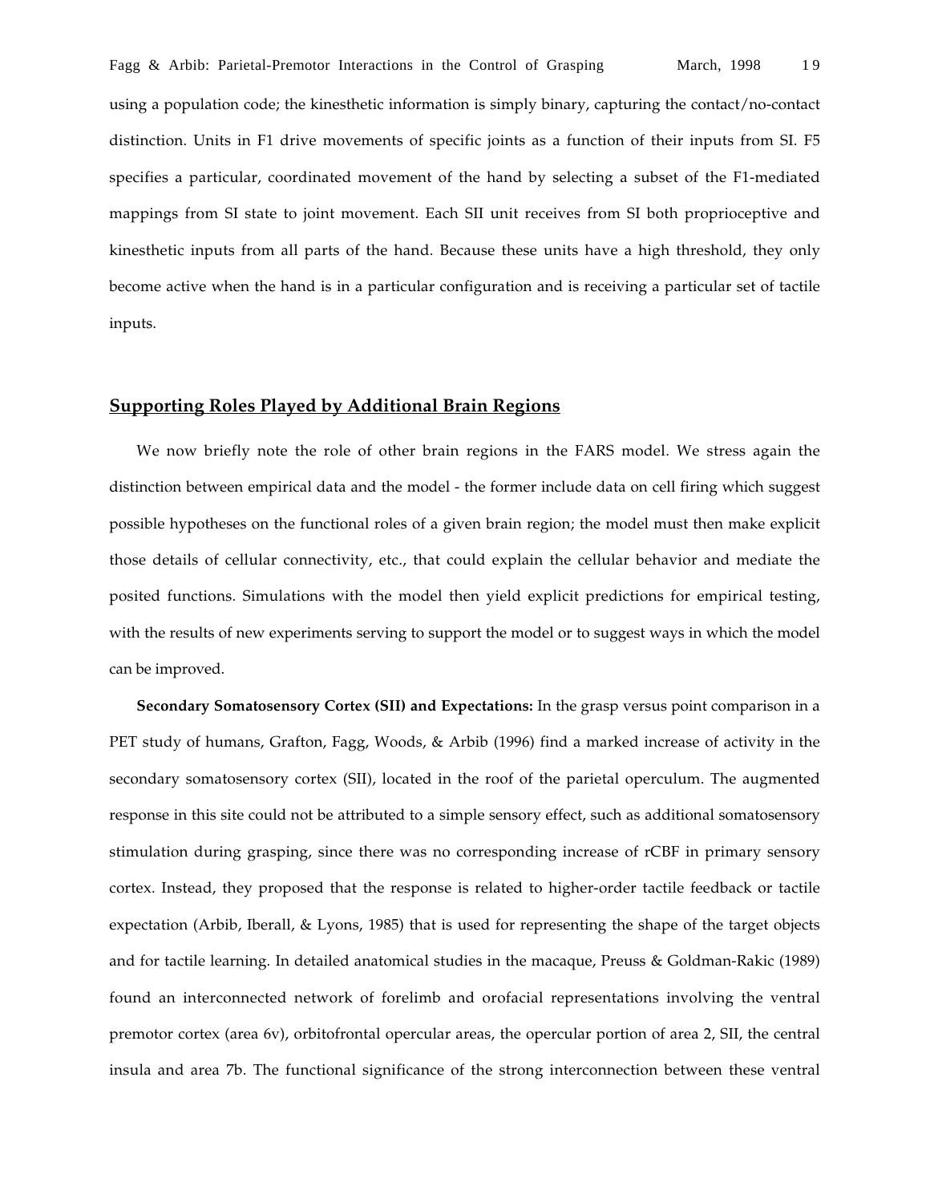using a population code; the kinesthetic information is simply binary, capturing the contact/no-contact distinction. Units in F1 drive movements of specific joints as a function of their inputs from SI. F5 specifies a particular, coordinated movement of the hand by selecting a subset of the F1-mediated mappings from SI state to joint movement. Each SII unit receives from SI both proprioceptive and kinesthetic inputs from all parts of the hand. Because these units have a high threshold, they only become active when the hand is in a particular configuration and is receiving a particular set of tactile inputs.

## Supporting Roles Played by Additional Brain Regions

We now briefly note the role of other brain regions in the FARS model. We stress again the distinction between empirical data and the model - the former include data on cell firing which suggest possible hypotheses on the functional roles of a given brain region; the model must then make explicit those details of cellular connectivity, etc., that could explain the cellular behavior and mediate the posited functions. Simulations with the model then yield explicit predictions for empirical testing, with the results of new experiments serving to support the model or to suggest ways in which the model can be improved.

**Secondary Somatosensory Cortex (SII) and Expectations:** In the grasp versus point comparison in a PET study of humans, Grafton, Fagg, Woods, & Arbib (1996) find a marked increase of activity in the secondary somatosensory cortex (SII), located in the roof of the parietal operculum. The augmented response in this site could not be attributed to a simple sensory effect, such as additional somatosensory stimulation during grasping, since there was no corresponding increase of rCBF in primary sensory cortex. Instead, they proposed that the response is related to higher-order tactile feedback or tactile expectation (Arbib, Iberall, & Lyons, 1985) that is used for representing the shape of the target objects and for tactile learning. In detailed anatomical studies in the macaque, Preuss & Goldman-Rakic (1989) found an interconnected network of forelimb and orofacial representations involving the ventral premotor cortex (area 6v), orbitofrontal opercular areas, the opercular portion of area 2, SII, the central insula and area 7b. The functional significance of the strong interconnection between these ventral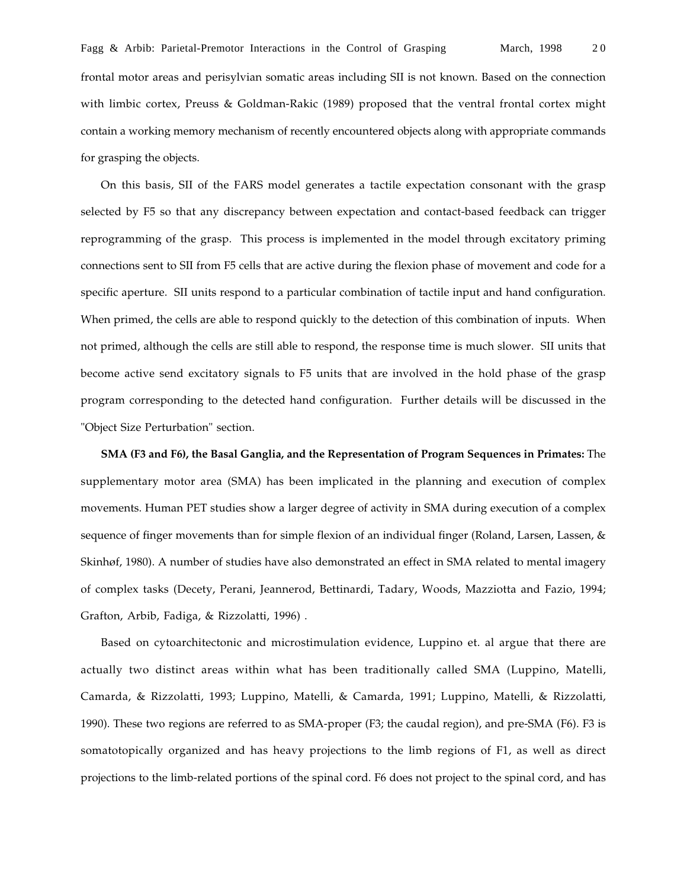frontal motor areas and perisylvian somatic areas including SII is not known. Based on the connection with limbic cortex, Preuss & Goldman-Rakic (1989) proposed that the ventral frontal cortex might contain a working memory mechanism of recently encountered objects along with appropriate commands for grasping the objects.

On this basis, SII of the FARS model generates a tactile expectation consonant with the grasp selected by F5 so that any discrepancy between expectation and contact-based feedback can trigger reprogramming of the grasp. This process is implemented in the model through excitatory priming connections sent to SII from F5 cells that are active during the flexion phase of movement and code for a specific aperture. SII units respond to a particular combination of tactile input and hand configuration. When primed, the cells are able to respond quickly to the detection of this combination of inputs. When not primed, although the cells are still able to respond, the response time is much slower. SII units that become active send excitatory signals to F5 units that are involved in the hold phase of the grasp program corresponding to the detected hand configuration. Further details will be discussed in the "Object Size Perturbation" section.

**SMA (F3 and F6), the Basal Ganglia, and the Representation of Program Sequences in Primates:** The supplementary motor area (SMA) has been implicated in the planning and execution of complex movements. Human PET studies show a larger degree of activity in SMA during execution of a complex sequence of finger movements than for simple flexion of an individual finger (Roland, Larsen, Lassen, & Skinhøf, 1980). A number of studies have also demonstrated an effect in SMA related to mental imagery of complex tasks (Decety, Perani, Jeannerod, Bettinardi, Tadary, Woods, Mazziotta and Fazio, 1994; Grafton, Arbib, Fadiga, & Rizzolatti, 1996) .

Based on cytoarchitectonic and microstimulation evidence, Luppino et. al argue that there are actually two distinct areas within what has been traditionally called SMA (Luppino, Matelli, Camarda, & Rizzolatti, 1993; Luppino, Matelli, & Camarda, 1991; Luppino, Matelli, & Rizzolatti, 1990). These two regions are referred to as SMA-proper (F3; the caudal region), and pre-SMA (F6). F3 is somatotopically organized and has heavy projections to the limb regions of F1, as well as direct projections to the limb-related portions of the spinal cord. F6 does not project to the spinal cord, and has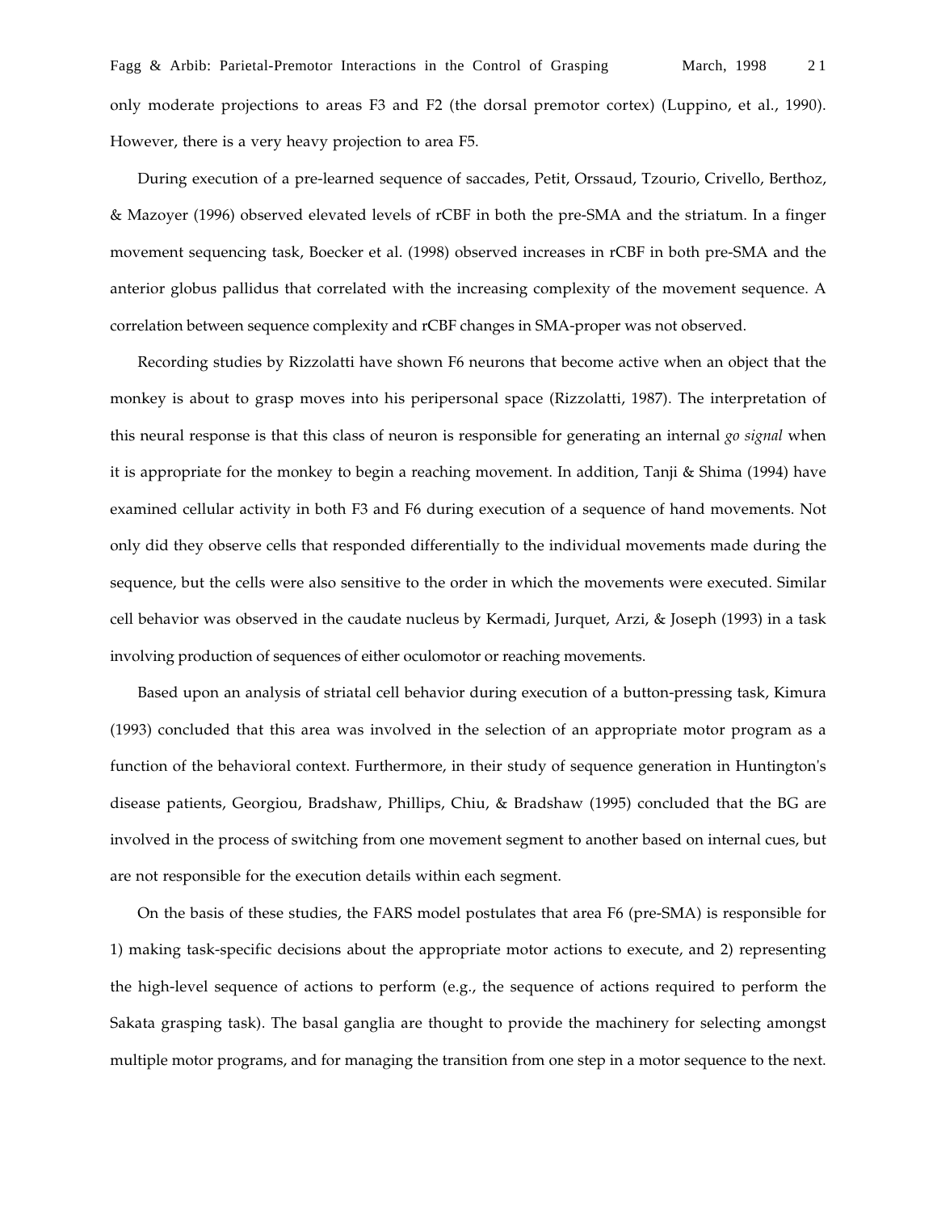only moderate projections to areas F3 and F2 (the dorsal premotor cortex) (Luppino, et al., 1990). However, there is a very heavy projection to area F5.

During execution of a pre-learned sequence of saccades, Petit, Orssaud, Tzourio, Crivello, Berthoz, & Mazoyer (1996) observed elevated levels of rCBF in both the pre-SMA and the striatum. In a finger movement sequencing task, Boecker et al. (1998) observed increases in rCBF in both pre-SMA and the anterior globus pallidus that correlated with the increasing complexity of the movement sequence. A correlation between sequence complexity and rCBF changes in SMA-proper was not observed.

Recording studies by Rizzolatti have shown F6 neurons that become active when an object that the monkey is about to grasp moves into his peripersonal space (Rizzolatti, 1987). The interpretation of this neural response is that this class of neuron is responsible for generating an internal *go signal* when it is appropriate for the monkey to begin a reaching movement. In addition, Tanji & Shima (1994) have examined cellular activity in both F3 and F6 during execution of a sequence of hand movements. Not only did they observe cells that responded differentially to the individual movements made during the sequence, but the cells were also sensitive to the order in which the movements were executed. Similar cell behavior was observed in the caudate nucleus by Kermadi, Jurquet, Arzi, & Joseph (1993) in a task involving production of sequences of either oculomotor or reaching movements.

Based upon an analysis of striatal cell behavior during execution of a button-pressing task, Kimura (1993) concluded that this area was involved in the selection of an appropriate motor program as a function of the behavioral context. Furthermore, in their study of sequence generation in Huntington's disease patients, Georgiou, Bradshaw, Phillips, Chiu, & Bradshaw (1995) concluded that the BG are involved in the process of switching from one movement segment to another based on internal cues, but are not responsible for the execution details within each segment.

On the basis of these studies, the FARS model postulates that area F6 (pre-SMA) is responsible for 1) making task-specific decisions about the appropriate motor actions to execute, and 2) representing the high-level sequence of actions to perform (e.g., the sequence of actions required to perform the Sakata grasping task). The basal ganglia are thought to provide the machinery for selecting amongst multiple motor programs, and for managing the transition from one step in a motor sequence to the next.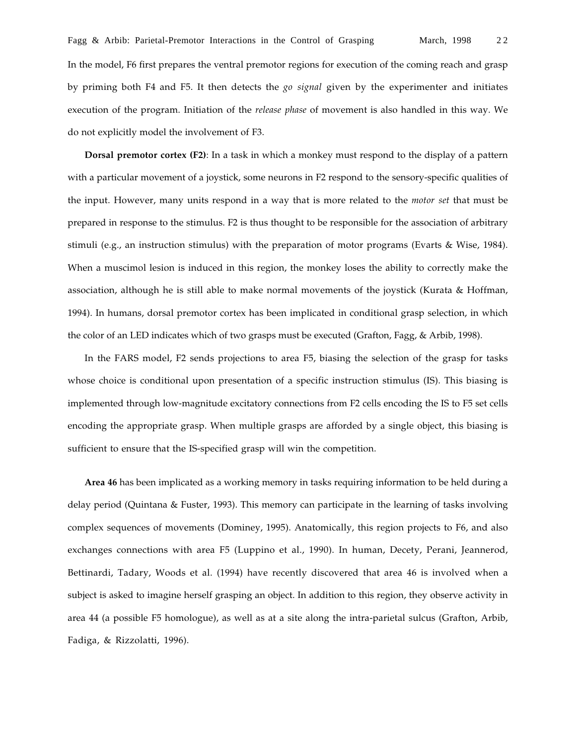In the model, F6 first prepares the ventral premotor regions for execution of the coming reach and grasp by priming both F4 and F5. It then detects the *go signal* given by the experimenter and initiates execution of the program. Initiation of the *release phase* of movement is also handled in this way. We do not explicitly model the involvement of F3.

**Dorsal premotor cortex (F2)**: In a task in which a monkey must respond to the display of a pattern with a particular movement of a joystick, some neurons in F2 respond to the sensory-specific qualities of the input. However, many units respond in a way that is more related to the *motor set* that must be prepared in response to the stimulus. F2 is thus thought to be responsible for the association of arbitrary stimuli (e.g., an instruction stimulus) with the preparation of motor programs (Evarts & Wise, 1984). When a muscimol lesion is induced in this region, the monkey loses the ability to correctly make the association, although he is still able to make normal movements of the joystick (Kurata & Hoffman, 1994). In humans, dorsal premotor cortex has been implicated in conditional grasp selection, in which the color of an LED indicates which of two grasps must be executed (Grafton, Fagg, & Arbib, 1998).

In the FARS model, F2 sends projections to area F5, biasing the selection of the grasp for tasks whose choice is conditional upon presentation of a specific instruction stimulus (IS). This biasing is implemented through low-magnitude excitatory connections from F2 cells encoding the IS to F5 set cells encoding the appropriate grasp. When multiple grasps are afforded by a single object, this biasing is sufficient to ensure that the IS-specified grasp will win the competition.

**Area 46** has been implicated as a working memory in tasks requiring information to be held during a delay period (Quintana & Fuster, 1993). This memory can participate in the learning of tasks involving complex sequences of movements (Dominey, 1995). Anatomically, this region projects to F6, and also exchanges connections with area F5 (Luppino et al., 1990). In human, Decety, Perani, Jeannerod, Bettinardi, Tadary, Woods et al. (1994) have recently discovered that area 46 is involved when a subject is asked to imagine herself grasping an object. In addition to this region, they observe activity in area 44 (a possible F5 homologue), as well as at a site along the intra-parietal sulcus (Grafton, Arbib, Fadiga, & Rizzolatti, 1996).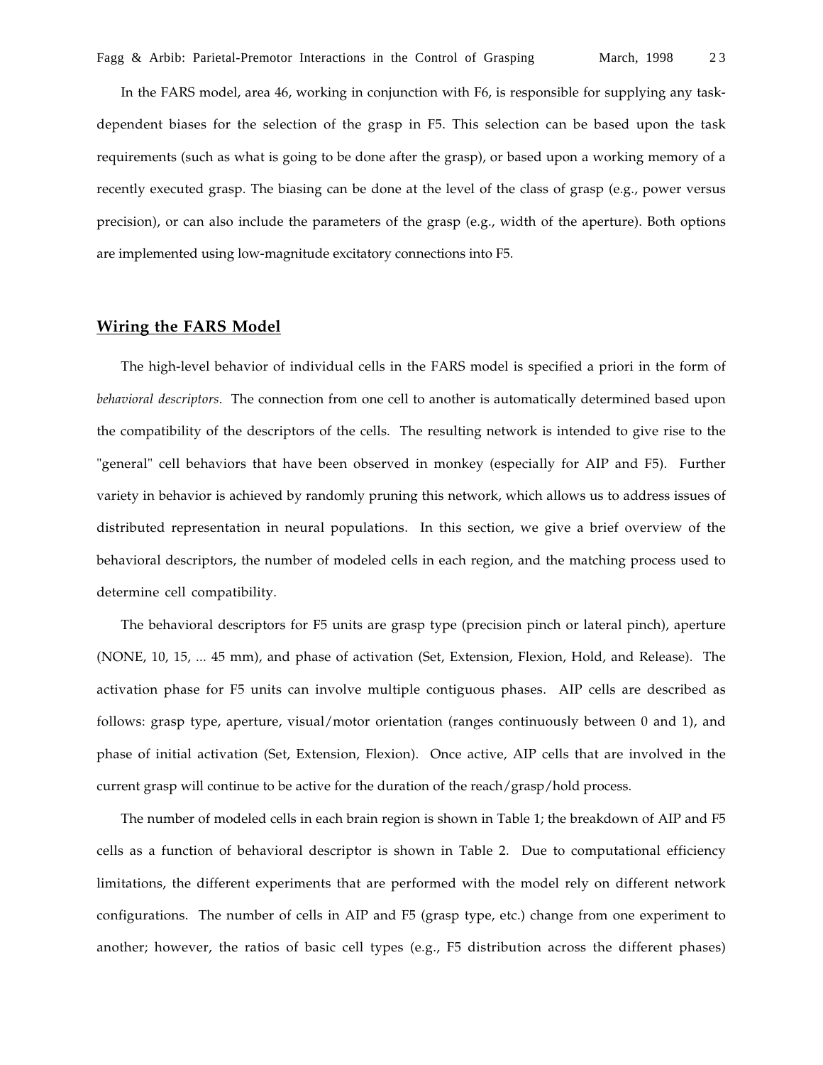In the FARS model, area 46, working in conjunction with F6, is responsible for supplying any task-dependent biases for the selection of the grasp in F5. This selection can be based upon the task requirements (such as what is going to be done after the grasp), or based upon a working memory of a recently executed grasp. The biasing can be done at the level of the class of grasp (e.g., power versus precision), or can also include the parameters of the grasp (e.g., width of the aperture). Both options are implemented using low-magnitude excitatory connections into F5.

## Wiring the FARS Model

The high-level behavior of individual cells in the FARS model is specified a priori in the form of *behavioral descriptors*. The connection from one cell to another is automatically determined based upon the compatibility of the descriptors of the cells. The resulting network is intended to give rise to the "general" cell behaviors that have been observed in monkey (especially for AIP and F5). Further variety in behavior is achieved by randomly pruning this network, which allows us to address issues of distributed representation in neural populations. In this section, we give a brief overview of the behavioral descriptors, the number of modeled cells in each region, and the matching process used to determine cell compatibility.

The behavioral descriptors for F5 units are grasp type (precision pinch or lateral pinch), aperture (NONE, 10, 15, ... 45 mm), and phase of activation (Set, Extension, Flexion, Hold, and Release). The activation phase for F5 units can involve multiple contiguous phases. AIP cells are described as follows: grasp type, aperture, visual/motor orientation (ranges continuously between 0 and 1), and phase of initial activation (Set, Extension, Flexion). Once active, AIP cells that are involved in the current grasp will continue to be active for the duration of the reach/grasp/hold process.

The number of modeled cells in each brain region is shown in Table 1; the breakdown of AIP and F5 cells as a function of behavioral descriptor is shown in Table 2. Due to computational efficiency limitations, the different experiments that are performed with the model rely on different network configurations. The number of cells in AIP and F5 (grasp type, etc.) change from one experiment to another; however, the ratios of basic cell types (e.g., F5 distribution across the different phases)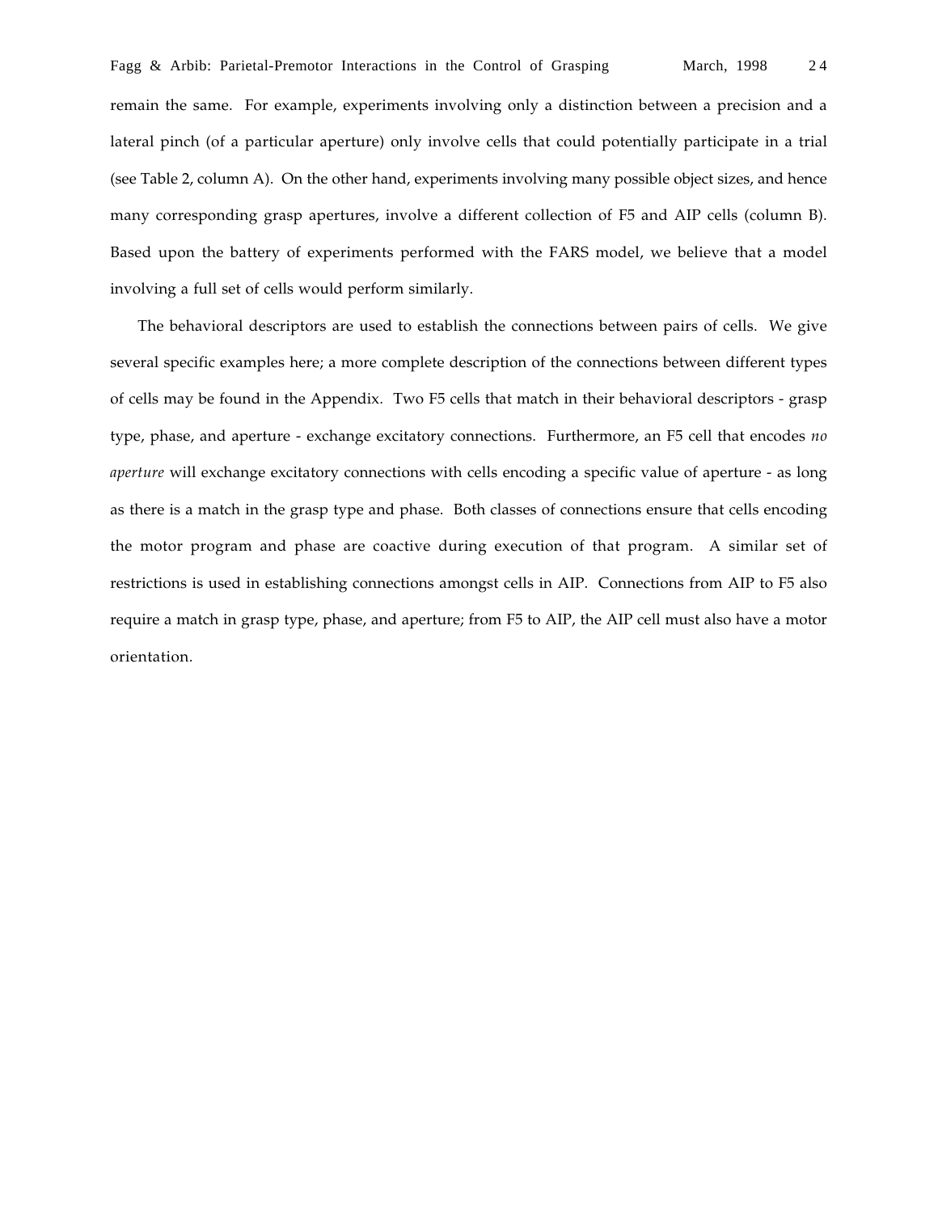remain the same. For example, experiments involving only a distinction between a precision and a lateral pinch (of a particular aperture) only involve cells that could potentially participate in a trial (see Table 2, column A). On the other hand, experiments involving many possible object sizes, and hence many corresponding grasp apertures, involve a different collection of F5 and AIP cells (column B). Based upon the battery of experiments performed with the FARS model, we believe that a model involving a full set of cells would perform similarly.

The behavioral descriptors are used to establish the connections between pairs of cells. We give several specific examples here; a more complete description of the connections between different types of cells may be found in the Appendix. Two F5 cells that match in their behavioral descriptors - grasp type, phase, and aperture - exchange excitatory connections. Furthermore, an F5 cell that encodes *no aperture* will exchange excitatory connections with cells encoding a specific value of aperture - as long as there is a match in the grasp type and phase. Both classes of connections ensure that cells encoding the motor program and phase are coactive during execution of that program. A similar set of restrictions is used in establishing connections amongst cells in AIP. Connections from AIP to F5 also require a match in grasp type, phase, and aperture; from F5 to AIP, the AIP cell must also have a motor orientation.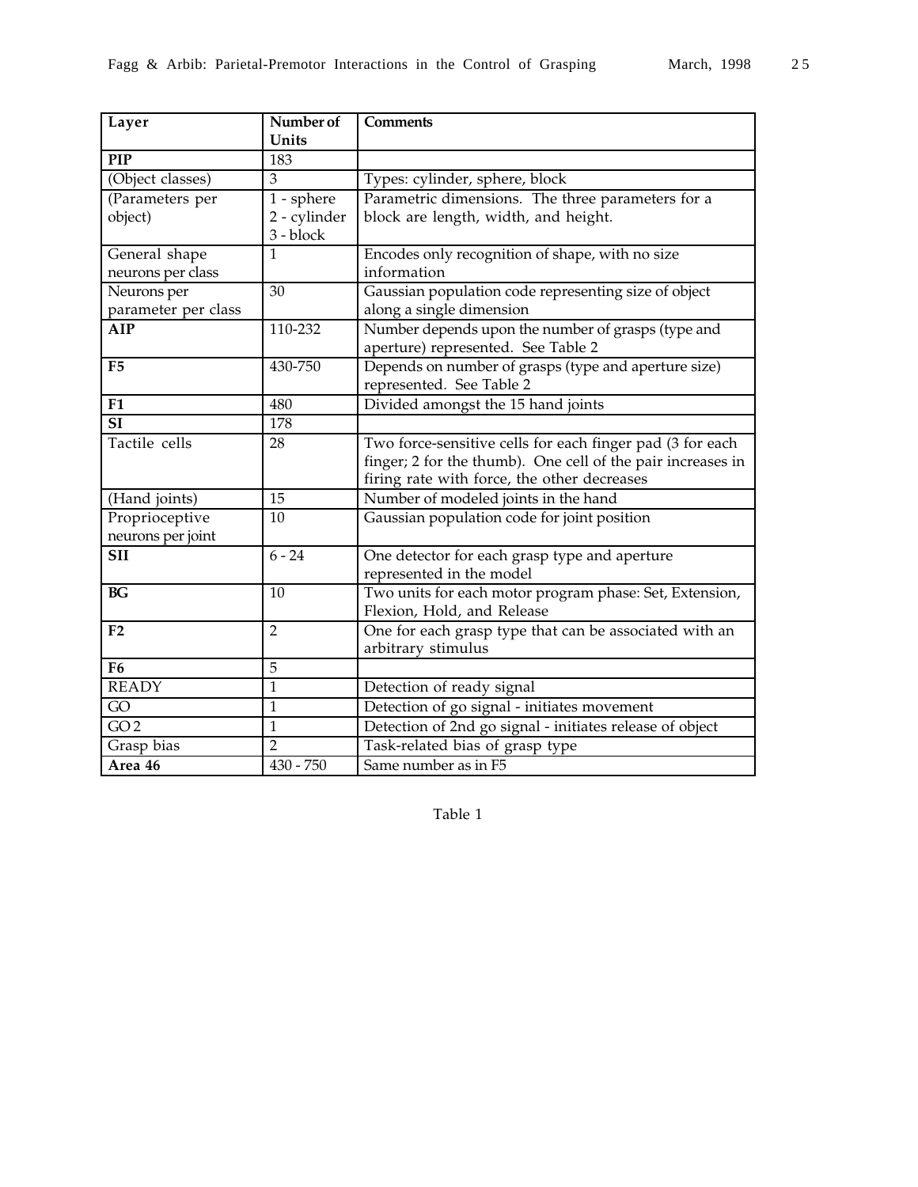| **Layer** | **Number of Units** | **Comments** |
|---|---|---|
| **PIP** | 183 | |
| (Object classes) | 3 | Types: cylinder, sphere, block |
| (Parameters per object) | 1 - sphere<br>2 - cylinder<br>3 - block | Parametric dimensions. The three parameters for a block are length, width, and height. |
| General shape neurons per class | 1 | Encodes only recognition of shape, with no size information |
| Neurons per parameter per class | 30 | Gaussian population code representing size of object along a single dimension |
| **AIP** | 110-232 | Number depends upon the number of grasps (type and aperture) represented. See Table 2 |
| **F5** | 430-750 | Depends on number of grasps (type and aperture size) represented. See Table 2 |
| **F1** | 480 | Divided amongst the 15 hand joints |
| **SI** | 178 | |
| Tactile cells | 28 | Two force-sensitive cells for each finger pad (3 for each finger; 2 for the thumb). One cell of the pair increases in firing rate with force, the other decreases |
| (Hand joints) | 15 | Number of modeled joints in the hand |
| Proprioceptive neurons per joint | 10 | Gaussian population code for joint position |
| **SII** | 6 - 24 | One detector for each grasp type and aperture represented in the model |
| **BG** | 10 | Two units for each motor program phase: Set, Extension, Flexion, Hold, and Release |
| **F2** | 2 | One for each grasp type that can be associated with an arbitrary stimulus |
| **F6** | 5 | |
| READY | 1 | Detection of ready signal |
| GO | 1 | Detection of go signal - initiates movement |
| GO 2 | 1 | Detection of 2nd go signal - initiates release of object |
| Grasp bias | 2 | Task-related bias of grasp type |
| **Area 46** | 430 - 750 | Same number as in F5 |

Table 1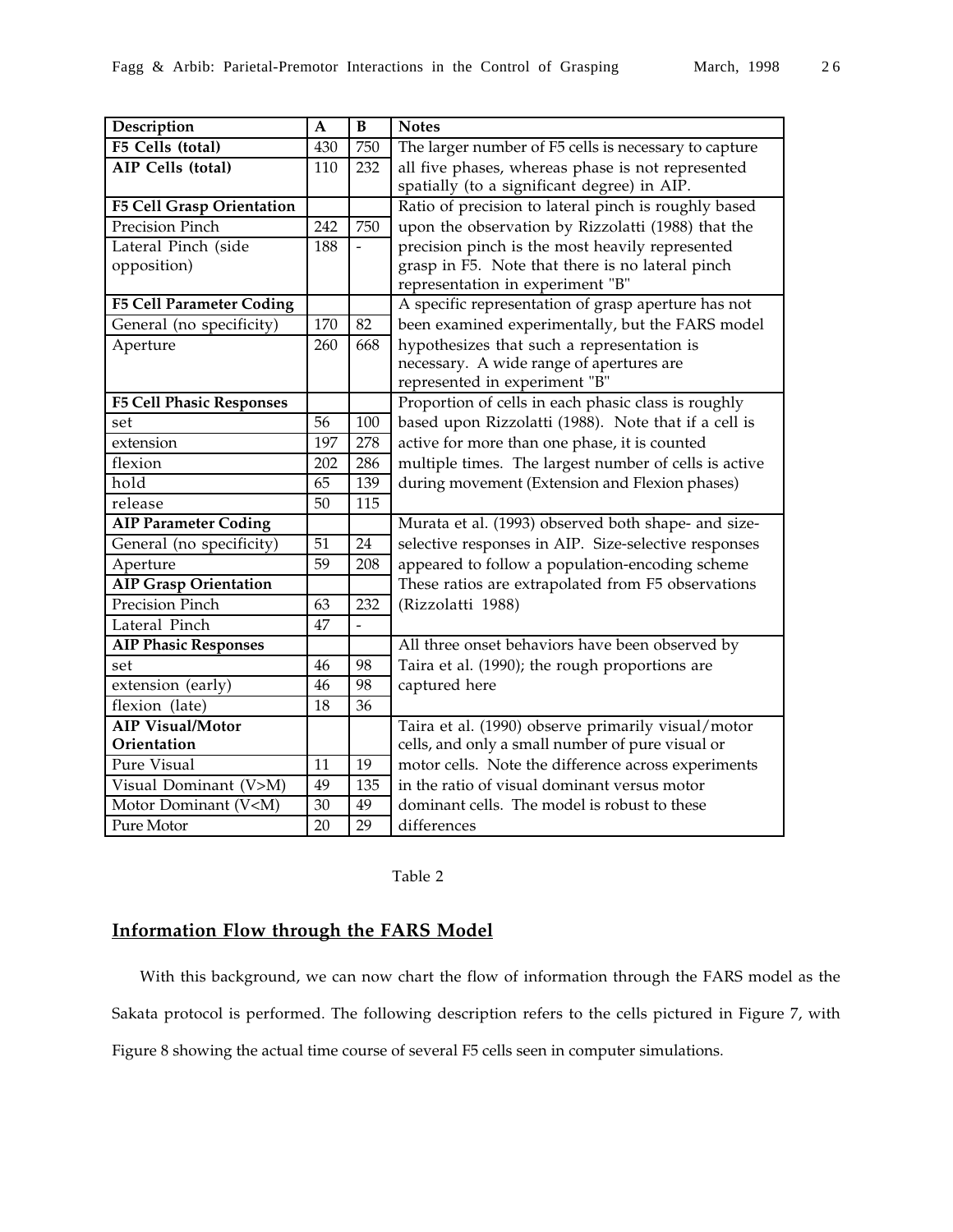| Description | A | B | Notes |
|---|---|---|---|
| **F5 Cells (total)** | 430 | 750 | The larger number of F5 cells is necessary to capture all five phases, whereas phase is not represented spatially (to a significant degree) in AIP. |
| **AIP Cells (total)** | 110 | 232 | |
| **F5 Cell Grasp Orientation** | | | Ratio of precision to lateral pinch is roughly based upon the observation by Rizzolatti (1988) that the precision pinch is the most heavily represented grasp in F5. Note that there is no lateral pinch representation in experiment "B" |
| Precision Pinch | 242 | 750 | |
| Lateral Pinch (side opposition) | 188 | - | |
| **F5 Cell Parameter Coding** | | | A specific representation of grasp aperture has not been examined experimentally, but the FARS model hypothesizes that such a representation is necessary. A wide range of apertures are represented in experiment "B" |
| General (no specificity) | 170 | 82 | |
| Aperture | 260 | 668 | |
| **F5 Cell Phasic Responses** | | | Proportion of cells in each phasic class is roughly based upon Rizzolatti (1988). Note that if a cell is active for more than one phase, it is counted multiple times. The largest number of cells is active during movement (Extension and Flexion phases) |
| set | 56 | 100 | |
| extension | 197 | 278 | |
| flexion | 202 | 286 | |
| hold | 65 | 139 | |
| release | 50 | 115 | |
| **AIP Parameter Coding** | | | Murata et al. (1993) observed both shape- and size-selective responses in AIP. Size-selective responses appeared to follow a population-encoding scheme |
| General (no specificity) | 51 | 24 | |
| Aperture | 59 | 208 | |
| **AIP Grasp Orientation** | | | These ratios are extrapolated from F5 observations (Rizzolatti 1988) |
| Precision Pinch | 63 | 232 | |
| Lateral Pinch | 47 | - | |
| **AIP Phasic Responses** | | | All three onset behaviors have been observed by Taira et al. (1990); the rough proportions are captured here |
| set | 46 | 98 | |
| extension (early) | 46 | 98 | |
| flexion (late) | 18 | 36 | |
| **AIP Visual/Motor Orientation** | | | Taira et al. (1990) observe primarily visual/motor cells, and only a small number of pure visual or motor cells. Note the difference across experiments in the ratio of visual dominant versus motor dominant cells. The model is robust to these differences |
| Pure Visual | 11 | 19 | |
| Visual Dominant (V>M) | 49 | 135 | |
| Motor Dominant (V<M) | 30 | 49 | |
| Pure Motor | 20 | 29 | |

Table 2

## Information Flow through the FARS Model

With this background, we can now chart the flow of information through the FARS model as the Sakata protocol is performed. The following description refers to the cells pictured in Figure 7, with Figure 8 showing the actual time course of several F5 cells seen in computer simulations.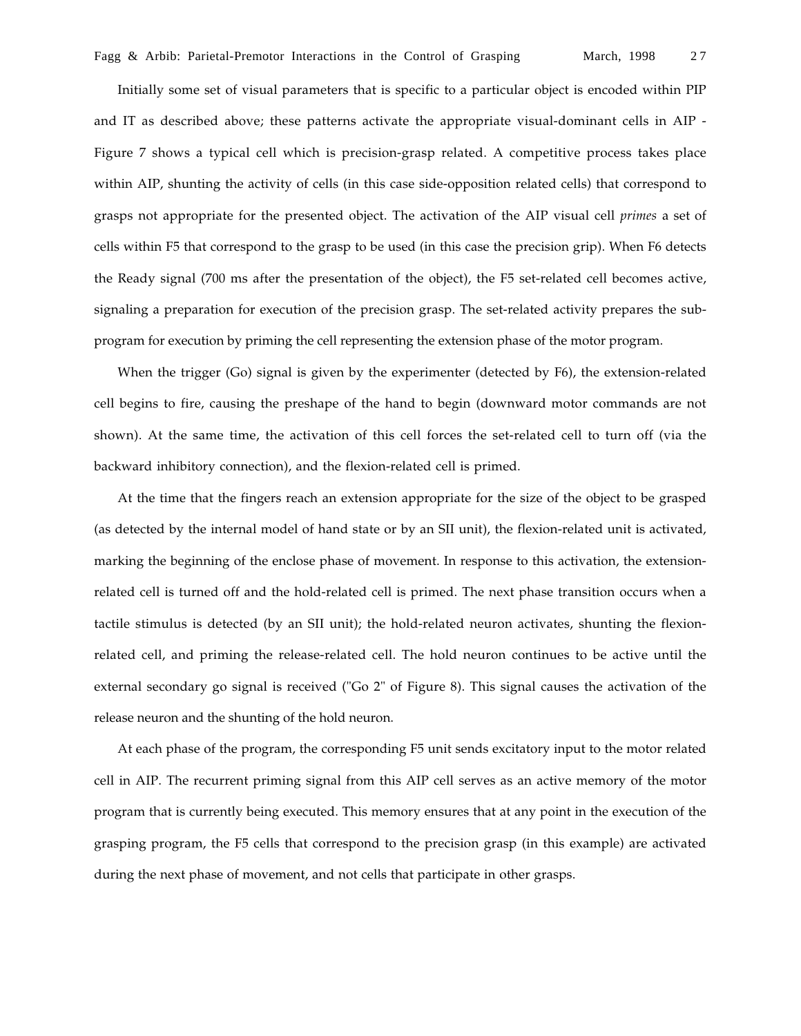Initially some set of visual parameters that is specific to a particular object is encoded within PIP and IT as described above; these patterns activate the appropriate visual-dominant cells in AIP - Figure 7 shows a typical cell which is precision-grasp related. A competitive process takes place within AIP, shunting the activity of cells (in this case side-opposition related cells) that correspond to grasps not appropriate for the presented object. The activation of the AIP visual cell *primes* a set of cells within F5 that correspond to the grasp to be used (in this case the precision grip). When F6 detects the Ready signal (700 ms after the presentation of the object), the F5 set-related cell becomes active, signaling a preparation for execution of the precision grasp. The set-related activity prepares the sub-program for execution by priming the cell representing the extension phase of the motor program.

When the trigger (Go) signal is given by the experimenter (detected by F6), the extension-related cell begins to fire, causing the preshape of the hand to begin (downward motor commands are not shown). At the same time, the activation of this cell forces the set-related cell to turn off (via the backward inhibitory connection), and the flexion-related cell is primed.

At the time that the fingers reach an extension appropriate for the size of the object to be grasped (as detected by the internal model of hand state or by an SII unit), the flexion-related unit is activated, marking the beginning of the enclose phase of movement. In response to this activation, the extension-related cell is turned off and the hold-related cell is primed. The next phase transition occurs when a tactile stimulus is detected (by an SII unit); the hold-related neuron activates, shunting the flexion-related cell, and priming the release-related cell. The hold neuron continues to be active until the external secondary go signal is received ("Go 2" of Figure 8). This signal causes the activation of the release neuron and the shunting of the hold neuron.

At each phase of the program, the corresponding F5 unit sends excitatory input to the motor related cell in AIP. The recurrent priming signal from this AIP cell serves as an active memory of the motor program that is currently being executed. This memory ensures that at any point in the execution of the grasping program, the F5 cells that correspond to the precision grasp (in this example) are activated during the next phase of movement, and not cells that participate in other grasps.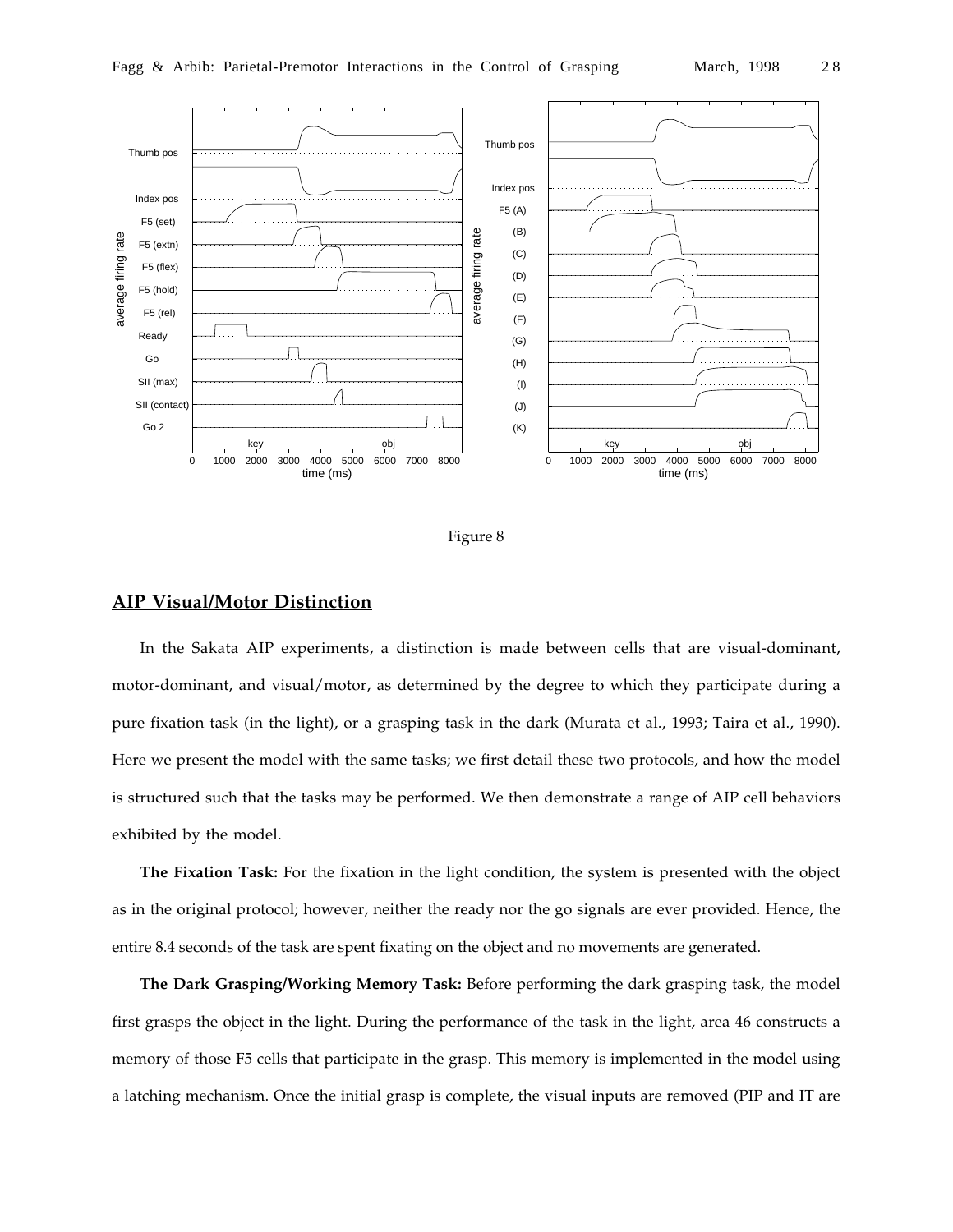Figure 8

## AIP Visual/Motor Distinction

In the Sakata AIP experiments, a distinction is made between cells that are visual-dominant, motor-dominant, and visual/motor, as determined by the degree to which they participate during a pure fixation task (in the light), or a grasping task in the dark (Murata et al., 1993; Taira et al., 1990). Here we present the model with the same tasks; we first detail these two protocols, and how the model is structured such that the tasks may be performed. We then demonstrate a range of AIP cell behaviors exhibited by the model.

**The Fixation Task:** For the fixation in the light condition, the system is presented with the object as in the original protocol; however, neither the ready nor the go signals are ever provided. Hence, the entire 8.4 seconds of the task are spent fixating on the object and no movements are generated.

**The Dark Grasping/Working Memory Task:** Before performing the dark grasping task, the model first grasps the object in the light. During the performance of the task in the light, area 46 constructs a memory of those F5 cells that participate in the grasp. This memory is implemented in the model using a latching mechanism. Once the initial grasp is complete, the visual inputs are removed (PIP and IT are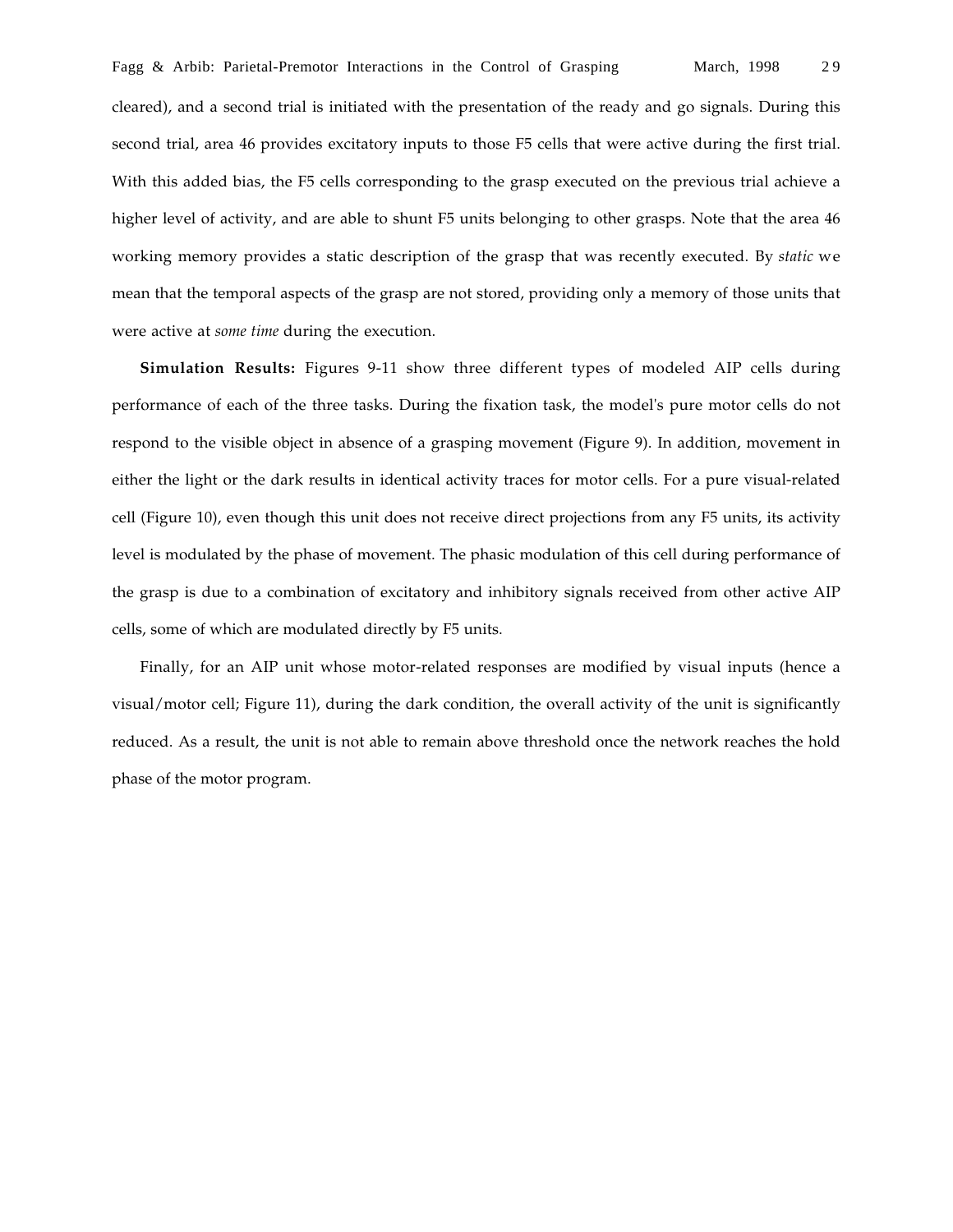cleared), and a second trial is initiated with the presentation of the ready and go signals. During this second trial, area 46 provides excitatory inputs to those F5 cells that were active during the first trial. With this added bias, the F5 cells corresponding to the grasp executed on the previous trial achieve a higher level of activity, and are able to shunt F5 units belonging to other grasps. Note that the area 46 working memory provides a static description of the grasp that was recently executed. By *static* we mean that the temporal aspects of the grasp are not stored, providing only a memory of those units that were active at *some time* during the execution.

**Simulation Results:** Figures 9-11 show three different types of modeled AIP cells during performance of each of the three tasks. During the fixation task, the model's pure motor cells do not respond to the visible object in absence of a grasping movement (Figure 9). In addition, movement in either the light or the dark results in identical activity traces for motor cells. For a pure visual-related cell (Figure 10), even though this unit does not receive direct projections from any F5 units, its activity level is modulated by the phase of movement. The phasic modulation of this cell during performance of the grasp is due to a combination of excitatory and inhibitory signals received from other active AIP cells, some of which are modulated directly by F5 units.

Finally, for an AIP unit whose motor-related responses are modified by visual inputs (hence a visual/motor cell; Figure 11), during the dark condition, the overall activity of the unit is significantly reduced. As a result, the unit is not able to remain above threshold once the network reaches the hold phase of the motor program.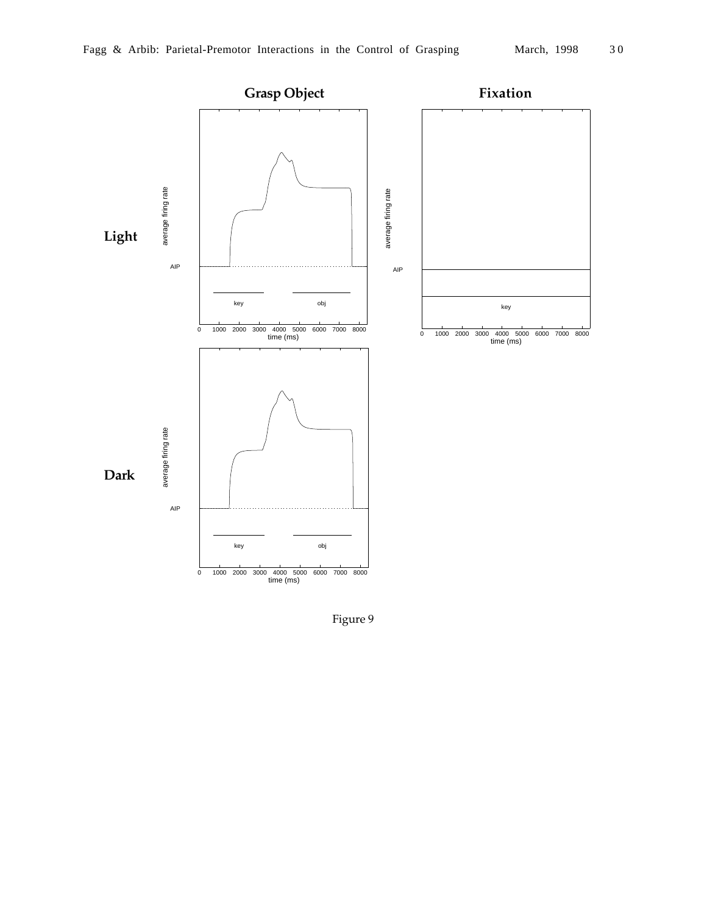Figure 9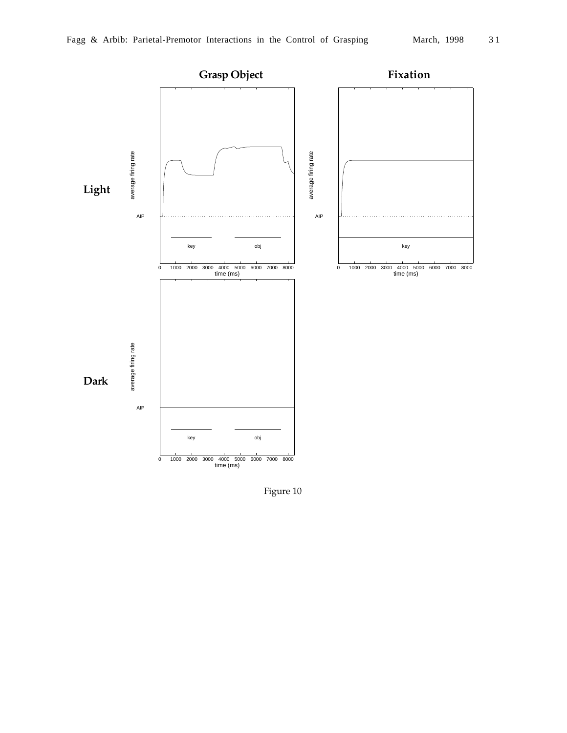Figure 10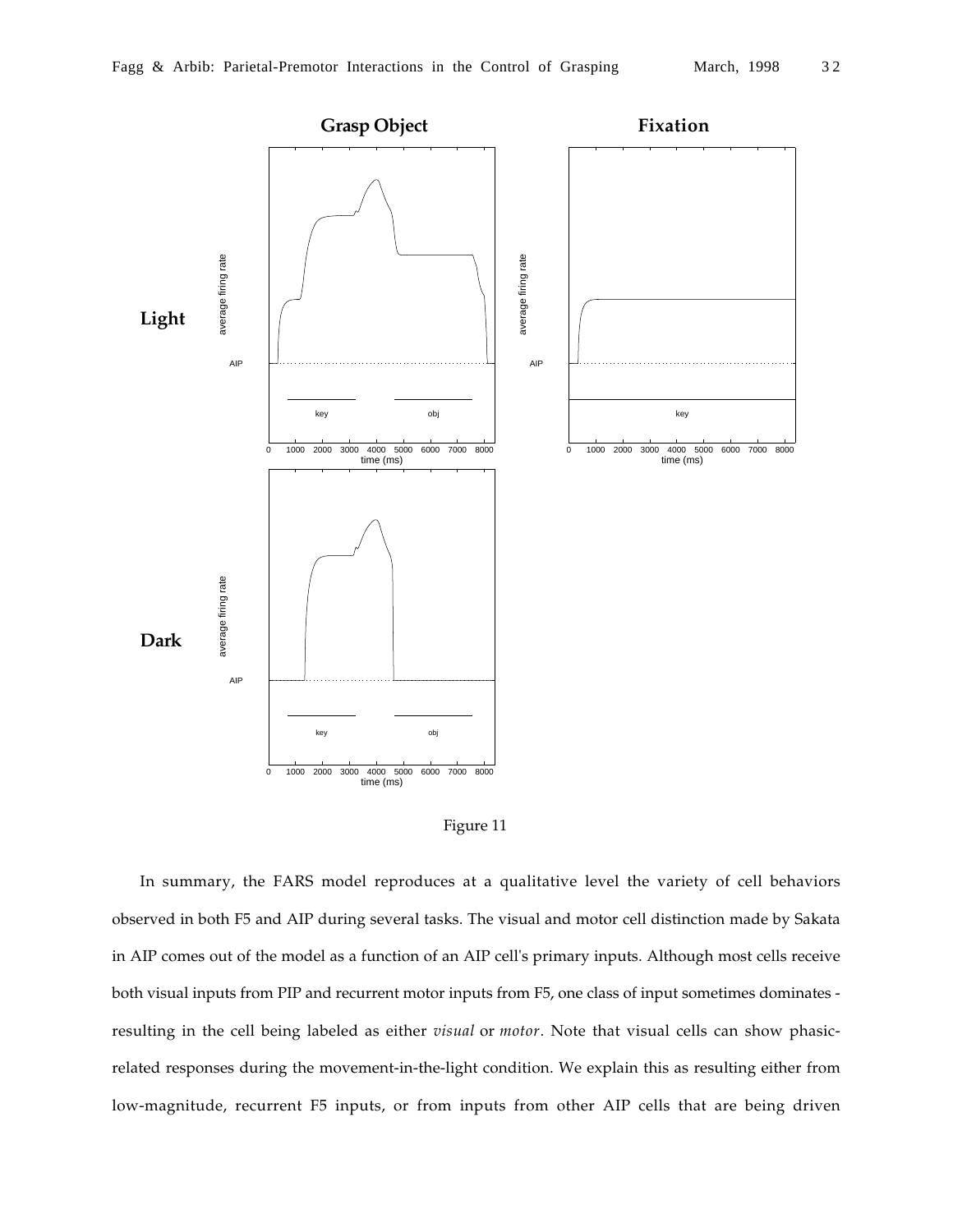Figure 11

In summary, the FARS model reproduces at a qualitative level the variety of cell behaviors observed in both F5 and AIP during several tasks. The visual and motor cell distinction made by Sakata in AIP comes out of the model as a function of an AIP cell's primary inputs. Although most cells receive both visual inputs from PIP and recurrent motor inputs from F5, one class of input sometimes dominates - resulting in the cell being labeled as either *visual* or *motor*. Note that visual cells can show phasic-related responses during the movement-in-the-light condition. We explain this as resulting either from low-magnitude, recurrent F5 inputs, or from inputs from other AIP cells that are being driven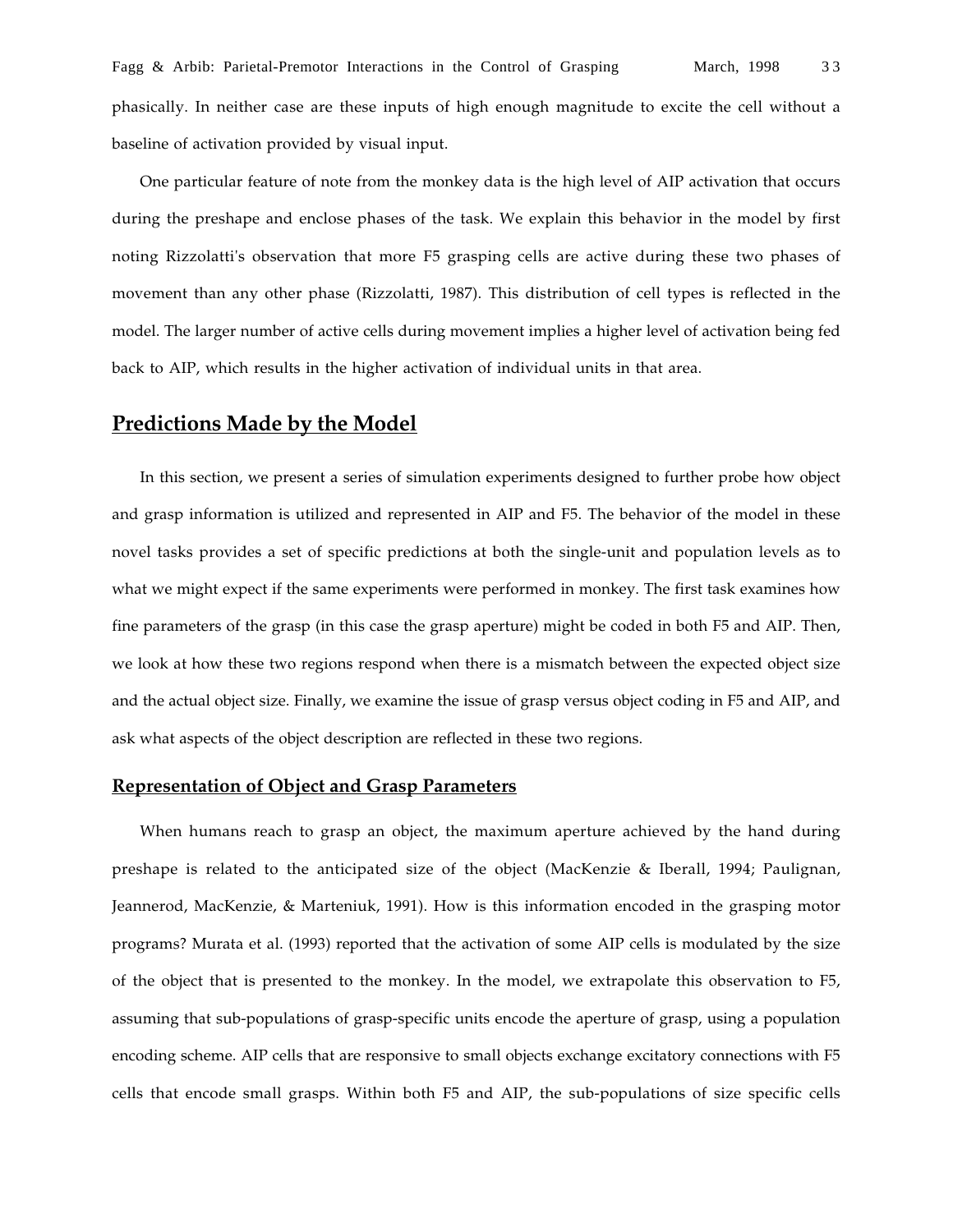phasically. In neither case are these inputs of high enough magnitude to excite the cell without a baseline of activation provided by visual input.

One particular feature of note from the monkey data is the high level of AIP activation that occurs during the preshape and enclose phases of the task. We explain this behavior in the model by first noting Rizzolatti's observation that more F5 grasping cells are active during these two phases of movement than any other phase (Rizzolatti, 1987). This distribution of cell types is reflected in the model. The larger number of active cells during movement implies a higher level of activation being fed back to AIP, which results in the higher activation of individual units in that area.

## Predictions Made by the Model

In this section, we present a series of simulation experiments designed to further probe how object and grasp information is utilized and represented in AIP and F5. The behavior of the model in these novel tasks provides a set of specific predictions at both the single-unit and population levels as to what we might expect if the same experiments were performed in monkey. The first task examines how fine parameters of the grasp (in this case the grasp aperture) might be coded in both F5 and AIP. Then, we look at how these two regions respond when there is a mismatch between the expected object size and the actual object size. Finally, we examine the issue of grasp versus object coding in F5 and AIP, and ask what aspects of the object description are reflected in these two regions.

### Representation of Object and Grasp Parameters

When humans reach to grasp an object, the maximum aperture achieved by the hand during preshape is related to the anticipated size of the object (MacKenzie & Iberall, 1994; Paulignan, Jeannerod, MacKenzie, & Marteniuk, 1991). How is this information encoded in the grasping motor programs? Murata et al. (1993) reported that the activation of some AIP cells is modulated by the size of the object that is presented to the monkey. In the model, we extrapolate this observation to F5, assuming that sub-populations of grasp-specific units encode the aperture of grasp, using a population encoding scheme. AIP cells that are responsive to small objects exchange excitatory connections with F5 cells that encode small grasps. Within both F5 and AIP, the sub-populations of size specific cells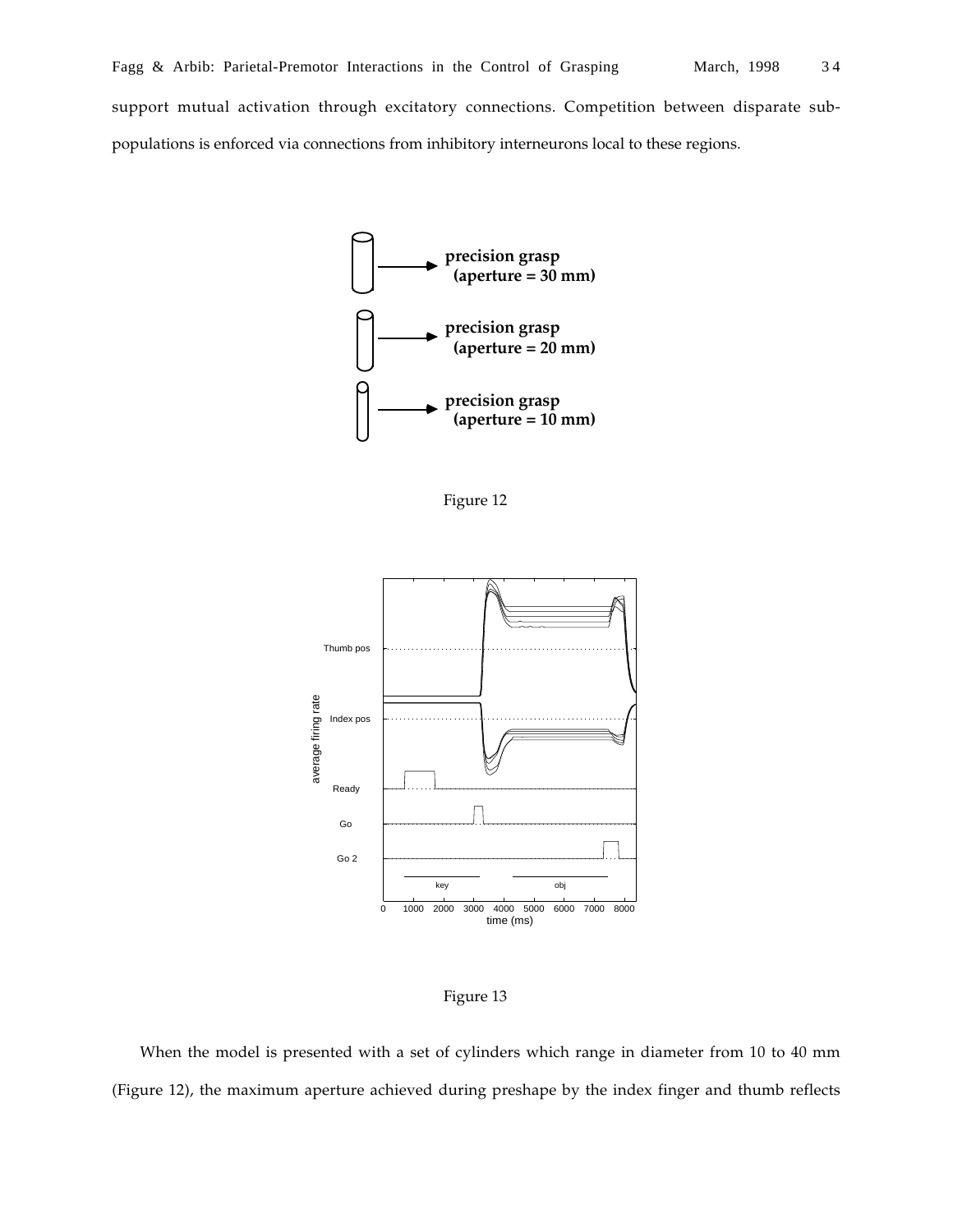support mutual activation through excitatory connections. Competition between disparate sub-populations is enforced via connections from inhibitory interneurons local to these regions.

Figure 12

Figure 13

When the model is presented with a set of cylinders which range in diameter from 10 to 40 mm (Figure 12), the maximum aperture achieved during preshape by the index finger and thumb reflects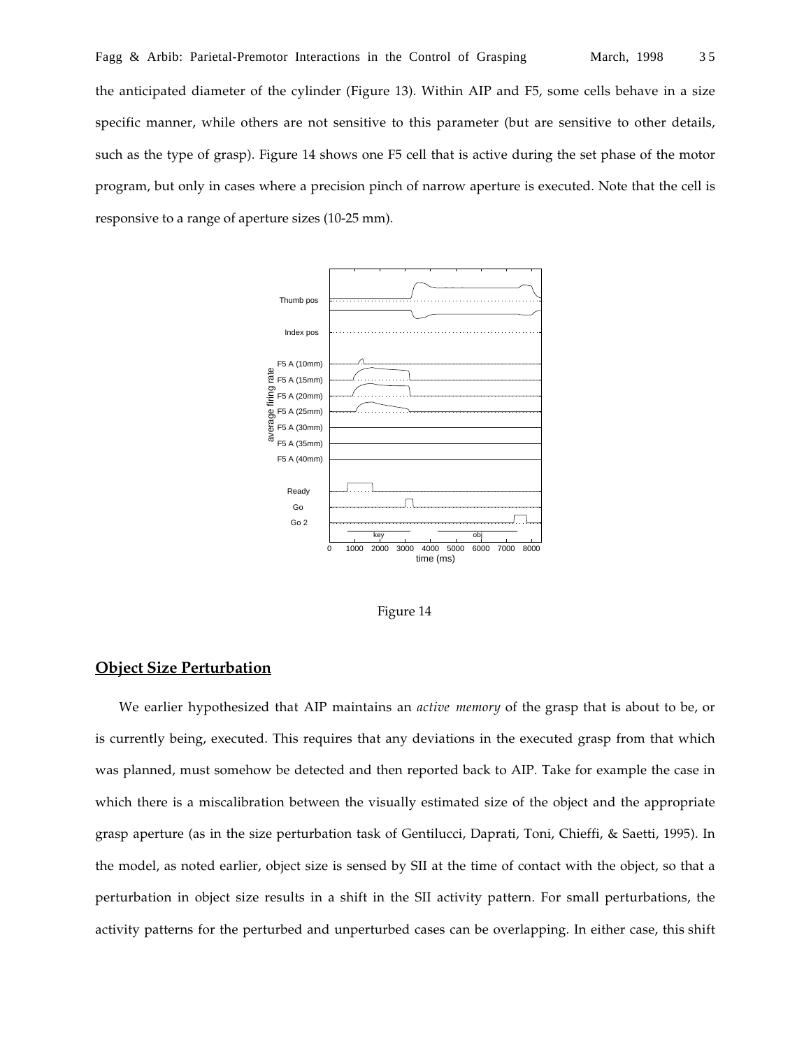the anticipated diameter of the cylinder (Figure 13). Within AIP and F5, some cells behave in a size specific manner, while others are not sensitive to this parameter (but are sensitive to other details, such as the type of grasp). Figure 14 shows one F5 cell that is active during the set phase of the motor program, but only in cases where a precision pinch of narrow aperture is executed. Note that the cell is responsive to a range of aperture sizes (10-25 mm).

Figure 14

## Object Size Perturbation

We earlier hypothesized that AIP maintains an *active memory* of the grasp that is about to be, or is currently being, executed. This requires that any deviations in the executed grasp from that which was planned, must somehow be detected and then reported back to AIP. Take for example the case in which there is a miscalibration between the visually estimated size of the object and the appropriate grasp aperture (as in the size perturbation task of Gentilucci, Daprati, Toni, Chieffi, & Saetti, 1995). In the model, as noted earlier, object size is sensed by SII at the time of contact with the object, so that a perturbation in object size results in a shift in the SII activity pattern. For small perturbations, the activity patterns for the perturbed and unperturbed cases can be overlapping. In either case, this shift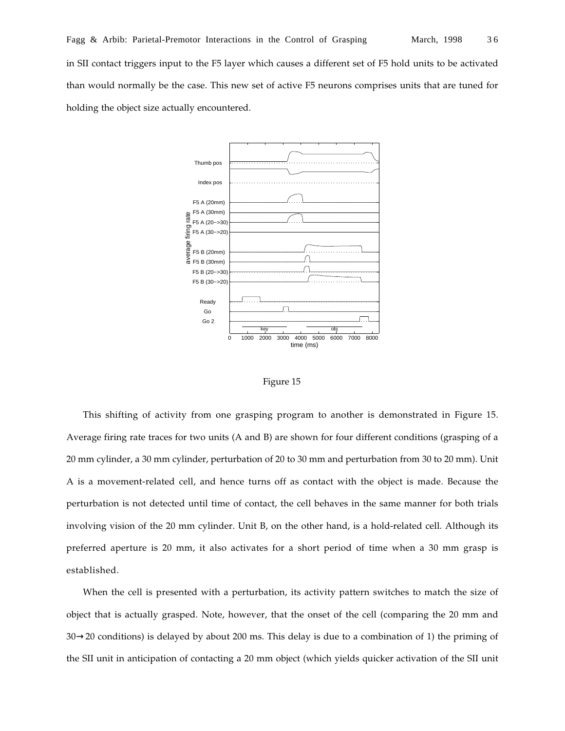in SII contact triggers input to the F5 layer which causes a different set of F5 hold units to be activated than would normally be the case. This new set of active F5 neurons comprises units that are tuned for holding the object size actually encountered.

Figure 15

This shifting of activity from one grasping program to another is demonstrated in Figure 15. Average firing rate traces for two units (A and B) are shown for four different conditions (grasping of a 20 mm cylinder, a 30 mm cylinder, perturbation of 20 to 30 mm and perturbation from 30 to 20 mm). Unit A is a movement-related cell, and hence turns off as contact with the object is made. Because the perturbation is not detected until time of contact, the cell behaves in the same manner for both trials involving vision of the 20 mm cylinder. Unit B, on the other hand, is a hold-related cell. Although its preferred aperture is 20 mm, it also activates for a short period of time when a 30 mm grasp is established.

When the cell is presented with a perturbation, its activity pattern switches to match the size of object that is actually grasped. Note, however, that the onset of the cell (comparing the 20 mm and 30→20 conditions) is delayed by about 200 ms. This delay is due to a combination of 1) the priming of the SII unit in anticipation of contacting a 20 mm object (which yields quicker activation of the SII unit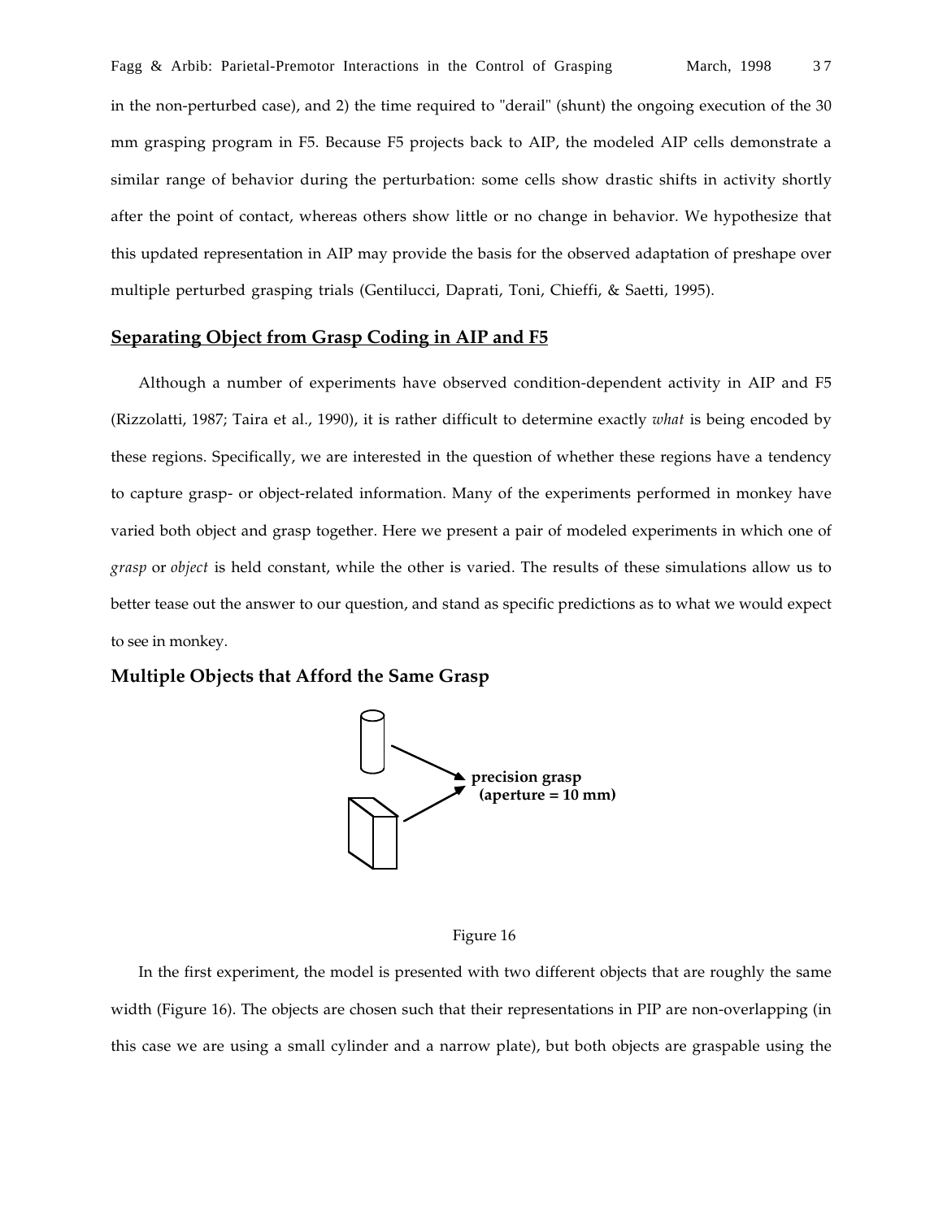in the non-perturbed case), and 2) the time required to "derail" (shunt) the ongoing execution of the 30 mm grasping program in F5. Because F5 projects back to AIP, the modeled AIP cells demonstrate a similar range of behavior during the perturbation: some cells show drastic shifts in activity shortly after the point of contact, whereas others show little or no change in behavior. We hypothesize that this updated representation in AIP may provide the basis for the observed adaptation of preshape over multiple perturbed grasping trials (Gentilucci, Daprati, Toni, Chieffi, & Saetti, 1995).

## Separating Object from Grasp Coding in AIP and F5

Although a number of experiments have observed condition-dependent activity in AIP and F5 (Rizzolatti, 1987; Taira et al., 1990), it is rather difficult to determine exactly *what* is being encoded by these regions. Specifically, we are interested in the question of whether these regions have a tendency to capture grasp- or object-related information. Many of the experiments performed in monkey have varied both object and grasp together. Here we present a pair of modeled experiments in which one of *grasp* or *object* is held constant, while the other is varied. The results of these simulations allow us to better tease out the answer to our question, and stand as specific predictions as to what we would expect to see in monkey.

### Multiple Objects that Afford the Same Grasp

**precision grasp (aperture = 10 mm)**

Figure 16

In the first experiment, the model is presented with two different objects that are roughly the same width (Figure 16). The objects are chosen such that their representations in PIP are non-overlapping (in this case we are using a small cylinder and a narrow plate), but both objects are graspable using the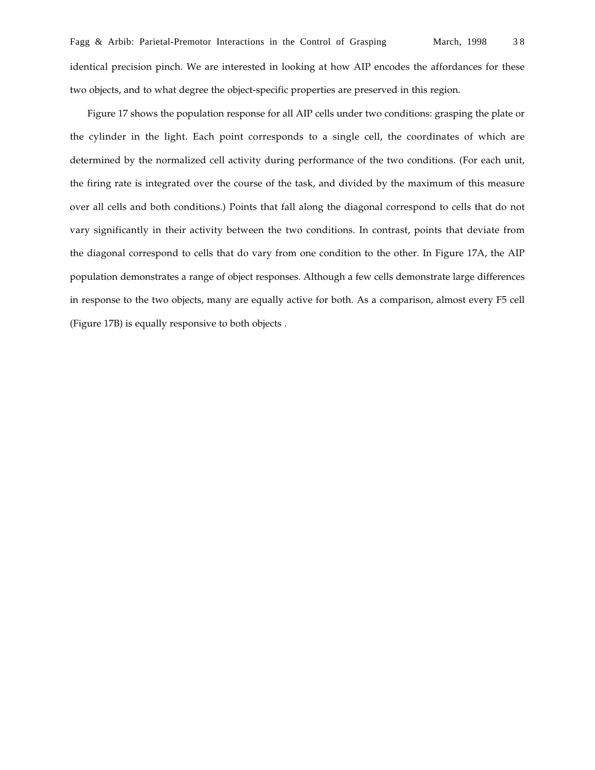identical precision pinch. We are interested in looking at how AIP encodes the affordances for these two objects, and to what degree the object-specific properties are preserved in this region.

Figure 17 shows the population response for all AIP cells under two conditions: grasping the plate or the cylinder in the light. Each point corresponds to a single cell, the coordinates of which are determined by the normalized cell activity during performance of the two conditions. (For each unit, the firing rate is integrated over the course of the task, and divided by the maximum of this measure over all cells and both conditions.) Points that fall along the diagonal correspond to cells that do not vary significantly in their activity between the two conditions. In contrast, points that deviate from the diagonal correspond to cells that do vary from one condition to the other. In Figure 17A, the AIP population demonstrates a range of object responses. Although a few cells demonstrate large differences in response to the two objects, many are equally active for both. As a comparison, almost every F5 cell (Figure 17B) is equally responsive to both objects .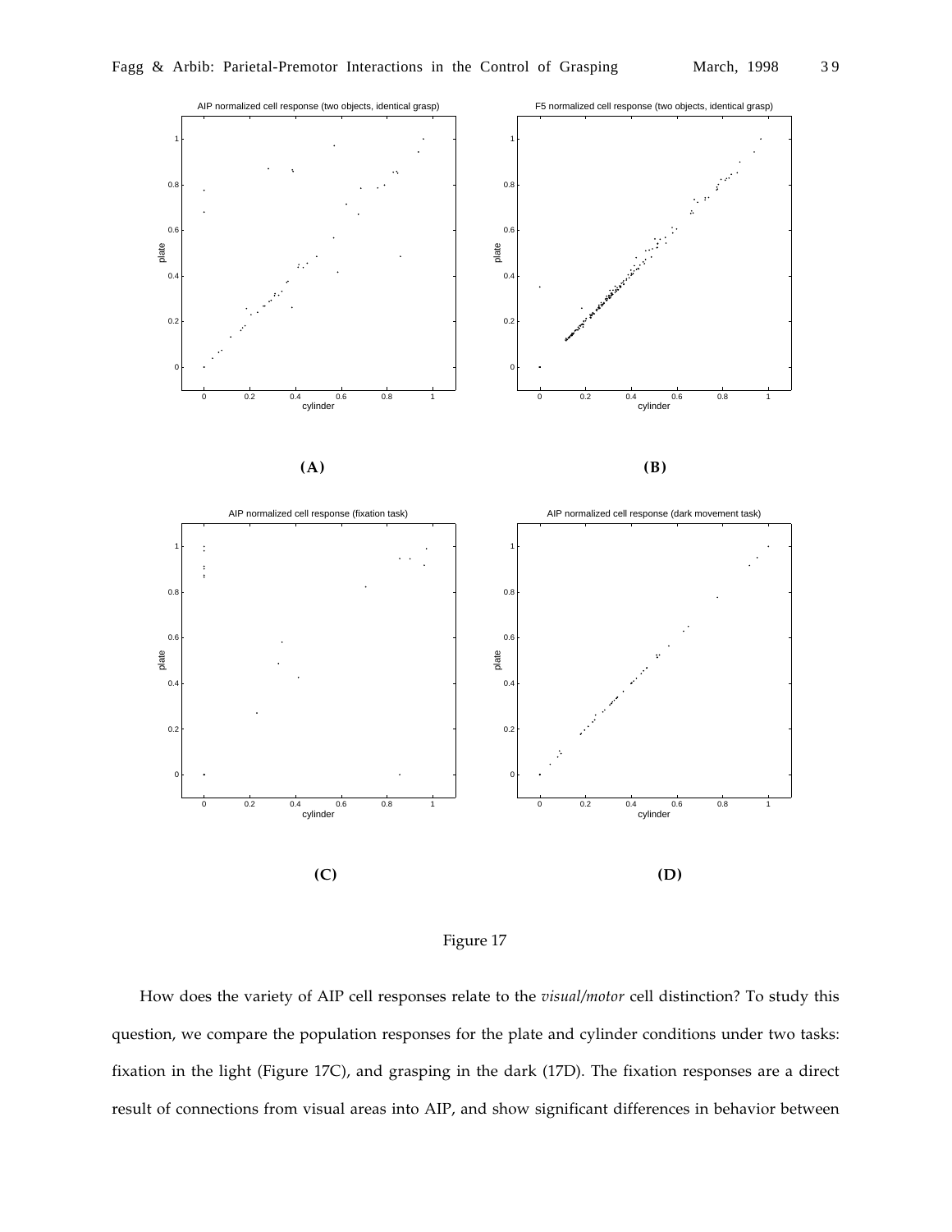Figure 17

How does the variety of AIP cell responses relate to the *visual/motor* cell distinction? To study this question, we compare the population responses for the plate and cylinder conditions under two tasks: fixation in the light (Figure 17C), and grasping in the dark (17D). The fixation responses are a direct result of connections from visual areas into AIP, and show significant differences in behavior between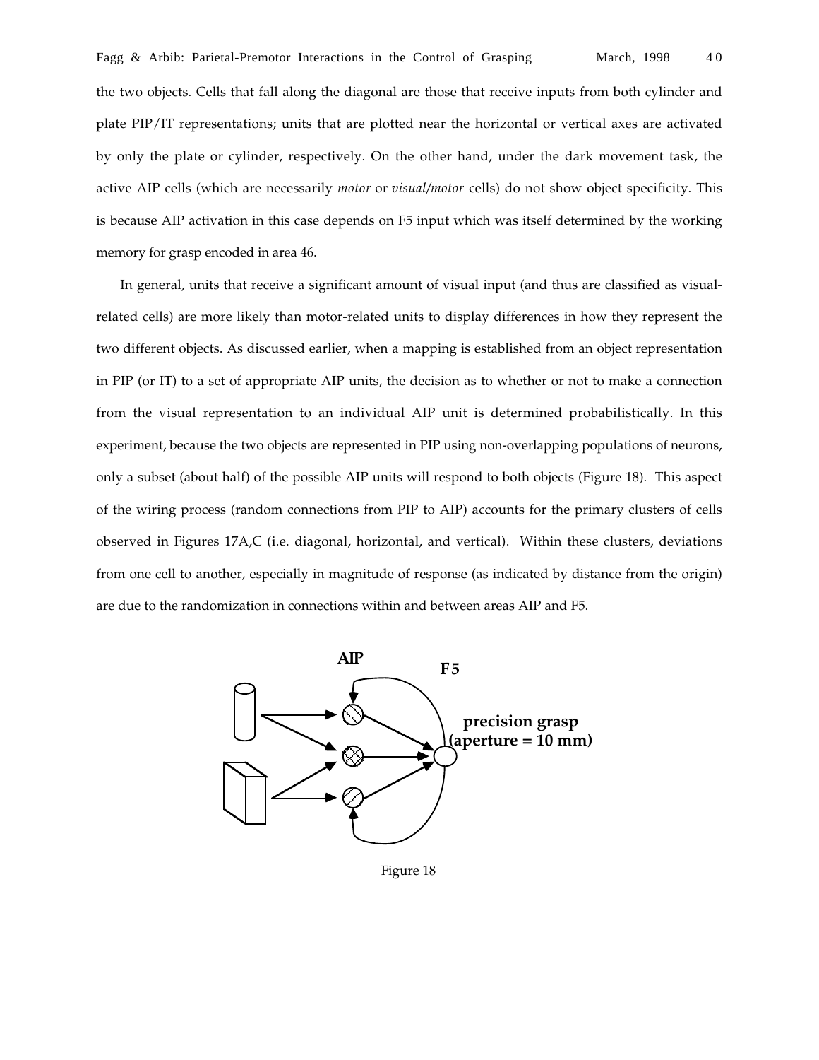the two objects. Cells that fall along the diagonal are those that receive inputs from both cylinder and plate PIP/IT representations; units that are plotted near the horizontal or vertical axes are activated by only the plate or cylinder, respectively. On the other hand, under the dark movement task, the active AIP cells (which are necessarily *motor* or *visual/motor* cells) do not show object specificity. This is because AIP activation in this case depends on F5 input which was itself determined by the working memory for grasp encoded in area 46.

In general, units that receive a significant amount of visual input (and thus are classified as visual-related cells) are more likely than motor-related units to display differences in how they represent the two different objects. As discussed earlier, when a mapping is established from an object representation in PIP (or IT) to a set of appropriate AIP units, the decision as to whether or not to make a connection from the visual representation to an individual AIP unit is determined probabilistically. In this experiment, because the two objects are represented in PIP using non-overlapping populations of neurons, only a subset (about half) of the possible AIP units will respond to both objects (Figure 18). This aspect of the wiring process (random connections from PIP to AIP) accounts for the primary clusters of cells observed in Figures 17A,C (i.e. diagonal, horizontal, and vertical). Within these clusters, deviations from one cell to another, especially in magnitude of response (as indicated by distance from the origin) are due to the randomization in connections within and between areas AIP and F5.

AIP

F5

precision grasp
(aperture = 10 mm)

Figure 18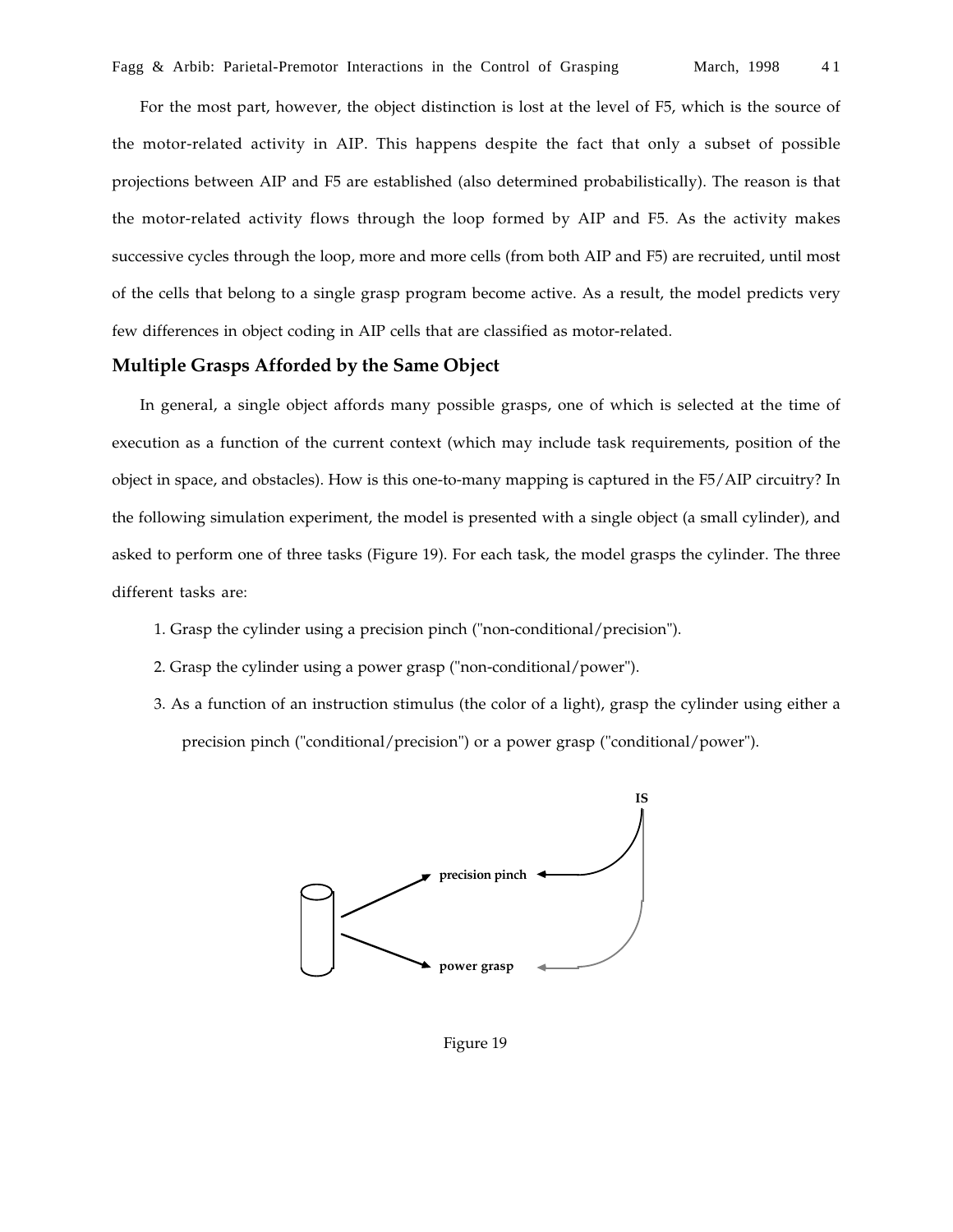For the most part, however, the object distinction is lost at the level of F5, which is the source of the motor-related activity in AIP. This happens despite the fact that only a subset of possible projections between AIP and F5 are established (also determined probabilistically). The reason is that the motor-related activity flows through the loop formed by AIP and F5. As the activity makes successive cycles through the loop, more and more cells (from both AIP and F5) are recruited, until most of the cells that belong to a single grasp program become active. As a result, the model predicts very few differences in object coding in AIP cells that are classified as motor-related.

### Multiple Grasps Afforded by the Same Object

In general, a single object affords many possible grasps, one of which is selected at the time of execution as a function of the current context (which may include task requirements, position of the object in space, and obstacles). How is this one-to-many mapping is captured in the F5/AIP circuitry? In the following simulation experiment, the model is presented with a single object (a small cylinder), and asked to perform one of three tasks (Figure 19). For each task, the model grasps the cylinder. The three different tasks are:

1. Grasp the cylinder using a precision pinch ("non-conditional/precision").
2. Grasp the cylinder using a power grasp ("non-conditional/power").
3. As a function of an instruction stimulus (the color of a light), grasp the cylinder using either a precision pinch ("conditional/precision") or a power grasp ("conditional/power").

IS

precision pinch

power grasp

Figure 19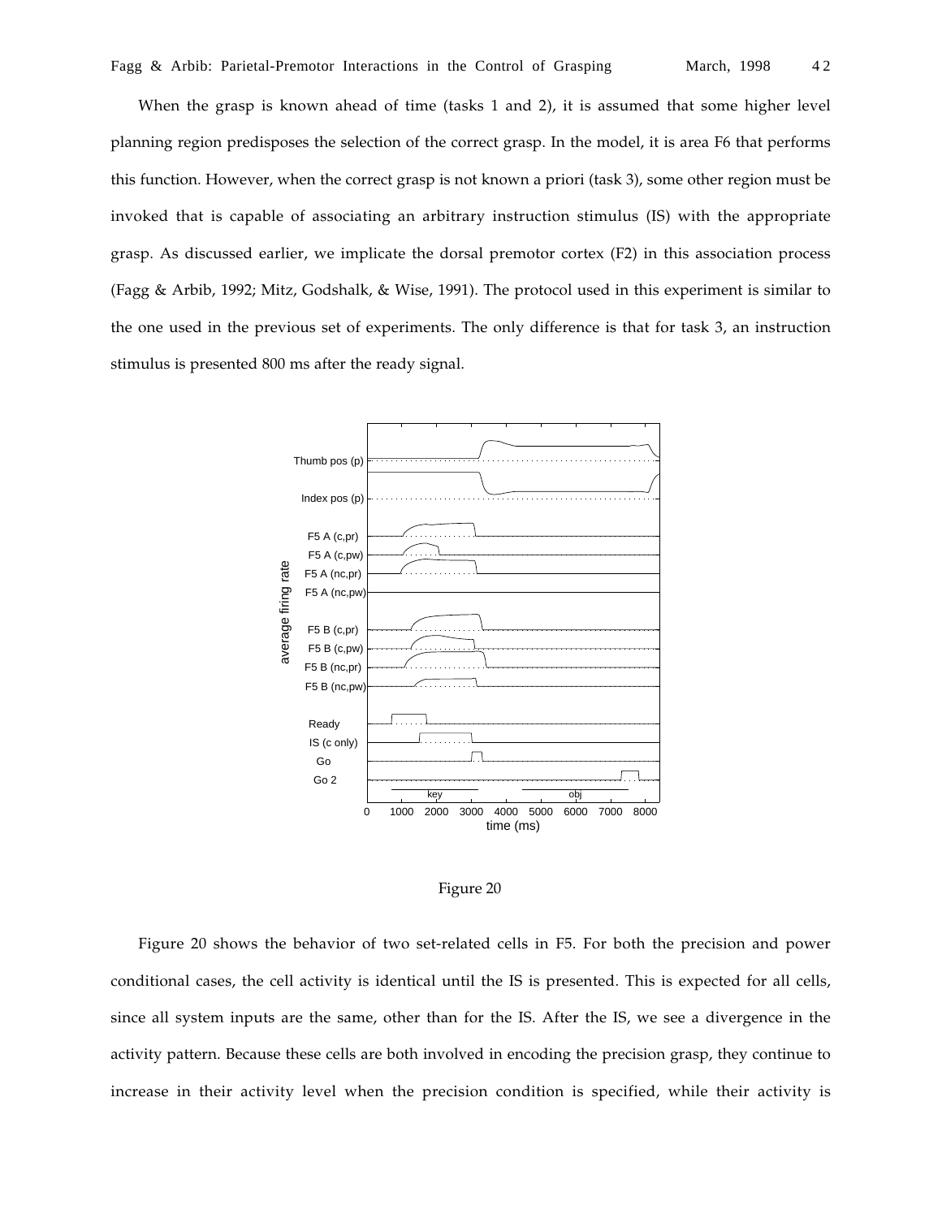When the grasp is known ahead of time (tasks 1 and 2), it is assumed that some higher level planning region predisposes the selection of the correct grasp. In the model, it is area F6 that performs this function. However, when the correct grasp is not known a priori (task 3), some other region must be invoked that is capable of associating an arbitrary instruction stimulus (IS) with the appropriate grasp. As discussed earlier, we implicate the dorsal premotor cortex (F2) in this association process (Fagg & Arbib, 1992; Mitz, Godshalk, & Wise, 1991). The protocol used in this experiment is similar to the one used in the previous set of experiments. The only difference is that for task 3, an instruction stimulus is presented 800 ms after the ready signal.

Figure 20

Figure 20 shows the behavior of two set-related cells in F5. For both the precision and power conditional cases, the cell activity is identical until the IS is presented. This is expected for all cells, since all system inputs are the same, other than for the IS. After the IS, we see a divergence in the activity pattern. Because these cells are both involved in encoding the precision grasp, they continue to increase in their activity level when the precision condition is specified, while their activity is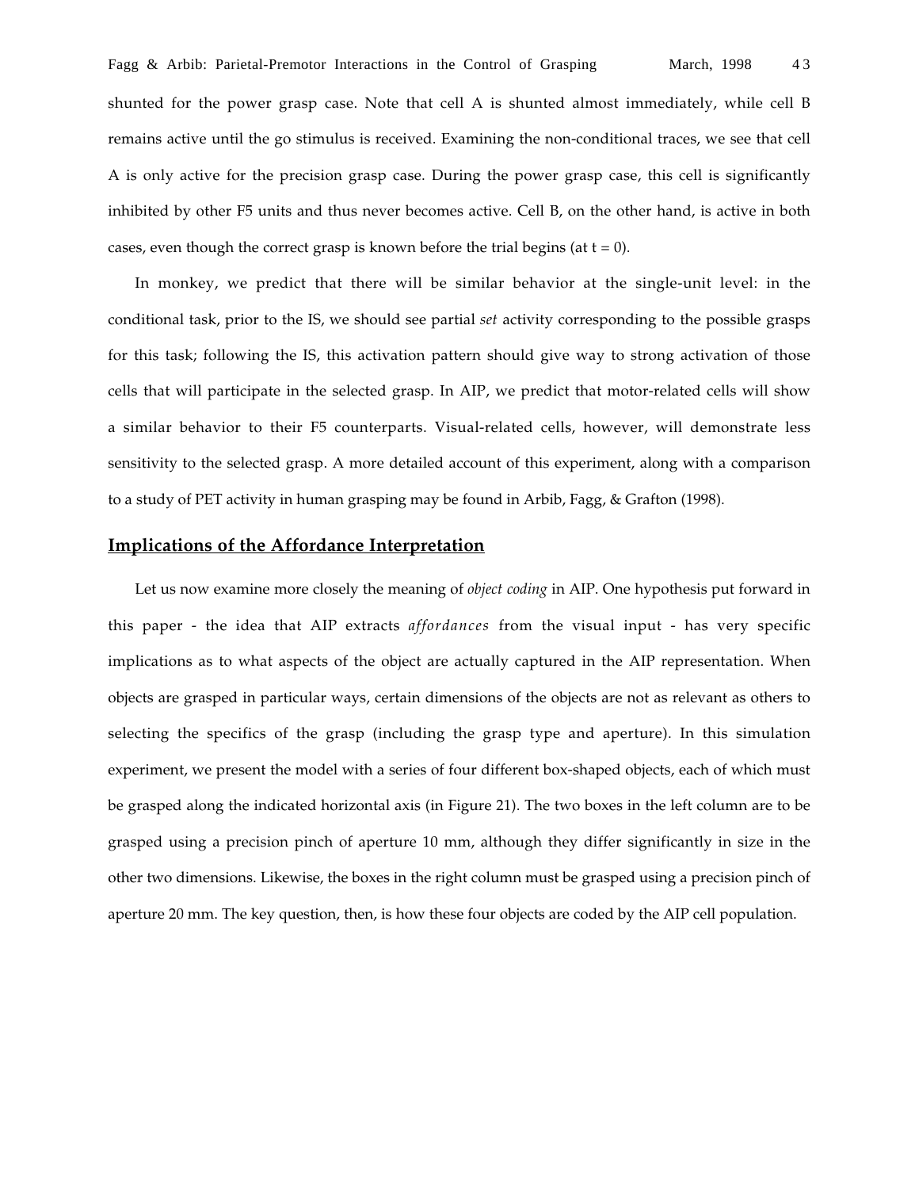shunted for the power grasp case. Note that cell A is shunted almost immediately, while cell B remains active until the go stimulus is received. Examining the non-conditional traces, we see that cell A is only active for the precision grasp case. During the power grasp case, this cell is significantly inhibited by other F5 units and thus never becomes active. Cell B, on the other hand, is active in both cases, even though the correct grasp is known before the trial begins (at t = 0).

In monkey, we predict that there will be similar behavior at the single-unit level: in the conditional task, prior to the IS, we should see partial *set* activity corresponding to the possible grasps for this task; following the IS, this activation pattern should give way to strong activation of those cells that will participate in the selected grasp. In AIP, we predict that motor-related cells will show a similar behavior to their F5 counterparts. Visual-related cells, however, will demonstrate less sensitivity to the selected grasp. A more detailed account of this experiment, along with a comparison to a study of PET activity in human grasping may be found in Arbib, Fagg, & Grafton (1998).

## Implications of the Affordance Interpretation

Let us now examine more closely the meaning of *object coding* in AIP. One hypothesis put forward in this paper - the idea that AIP extracts *affordances* from the visual input - has very specific implications as to what aspects of the object are actually captured in the AIP representation. When objects are grasped in particular ways, certain dimensions of the objects are not as relevant as others to selecting the specifics of the grasp (including the grasp type and aperture). In this simulation experiment, we present the model with a series of four different box-shaped objects, each of which must be grasped along the indicated horizontal axis (in Figure 21). The two boxes in the left column are to be grasped using a precision pinch of aperture 10 mm, although they differ significantly in size in the other two dimensions. Likewise, the boxes in the right column must be grasped using a precision pinch of aperture 20 mm. The key question, then, is how these four objects are coded by the AIP cell population.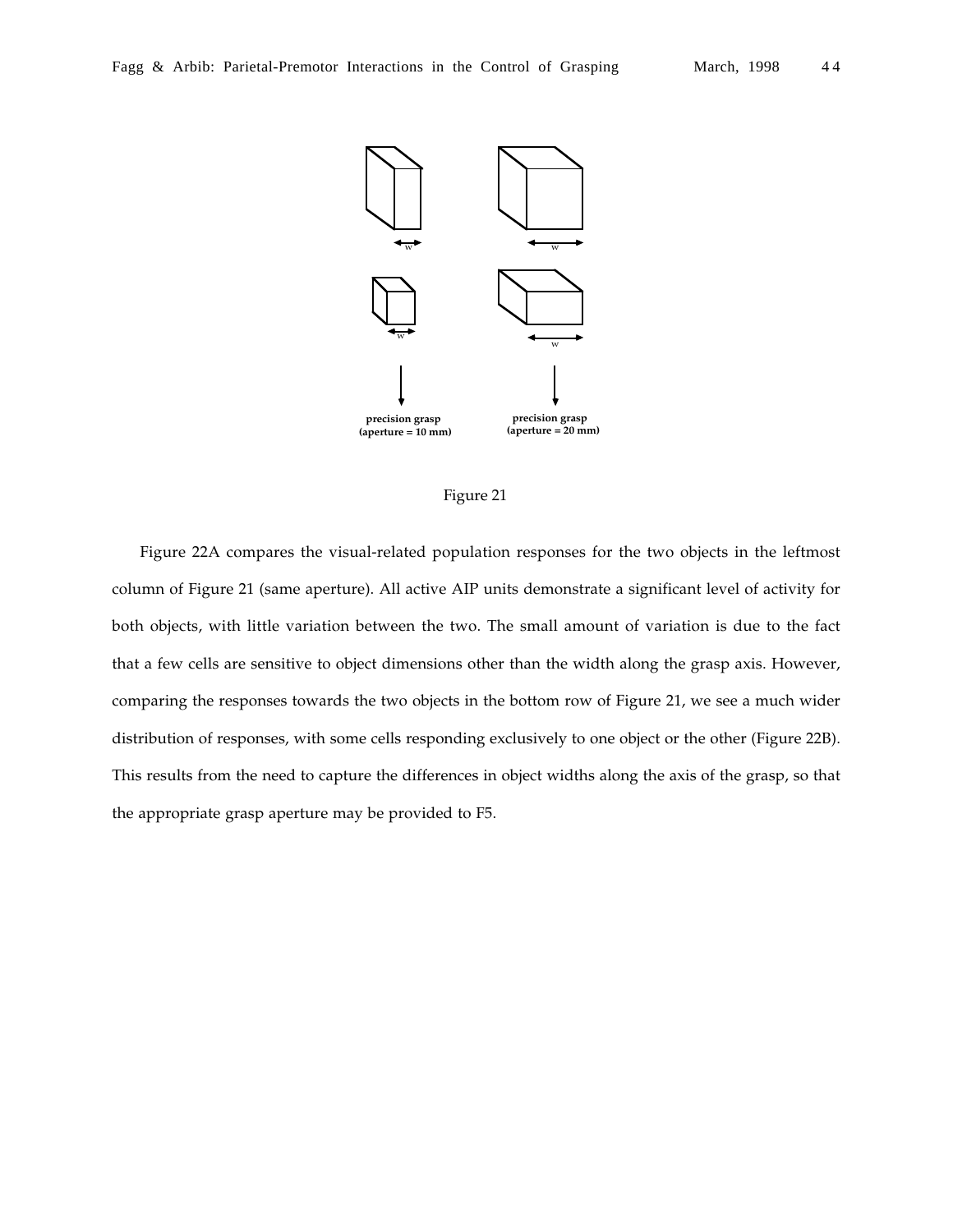precision grasp (aperture = 10 mm)

precision grasp (aperture = 20 mm)

Figure 21

Figure 22A compares the visual-related population responses for the two objects in the leftmost column of Figure 21 (same aperture). All active AIP units demonstrate a significant level of activity for both objects, with little variation between the two. The small amount of variation is due to the fact that a few cells are sensitive to object dimensions other than the width along the grasp axis. However, comparing the responses towards the two objects in the bottom row of Figure 21, we see a much wider distribution of responses, with some cells responding exclusively to one object or the other (Figure 22B). This results from the need to capture the differences in object widths along the axis of the grasp, so that the appropriate grasp aperture may be provided to F5.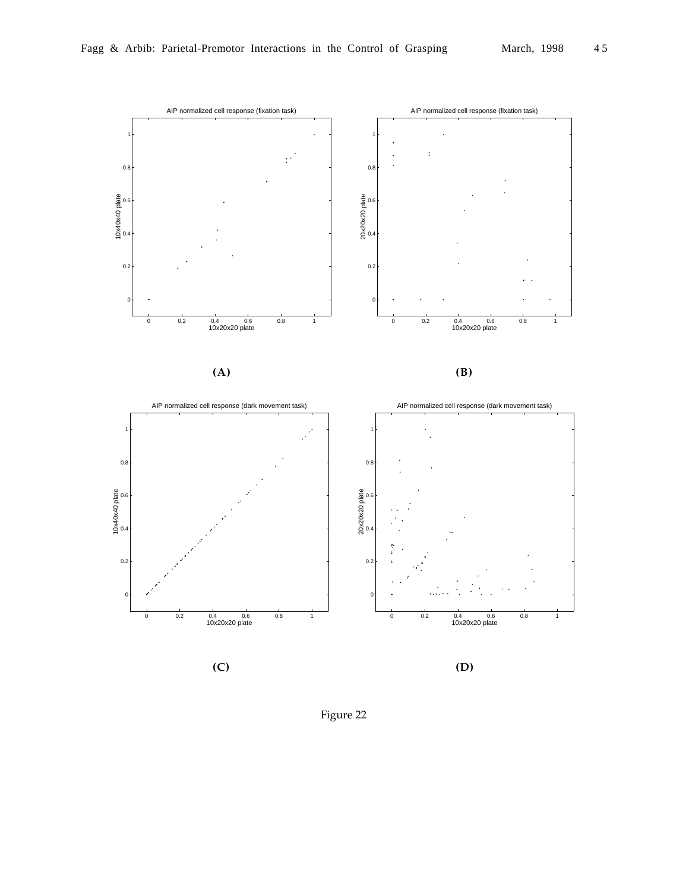AIP normalized cell response (fixation task)

(A)

AIP normalized cell response (fixation task)

(B)

AIP normalized cell response (dark movement task)

(C)

AIP normalized cell response (dark movement task)

(D)

Figure 22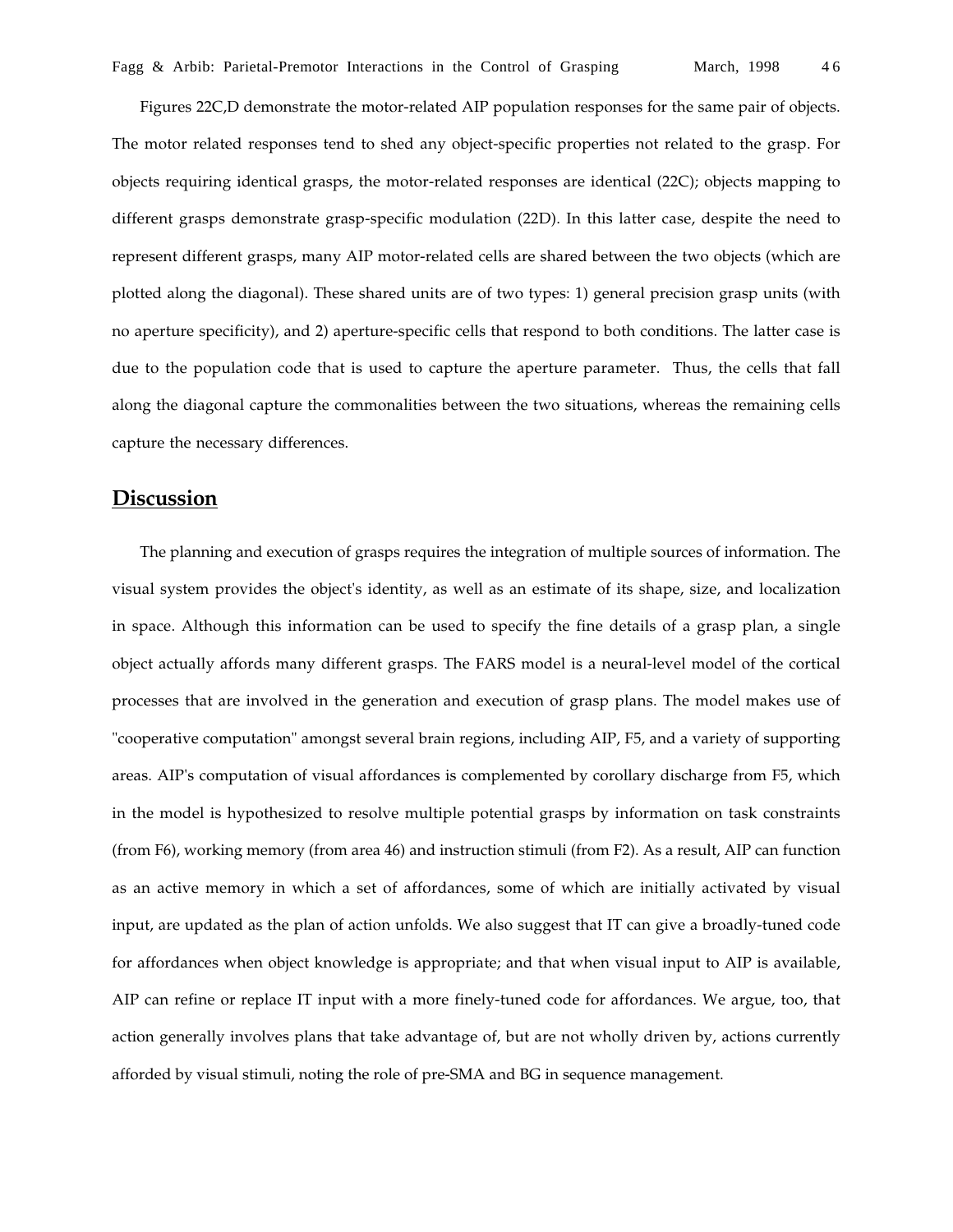Figures 22C,D demonstrate the motor-related AIP population responses for the same pair of objects. The motor related responses tend to shed any object-specific properties not related to the grasp. For objects requiring identical grasps, the motor-related responses are identical (22C); objects mapping to different grasps demonstrate grasp-specific modulation (22D). In this latter case, despite the need to represent different grasps, many AIP motor-related cells are shared between the two objects (which are plotted along the diagonal). These shared units are of two types: 1) general precision grasp units (with no aperture specificity), and 2) aperture-specific cells that respond to both conditions. The latter case is due to the population code that is used to capture the aperture parameter. Thus, the cells that fall along the diagonal capture the commonalities between the two situations, whereas the remaining cells capture the necessary differences.

## Discussion

The planning and execution of grasps requires the integration of multiple sources of information. The visual system provides the object's identity, as well as an estimate of its shape, size, and localization in space. Although this information can be used to specify the fine details of a grasp plan, a single object actually affords many different grasps. The FARS model is a neural-level model of the cortical processes that are involved in the generation and execution of grasp plans. The model makes use of "cooperative computation" amongst several brain regions, including AIP, F5, and a variety of supporting areas. AIP's computation of visual affordances is complemented by corollary discharge from F5, which in the model is hypothesized to resolve multiple potential grasps by information on task constraints (from F6), working memory (from area 46) and instruction stimuli (from F2). As a result, AIP can function as an active memory in which a set of affordances, some of which are initially activated by visual input, are updated as the plan of action unfolds. We also suggest that IT can give a broadly-tuned code for affordances when object knowledge is appropriate; and that when visual input to AIP is available, AIP can refine or replace IT input with a more finely-tuned code for affordances. We argue, too, that action generally involves plans that take advantage of, but are not wholly driven by, actions currently afforded by visual stimuli, noting the role of pre-SMA and BG in sequence management.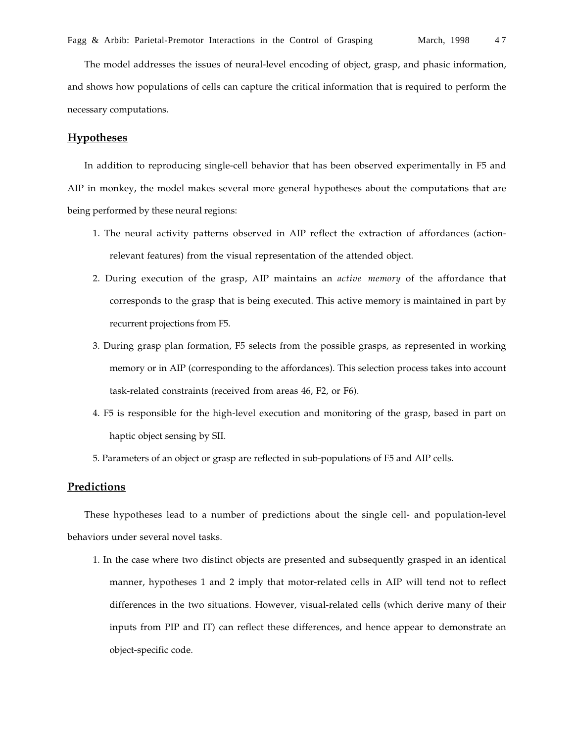The model addresses the issues of neural-level encoding of object, grasp, and phasic information, and shows how populations of cells can capture the critical information that is required to perform the necessary computations.

## Hypotheses

In addition to reproducing single-cell behavior that has been observed experimentally in F5 and AIP in monkey, the model makes several more general hypotheses about the computations that are being performed by these neural regions:

1. The neural activity patterns observed in AIP reflect the extraction of affordances (action-relevant features) from the visual representation of the attended object.
2. During execution of the grasp, AIP maintains an *active memory* of the affordance that corresponds to the grasp that is being executed. This active memory is maintained in part by recurrent projections from F5.
3. During grasp plan formation, F5 selects from the possible grasps, as represented in working memory or in AIP (corresponding to the affordances). This selection process takes into account task-related constraints (received from areas 46, F2, or F6).
4. F5 is responsible for the high-level execution and monitoring of the grasp, based in part on haptic object sensing by SII.
5. Parameters of an object or grasp are reflected in sub-populations of F5 and AIP cells.

## Predictions

These hypotheses lead to a number of predictions about the single cell- and population-level behaviors under several novel tasks.

1. In the case where two distinct objects are presented and subsequently grasped in an identical manner, hypotheses 1 and 2 imply that motor-related cells in AIP will tend not to reflect differences in the two situations. However, visual-related cells (which derive many of their inputs from PIP and IT) can reflect these differences, and hence appear to demonstrate an object-specific code.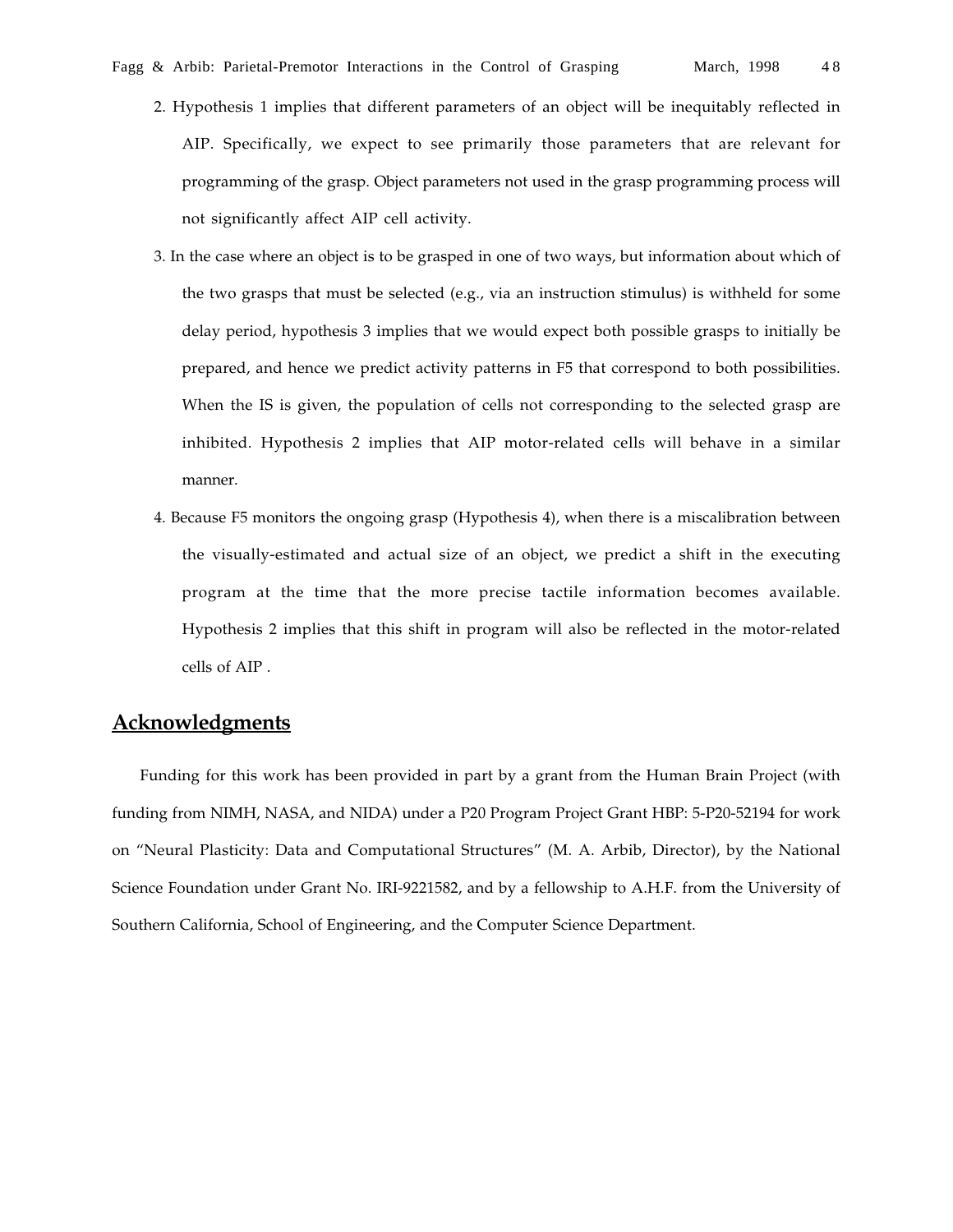2. Hypothesis 1 implies that different parameters of an object will be inequitably reflected in AIP. Specifically, we expect to see primarily those parameters that are relevant for programming of the grasp. Object parameters not used in the grasp programming process will not significantly affect AIP cell activity.

3. In the case where an object is to be grasped in one of two ways, but information about which of the two grasps that must be selected (e.g., via an instruction stimulus) is withheld for some delay period, hypothesis 3 implies that we would expect both possible grasps to initially be prepared, and hence we predict activity patterns in F5 that correspond to both possibilities. When the IS is given, the population of cells not corresponding to the selected grasp are inhibited. Hypothesis 2 implies that AIP motor-related cells will behave in a similar manner.

4. Because F5 monitors the ongoing grasp (Hypothesis 4), when there is a miscalibration between the visually-estimated and actual size of an object, we predict a shift in the executing program at the time that the more precise tactile information becomes available. Hypothesis 2 implies that this shift in program will also be reflected in the motor-related cells of AIP .

## Acknowledgments

Funding for this work has been provided in part by a grant from the Human Brain Project (with funding from NIMH, NASA, and NIDA) under a P20 Program Project Grant HBP: 5-P20-52194 for work on "Neural Plasticity: Data and Computational Structures" (M. A. Arbib, Director), by the National Science Foundation under Grant No. IRI-9221582, and by a fellowship to A.H.F. from the University of Southern California, School of Engineering, and the Computer Science Department.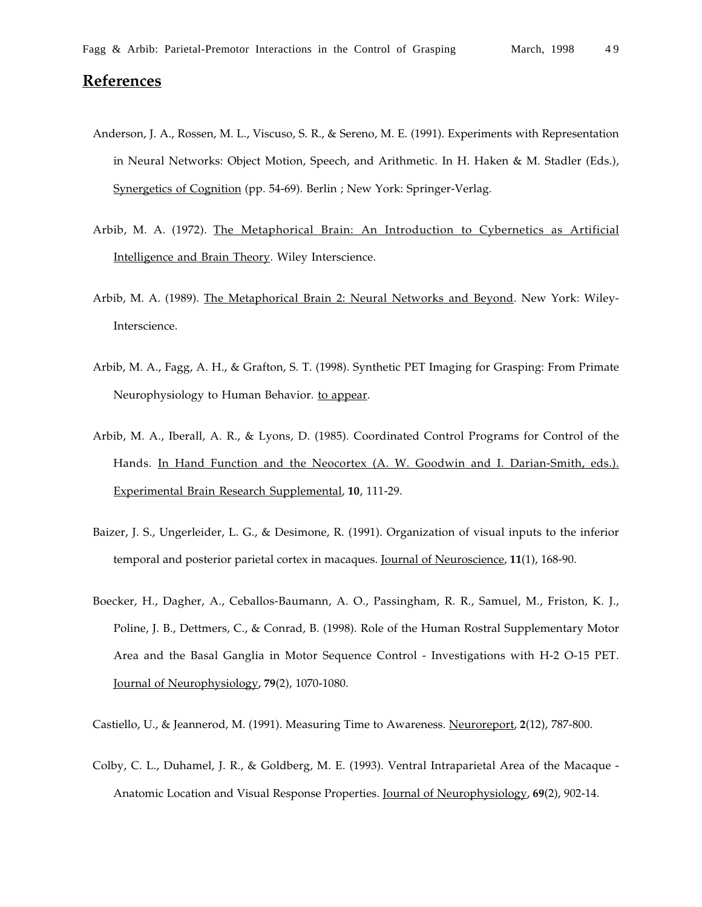## References

Anderson, J. A., Rossen, M. L., Viscuso, S. R., & Sereno, M. E. (1991). Experiments with Representation in Neural Networks: Object Motion, Speech, and Arithmetic. In H. Haken & M. Stadler (Eds.), Synergetics of Cognition (pp. 54-69). Berlin ; New York: Springer-Verlag.

Arbib, M. A. (1972). The Metaphorical Brain: An Introduction to Cybernetics as Artificial Intelligence and Brain Theory. Wiley Interscience.

Arbib, M. A. (1989). The Metaphorical Brain 2: Neural Networks and Beyond. New York: Wiley-Interscience.

Arbib, M. A., Fagg, A. H., & Grafton, S. T. (1998). Synthetic PET Imaging for Grasping: From Primate Neurophysiology to Human Behavior. to appear.

Arbib, M. A., Iberall, A. R., & Lyons, D. (1985). Coordinated Control Programs for Control of the Hands. In Hand Function and the Neocortex (A. W. Goodwin and I. Darian-Smith, eds.). Experimental Brain Research Supplemental, **10**, 111-29.

Baizer, J. S., Ungerleider, L. G., & Desimone, R. (1991). Organization of visual inputs to the inferior temporal and posterior parietal cortex in macaques. Journal of Neuroscience, **11**(1), 168-90.

Boecker, H., Dagher, A., Ceballos-Baumann, A. O., Passingham, R. R., Samuel, M., Friston, K. J., Poline, J. B., Dettmers, C., & Conrad, B. (1998). Role of the Human Rostral Supplementary Motor Area and the Basal Ganglia in Motor Sequence Control - Investigations with H-2 O-15 PET. Journal of Neurophysiology, **79**(2), 1070-1080.

Castiello, U., & Jeannerod, M. (1991). Measuring Time to Awareness. Neuroreport, **2**(12), 787-800.

Colby, C. L., Duhamel, J. R., & Goldberg, M. E. (1993). Ventral Intraparietal Area of the Macaque - Anatomic Location and Visual Response Properties. Journal of Neurophysiology, **69**(2), 902-14.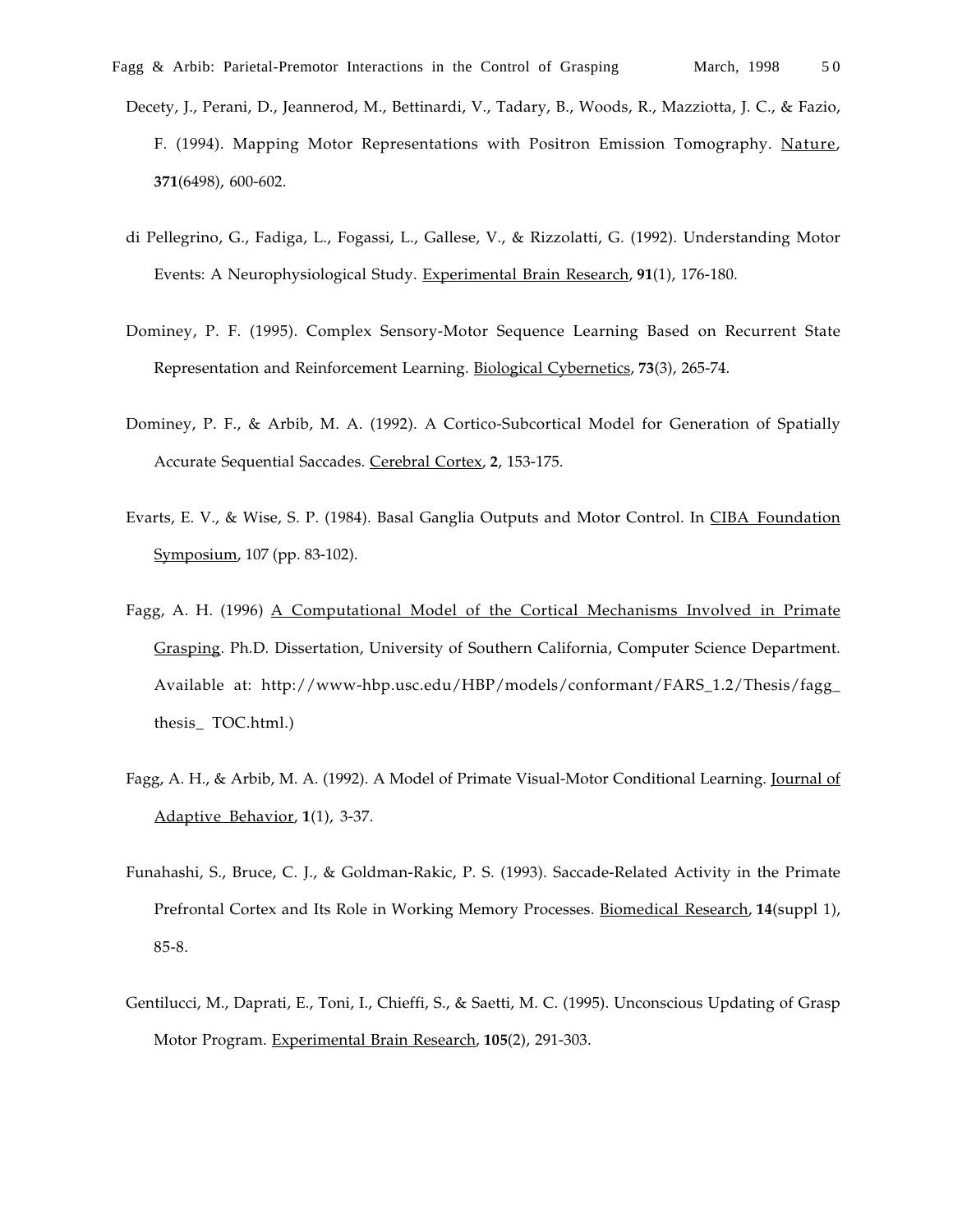Decety, J., Perani, D., Jeannerod, M., Bettinardi, V., Tadary, B., Woods, R., Mazziotta, J. C., & Fazio, F. (1994). Mapping Motor Representations with Positron Emission Tomography. Nature, **371**(6498), 600-602.

di Pellegrino, G., Fadiga, L., Fogassi, L., Gallese, V., & Rizzolatti, G. (1992). Understanding Motor Events: A Neurophysiological Study. Experimental Brain Research, **91**(1), 176-180.

Dominey, P. F. (1995). Complex Sensory-Motor Sequence Learning Based on Recurrent State Representation and Reinforcement Learning. Biological Cybernetics, **73**(3), 265-74.

Dominey, P. F., & Arbib, M. A. (1992). A Cortico-Subcortical Model for Generation of Spatially Accurate Sequential Saccades. Cerebral Cortex, **2**, 153-175.

Evarts, E. V., & Wise, S. P. (1984). Basal Ganglia Outputs and Motor Control. In CIBA Foundation Symposium, 107 (pp. 83-102).

Fagg, A. H. (1996) A Computational Model of the Cortical Mechanisms Involved in Primate Grasping. Ph.D. Dissertation, University of Southern California, Computer Science Department. Available at: http://www-hbp.usc.edu/HBP/models/conformant/FARS_1.2/Thesis/fagg_ thesis_ TOC.html.)

Fagg, A. H., & Arbib, M. A. (1992). A Model of Primate Visual-Motor Conditional Learning. Journal of Adaptive Behavior, **1**(1), 3-37.

Funahashi, S., Bruce, C. J., & Goldman-Rakic, P. S. (1993). Saccade-Related Activity in the Primate Prefrontal Cortex and Its Role in Working Memory Processes. Biomedical Research, **14**(suppl 1), 85-8.

Gentilucci, M., Daprati, E., Toni, I., Chieffi, S., & Saetti, M. C. (1995). Unconscious Updating of Grasp Motor Program. Experimental Brain Research, **105**(2), 291-303.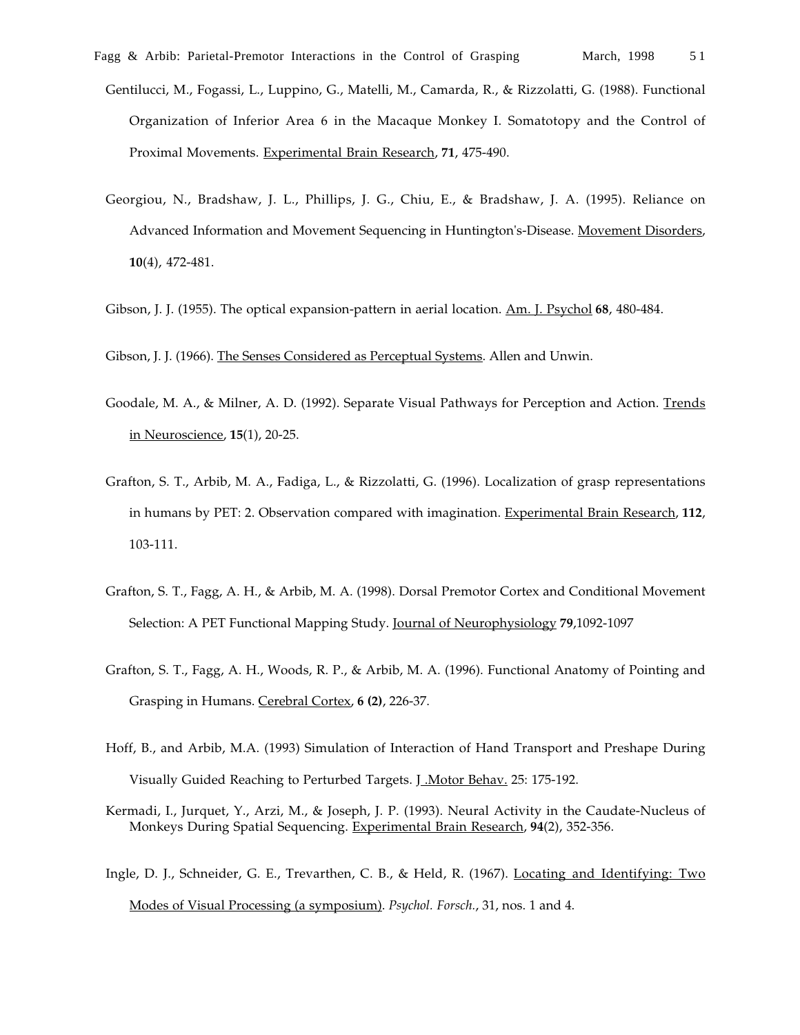Gentilucci, M., Fogassi, L., Luppino, G., Matelli, M., Camarda, R., & Rizzolatti, G. (1988). Functional Organization of Inferior Area 6 in the Macaque Monkey I. Somatotopy and the Control of Proximal Movements. Experimental Brain Research, **71**, 475-490.

Georgiou, N., Bradshaw, J. L., Phillips, J. G., Chiu, E., & Bradshaw, J. A. (1995). Reliance on Advanced Information and Movement Sequencing in Huntington's-Disease. Movement Disorders, **10**(4), 472-481.

Gibson, J. J. (1955). The optical expansion-pattern in aerial location. Am. J. Psychol **68**, 480-484.

Gibson, J. J. (1966). The Senses Considered as Perceptual Systems. Allen and Unwin.

Goodale, M. A., & Milner, A. D. (1992). Separate Visual Pathways for Perception and Action. Trends in Neuroscience, **15**(1), 20-25.

Grafton, S. T., Arbib, M. A., Fadiga, L., & Rizzolatti, G. (1996). Localization of grasp representations in humans by PET: 2. Observation compared with imagination. Experimental Brain Research, **112**, 103-111.

Grafton, S. T., Fagg, A. H., & Arbib, M. A. (1998). Dorsal Premotor Cortex and Conditional Movement Selection: A PET Functional Mapping Study. Journal of Neurophysiology **79**,1092-1097

Grafton, S. T., Fagg, A. H., Woods, R. P., & Arbib, M. A. (1996). Functional Anatomy of Pointing and Grasping in Humans. Cerebral Cortex, **6 (2)**, 226-37.

Hoff, B., and Arbib, M.A. (1993) Simulation of Interaction of Hand Transport and Preshape During Visually Guided Reaching to Perturbed Targets. J .Motor Behav. 25: 175-192.

Kermadi, I., Jurquet, Y., Arzi, M., & Joseph, J. P. (1993). Neural Activity in the Caudate-Nucleus of Monkeys During Spatial Sequencing. Experimental Brain Research, **94**(2), 352-356.

Ingle, D. J., Schneider, G. E., Trevarthen, C. B., & Held, R. (1967). Locating and Identifying: Two Modes of Visual Processing (a symposium). *Psychol. Forsch.*, 31, nos. 1 and 4.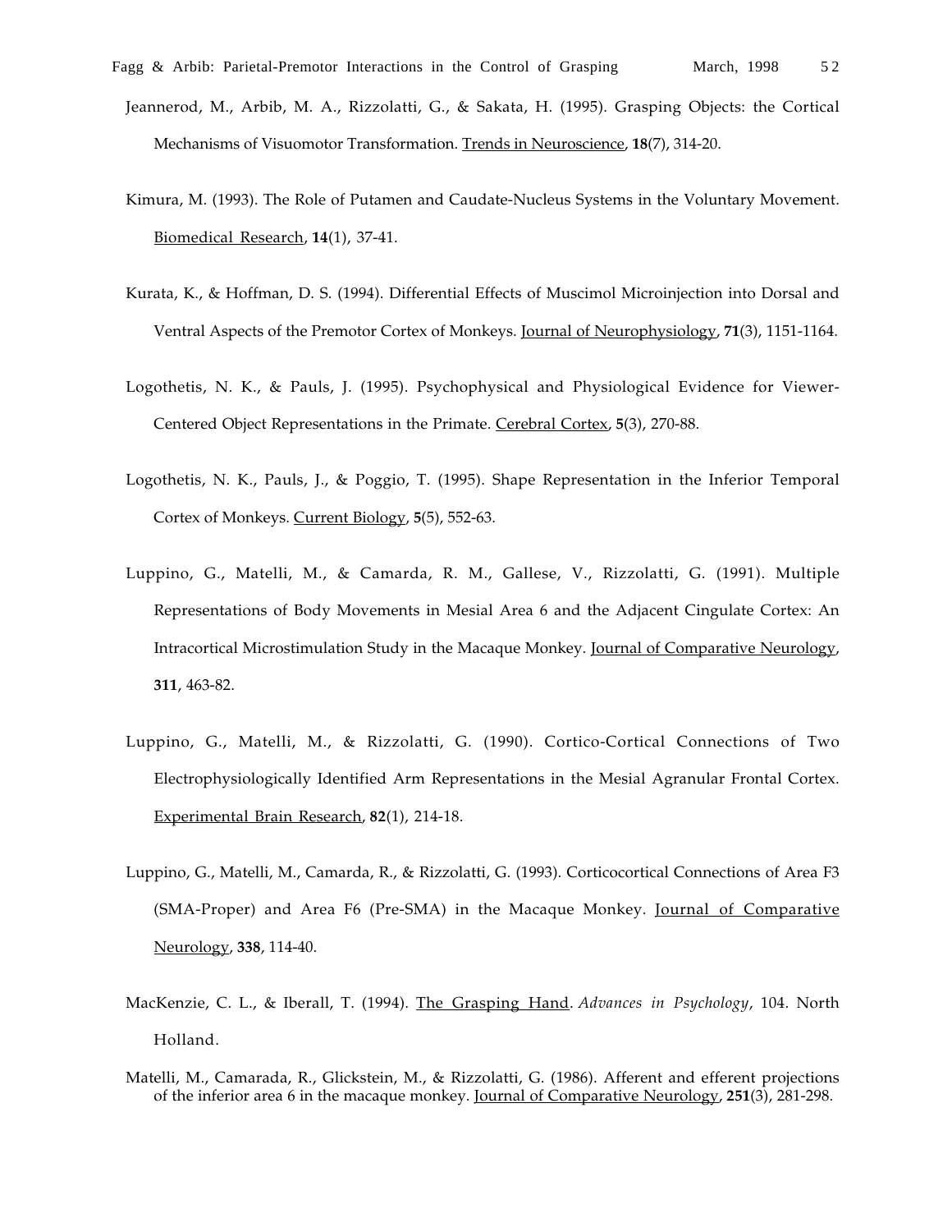Jeannerod, M., Arbib, M. A., Rizzolatti, G., & Sakata, H. (1995). Grasping Objects: the Cortical Mechanisms of Visuomotor Transformation. Trends in Neuroscience, **18**(7), 314-20.

Kimura, M. (1993). The Role of Putamen and Caudate-Nucleus Systems in the Voluntary Movement. Biomedical Research, **14**(1), 37-41.

Kurata, K., & Hoffman, D. S. (1994). Differential Effects of Muscimol Microinjection into Dorsal and Ventral Aspects of the Premotor Cortex of Monkeys. Journal of Neurophysiology, **71**(3), 1151-1164.

Logothetis, N. K., & Pauls, J. (1995). Psychophysical and Physiological Evidence for Viewer-Centered Object Representations in the Primate. Cerebral Cortex, **5**(3), 270-88.

Logothetis, N. K., Pauls, J., & Poggio, T. (1995). Shape Representation in the Inferior Temporal Cortex of Monkeys. Current Biology, **5**(5), 552-63.

Luppino, G., Matelli, M., & Camarda, R. M., Gallese, V., Rizzolatti, G. (1991). Multiple Representations of Body Movements in Mesial Area 6 and the Adjacent Cingulate Cortex: An Intracortical Microstimulation Study in the Macaque Monkey. Journal of Comparative Neurology, **311**, 463-82.

Luppino, G., Matelli, M., & Rizzolatti, G. (1990). Cortico-Cortical Connections of Two Electrophysiologically Identified Arm Representations in the Mesial Agranular Frontal Cortex. Experimental Brain Research, **82**(1), 214-18.

Luppino, G., Matelli, M., Camarda, R., & Rizzolatti, G. (1993). Corticocortical Connections of Area F3 (SMA-Proper) and Area F6 (Pre-SMA) in the Macaque Monkey. Journal of Comparative Neurology, **338**, 114-40.

MacKenzie, C. L., & Iberall, T. (1994). The Grasping Hand. *Advances in Psychology*, 104. North Holland.

Matelli, M., Camarada, R., Glickstein, M., & Rizzolatti, G. (1986). Afferent and efferent projections of the inferior area 6 in the macaque monkey. Journal of Comparative Neurology, **251**(3), 281-298.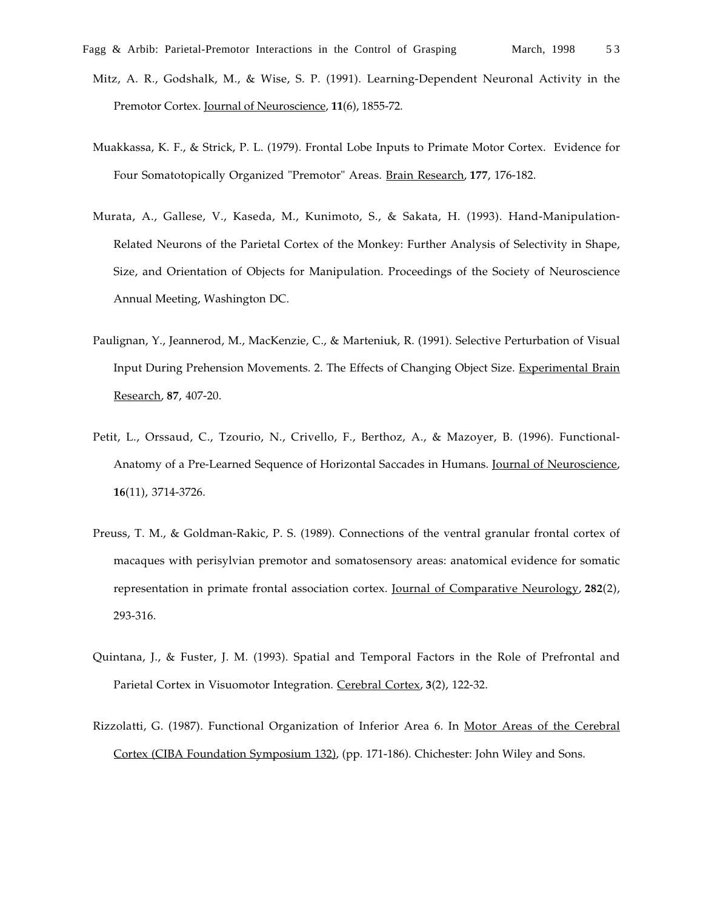Mitz, A. R., Godshalk, M., & Wise, S. P. (1991). Learning-Dependent Neuronal Activity in the Premotor Cortex. Journal of Neuroscience, **11**(6), 1855-72.

Muakkassa, K. F., & Strick, P. L. (1979). Frontal Lobe Inputs to Primate Motor Cortex. Evidence for Four Somatotopically Organized "Premotor" Areas. Brain Research, **177**, 176-182.

Murata, A., Gallese, V., Kaseda, M., Kunimoto, S., & Sakata, H. (1993). Hand-Manipulation-Related Neurons of the Parietal Cortex of the Monkey: Further Analysis of Selectivity in Shape, Size, and Orientation of Objects for Manipulation. Proceedings of the Society of Neuroscience Annual Meeting, Washington DC.

Paulignan, Y., Jeannerod, M., MacKenzie, C., & Marteniuk, R. (1991). Selective Perturbation of Visual Input During Prehension Movements. 2. The Effects of Changing Object Size. Experimental Brain Research, **87**, 407-20.

Petit, L., Orssaud, C., Tzourio, N., Crivello, F., Berthoz, A., & Mazoyer, B. (1996). Functional-Anatomy of a Pre-Learned Sequence of Horizontal Saccades in Humans. Journal of Neuroscience, **16**(11), 3714-3726.

Preuss, T. M., & Goldman-Rakic, P. S. (1989). Connections of the ventral granular frontal cortex of macaques with perisylvian premotor and somatosensory areas: anatomical evidence for somatic representation in primate frontal association cortex. Journal of Comparative Neurology, **282**(2), 293-316.

Quintana, J., & Fuster, J. M. (1993). Spatial and Temporal Factors in the Role of Prefrontal and Parietal Cortex in Visuomotor Integration. Cerebral Cortex, **3**(2), 122-32.

Rizzolatti, G. (1987). Functional Organization of Inferior Area 6. In Motor Areas of the Cerebral Cortex (CIBA Foundation Symposium 132), (pp. 171-186). Chichester: John Wiley and Sons.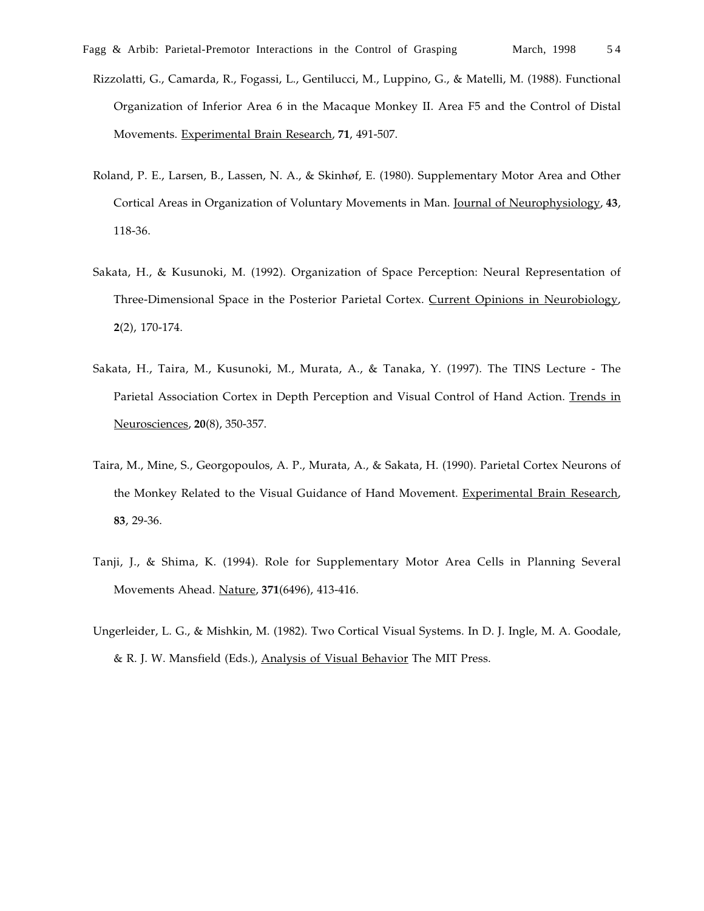Rizzolatti, G., Camarda, R., Fogassi, L., Gentilucci, M., Luppino, G., & Matelli, M. (1988). Functional Organization of Inferior Area 6 in the Macaque Monkey II. Area F5 and the Control of Distal Movements. Experimental Brain Research, **71**, 491-507.

Roland, P. E., Larsen, B., Lassen, N. A., & Skinhøf, E. (1980). Supplementary Motor Area and Other Cortical Areas in Organization of Voluntary Movements in Man. Journal of Neurophysiology, **43**, 118-36.

Sakata, H., & Kusunoki, M. (1992). Organization of Space Perception: Neural Representation of Three-Dimensional Space in the Posterior Parietal Cortex. Current Opinions in Neurobiology, **2**(2), 170-174.

Sakata, H., Taira, M., Kusunoki, M., Murata, A., & Tanaka, Y. (1997). The TINS Lecture - The Parietal Association Cortex in Depth Perception and Visual Control of Hand Action. Trends in Neurosciences, **20**(8), 350-357.

Taira, M., Mine, S., Georgopoulos, A. P., Murata, A., & Sakata, H. (1990). Parietal Cortex Neurons of the Monkey Related to the Visual Guidance of Hand Movement. Experimental Brain Research, **83**, 29-36.

Tanji, J., & Shima, K. (1994). Role for Supplementary Motor Area Cells in Planning Several Movements Ahead. Nature, **371**(6496), 413-416.

Ungerleider, L. G., & Mishkin, M. (1982). Two Cortical Visual Systems. In D. J. Ingle, M. A. Goodale, & R. J. W. Mansfield (Eds.), Analysis of Visual Behavior The MIT Press.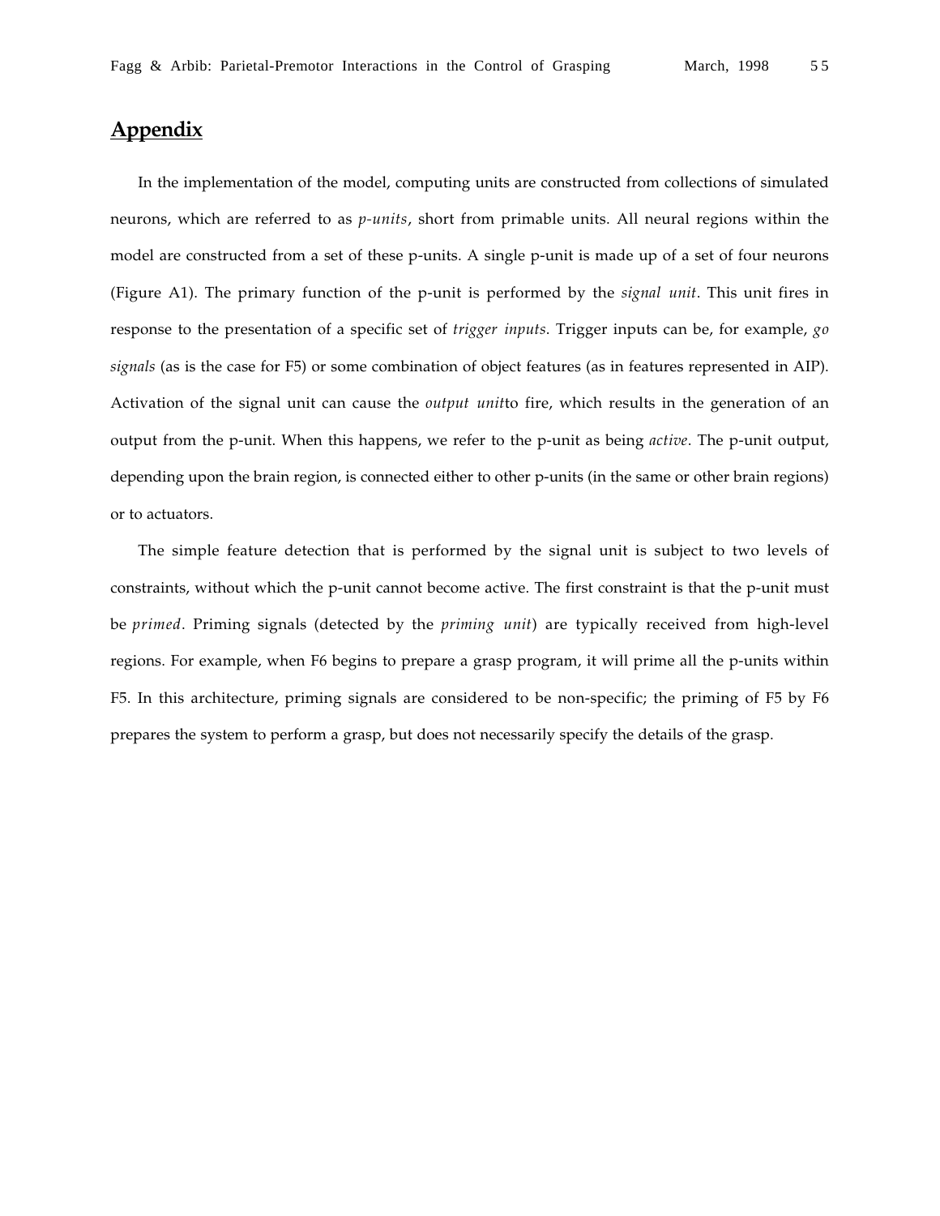## Appendix

In the implementation of the model, computing units are constructed from collections of simulated neurons, which are referred to as *p-units*, short from primable units. All neural regions within the model are constructed from a set of these p-units. A single p-unit is made up of a set of four neurons (Figure A1). The primary function of the p-unit is performed by the *signal unit*. This unit fires in response to the presentation of a specific set of *trigger inputs*. Trigger inputs can be, for example, *go signals* (as is the case for F5) or some combination of object features (as in features represented in AIP). Activation of the signal unit can cause the *output unit*to fire, which results in the generation of an output from the p-unit. When this happens, we refer to the p-unit as being *active*. The p-unit output, depending upon the brain region, is connected either to other p-units (in the same or other brain regions) or to actuators.

The simple feature detection that is performed by the signal unit is subject to two levels of constraints, without which the p-unit cannot become active. The first constraint is that the p-unit must be *primed*. Priming signals (detected by the *priming unit*) are typically received from high-level regions. For example, when F6 begins to prepare a grasp program, it will prime all the p-units within F5. In this architecture, priming signals are considered to be non-specific; the priming of F5 by F6 prepares the system to perform a grasp, but does not necessarily specify the details of the grasp.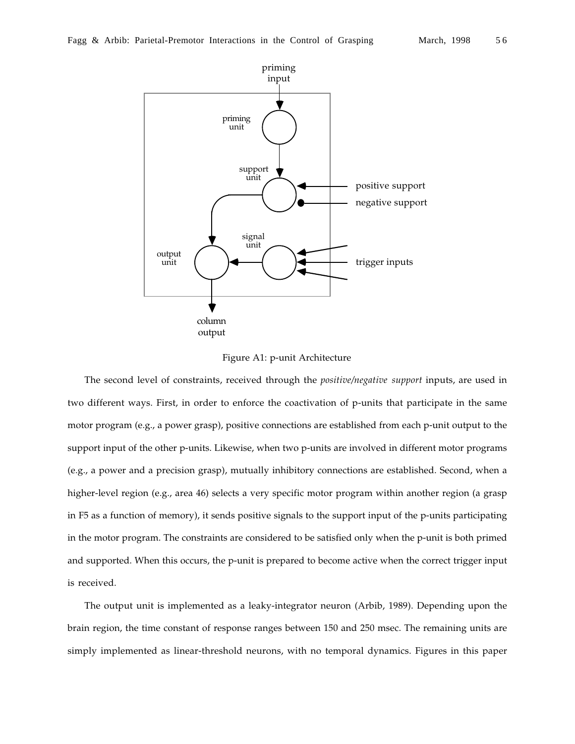Figure A1: p-unit Architecture

The second level of constraints, received through the *positive/negative support* inputs, are used in two different ways. First, in order to enforce the coactivation of p-units that participate in the same motor program (e.g., a power grasp), positive connections are established from each p-unit output to the support input of the other p-units. Likewise, when two p-units are involved in different motor programs (e.g., a power and a precision grasp), mutually inhibitory connections are established. Second, when a higher-level region (e.g., area 46) selects a very specific motor program within another region (a grasp in F5 as a function of memory), it sends positive signals to the support input of the p-units participating in the motor program. The constraints are considered to be satisfied only when the p-unit is both primed and supported. When this occurs, the p-unit is prepared to become active when the correct trigger input is received.

The output unit is implemented as a leaky-integrator neuron (Arbib, 1989). Depending upon the brain region, the time constant of response ranges between 150 and 250 msec. The remaining units are simply implemented as linear-threshold neurons, with no temporal dynamics. Figures in this paper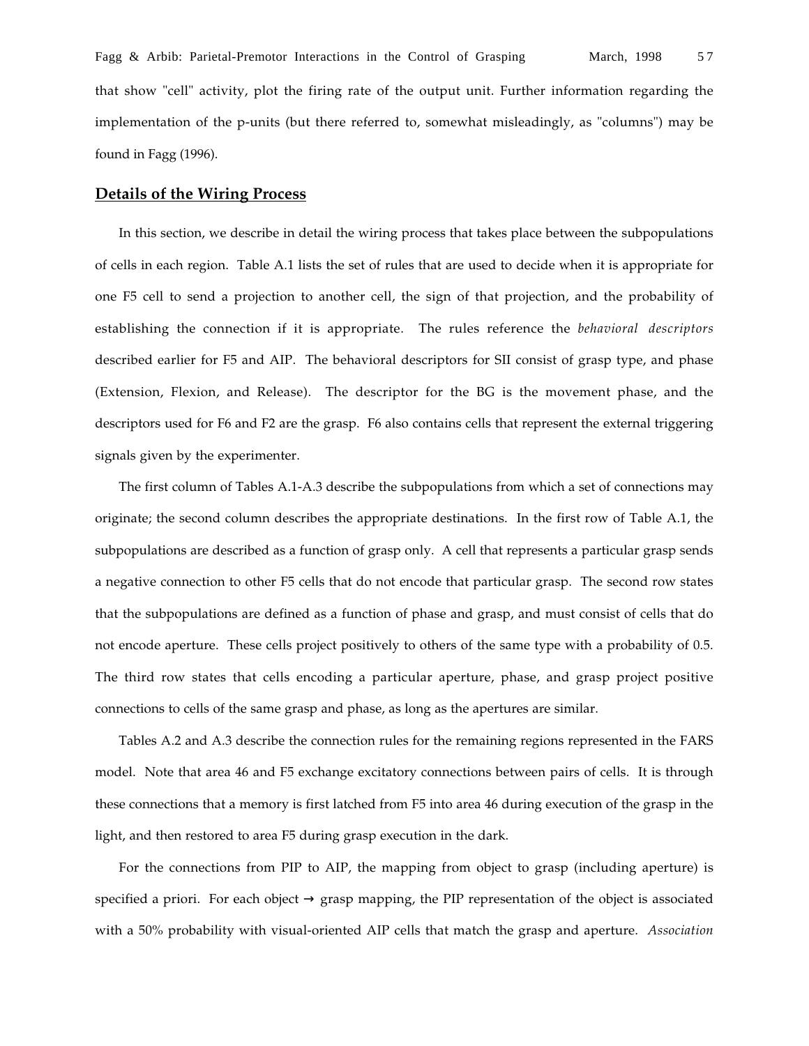that show "cell" activity, plot the firing rate of the output unit. Further information regarding the implementation of the p-units (but there referred to, somewhat misleadingly, as "columns") may be found in Fagg (1996).

## Details of the Wiring Process

In this section, we describe in detail the wiring process that takes place between the subpopulations of cells in each region. Table A.1 lists the set of rules that are used to decide when it is appropriate for one F5 cell to send a projection to another cell, the sign of that projection, and the probability of establishing the connection if it is appropriate. The rules reference the *behavioral descriptors* described earlier for F5 and AIP. The behavioral descriptors for SII consist of grasp type, and phase (Extension, Flexion, and Release). The descriptor for the BG is the movement phase, and the descriptors used for F6 and F2 are the grasp. F6 also contains cells that represent the external triggering signals given by the experimenter.

The first column of Tables A.1-A.3 describe the subpopulations from which a set of connections may originate; the second column describes the appropriate destinations. In the first row of Table A.1, the subpopulations are described as a function of grasp only. A cell that represents a particular grasp sends a negative connection to other F5 cells that do not encode that particular grasp. The second row states that the subpopulations are defined as a function of phase and grasp, and must consist of cells that do not encode aperture. These cells project positively to others of the same type with a probability of 0.5. The third row states that cells encoding a particular aperture, phase, and grasp project positive connections to cells of the same grasp and phase, as long as the apertures are similar.

Tables A.2 and A.3 describe the connection rules for the remaining regions represented in the FARS model. Note that area 46 and F5 exchange excitatory connections between pairs of cells. It is through these connections that a memory is first latched from F5 into area 46 during execution of the grasp in the light, and then restored to area F5 during grasp execution in the dark.

For the connections from PIP to AIP, the mapping from object to grasp (including aperture) is specified a priori. For each object → grasp mapping, the PIP representation of the object is associated with a 50% probability with visual-oriented AIP cells that match the grasp and aperture. *Association*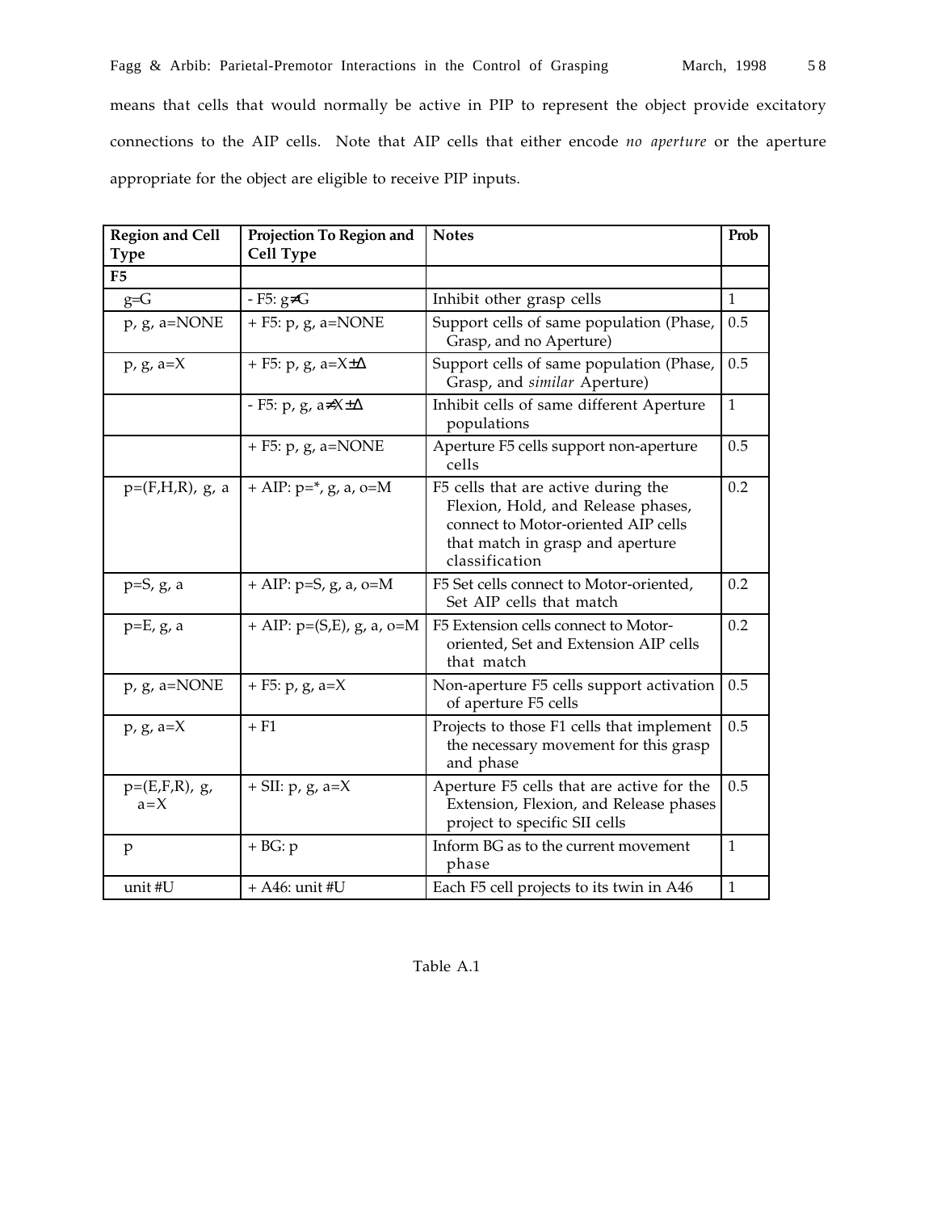means that cells that would normally be active in PIP to represent the object provide excitatory connections to the AIP cells. Note that AIP cells that either encode *no aperture* or the aperture appropriate for the object are eligible to receive PIP inputs.

| **Region and Cell Type** | **Projection To Region and Cell Type** | **Notes** | **Prob** |
|---|---|---|---|
| **F5** | | | |
| g=G | - F5: g≠G | Inhibit other grasp cells | 1 |
| p, g, a=NONE | + F5: p, g, a=NONE | Support cells of same population (Phase, Grasp, and no Aperture) | 0.5 |
| p, g, a=X | + F5: p, g, a=X±Δ | Support cells of same population (Phase, Grasp, and *similar* Aperture) | 0.5 |
| | - F5: p, g, a≠X±Δ | Inhibit cells of same different Aperture populations | 1 |
| | + F5: p, g, a=NONE | Aperture F5 cells support non-aperture cells | 0.5 |
| p=(F,H,R), g, a | + AIP: p=*, g, a, o=M | F5 cells that are active during the Flexion, Hold, and Release phases, connect to Motor-oriented AIP cells that match in grasp and aperture classification | 0.2 |
| p=S, g, a | + AIP: p=S, g, a, o=M | F5 Set cells connect to Motor-oriented, Set AIP cells that match | 0.2 |
| p=E, g, a | + AIP: p=(S,E), g, a, o=M | F5 Extension cells connect to Motor-oriented, Set and Extension AIP cells that match | 0.2 |
| p, g, a=NONE | + F5: p, g, a=X | Non-aperture F5 cells support activation of aperture F5 cells | 0.5 |
| p, g, a=X | + F1 | Projects to those F1 cells that implement the necessary movement for this grasp and phase | 0.5 |
| p=(E,F,R), g, a=X | + SII: p, g, a=X | Aperture F5 cells that are active for the Extension, Flexion, and Release phases project to specific SII cells | 0.5 |
| p | + BG: p | Inform BG as to the current movement phase | 1 |
| unit #U | + A46: unit #U | Each F5 cell projects to its twin in A46 | 1 |

Table A.1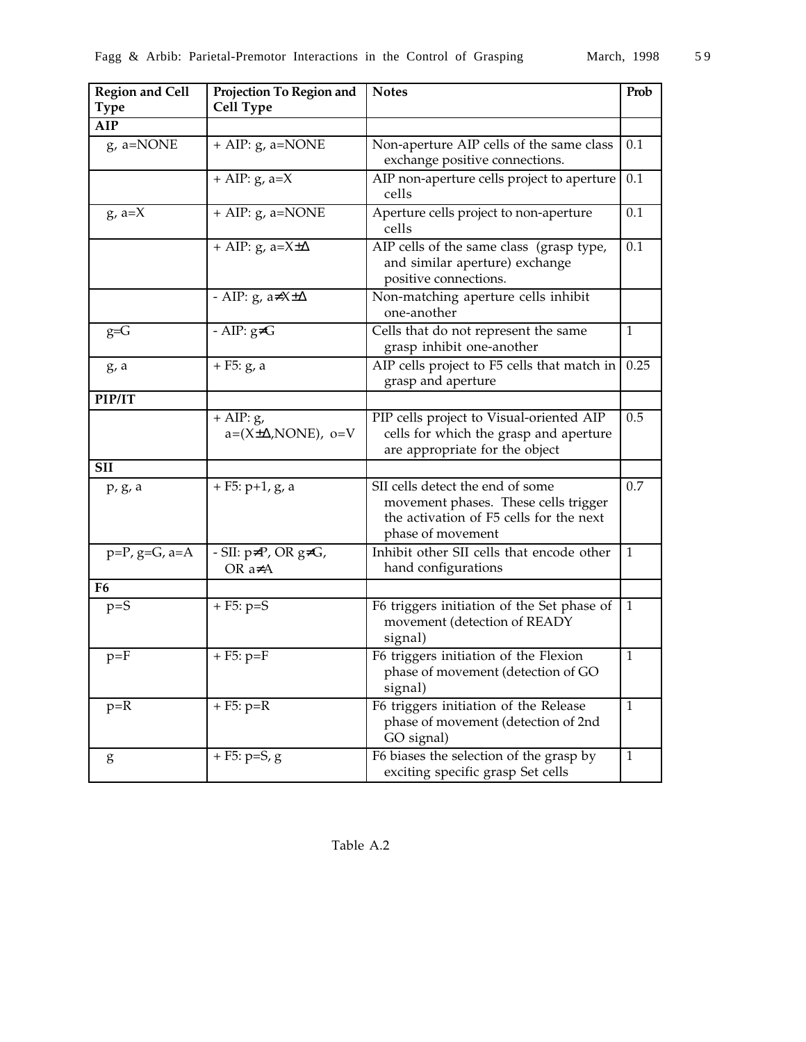| Region and Cell Type | Projection To Region and Cell Type | Notes | Prob |
|---|---|---|---|
| **AIP** | | | |
| g, a=NONE | + AIP: g, a=NONE | Non-aperture AIP cells of the same class exchange positive connections. | 0.1 |
| | + AIP: g, a=X | AIP non-aperture cells project to aperture cells | 0.1 |
| g, a=X | + AIP: g, a=NONE | Aperture cells project to non-aperture cells | 0.1 |
| | + AIP: g, a=X±Δ | AIP cells of the same class (grasp type, and similar aperture) exchange positive connections. | 0.1 |
| | - AIP: g, a≠X±Δ | Non-matching aperture cells inhibit one-another | |
| g=G | - AIP: g≠G | Cells that do not represent the same grasp inhibit one-another | 1 |
| g, a | + F5: g, a | AIP cells project to F5 cells that match in grasp and aperture | 0.25 |
| **PIP/IT** | | | |
| | + AIP: g, a=(X±Δ,NONE), o=V | PIP cells project to Visual-oriented AIP cells for which the grasp and aperture are appropriate for the object | 0.5 |
| **SII** | | | |
| p, g, a | + F5: p+1, g, a | SII cells detect the end of some movement phases. These cells trigger the activation of F5 cells for the next phase of movement | 0.7 |
| p=P, g=G, a=A | - SII: p≠P, OR g≠G, OR a≠A | Inhibit other SII cells that encode other hand configurations | 1 |
| **F6** | | | |
| p=S | + F5: p=S | F6 triggers initiation of the Set phase of movement (detection of READY signal) | 1 |
| p=F | + F5: p=F | F6 triggers initiation of the Flexion phase of movement (detection of GO signal) | 1 |
| p=R | + F5: p=R | F6 triggers initiation of the Release phase of movement (detection of 2nd GO signal) | 1 |
| g | + F5: p=S, g | F6 biases the selection of the grasp by exciting specific grasp Set cells | 1 |

Table A.2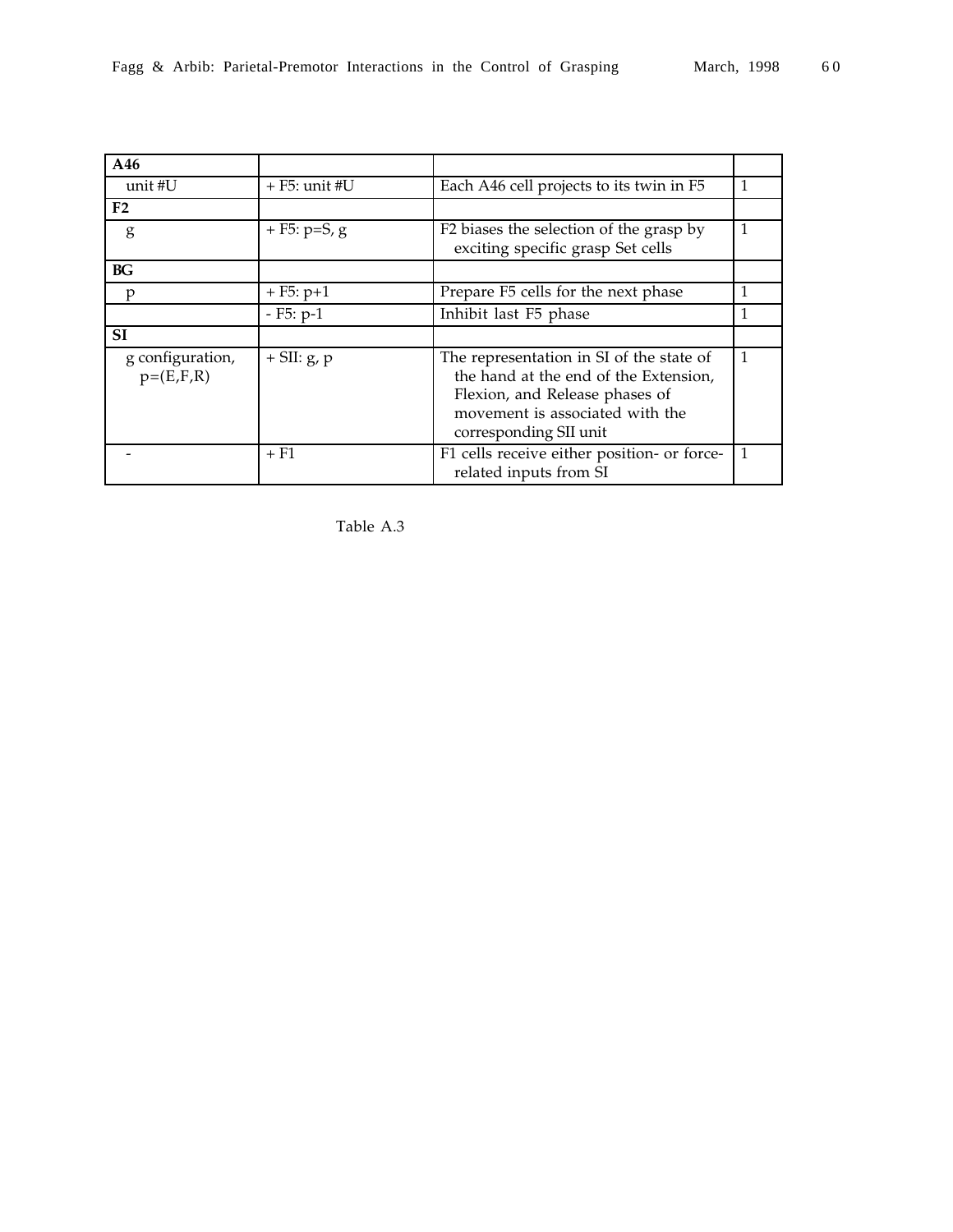| **A46** | | | |
|---|---|---|---|
| unit #U | + F5: unit #U | Each A46 cell projects to its twin in F5 | 1 |
| **F2** | | | |
| g | + F5: p=S, g | F2 biases the selection of the grasp by exciting specific grasp Set cells | 1 |
| **BG** | | | |
| p | + F5: p+1 | Prepare F5 cells for the next phase | 1 |
| | - F5: p-1 | Inhibit last F5 phase | 1 |
| **SI** | | | |
| g configuration, p=(E,F,R) | + SII: g, p | The representation in SI of the state of the hand at the end of the Extension, Flexion, and Release phases of movement is associated with the corresponding SII unit | 1 |
| - | + F1 | F1 cells receive either position- or force-related inputs from SI | 1 |

Table A.3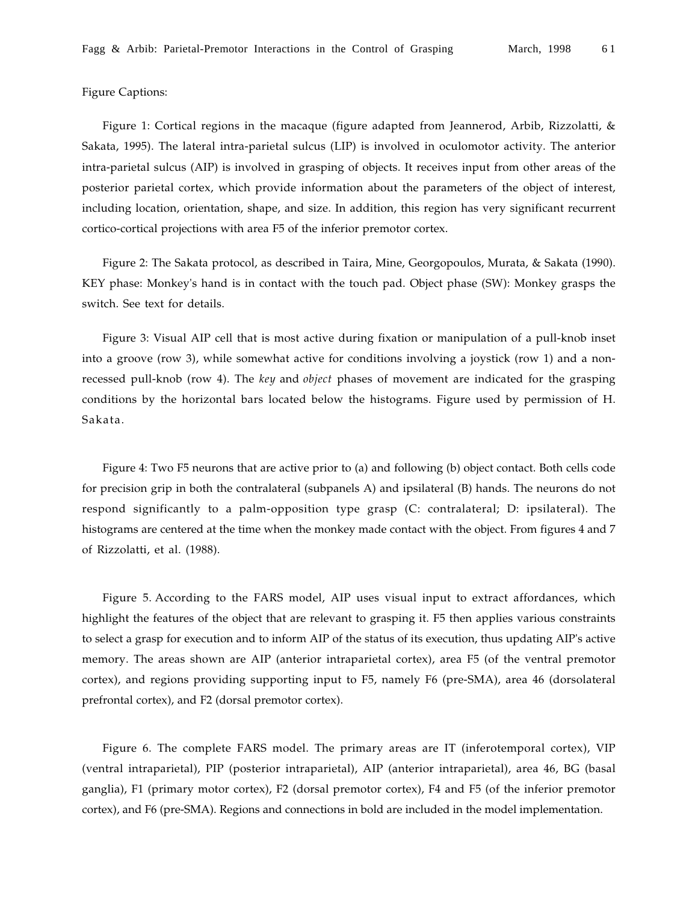Figure Captions:

Figure 1: Cortical regions in the macaque (figure adapted from Jeannerod, Arbib, Rizzolatti, & Sakata, 1995). The lateral intra-parietal sulcus (LIP) is involved in oculomotor activity. The anterior intra-parietal sulcus (AIP) is involved in grasping of objects. It receives input from other areas of the posterior parietal cortex, which provide information about the parameters of the object of interest, including location, orientation, shape, and size. In addition, this region has very significant recurrent cortico-cortical projections with area F5 of the inferior premotor cortex.

Figure 2: The Sakata protocol, as described in Taira, Mine, Georgopoulos, Murata, & Sakata (1990). KEY phase: Monkey's hand is in contact with the touch pad. Object phase (SW): Monkey grasps the switch. See text for details.

Figure 3: Visual AIP cell that is most active during fixation or manipulation of a pull-knob inset into a groove (row 3), while somewhat active for conditions involving a joystick (row 1) and a non-recessed pull-knob (row 4). The *key* and *object* phases of movement are indicated for the grasping conditions by the horizontal bars located below the histograms. Figure used by permission of H. Sakata.

Figure 4: Two F5 neurons that are active prior to (a) and following (b) object contact. Both cells code for precision grip in both the contralateral (subpanels A) and ipsilateral (B) hands. The neurons do not respond significantly to a palm-opposition type grasp (C: contralateral; D: ipsilateral). The histograms are centered at the time when the monkey made contact with the object. From figures 4 and 7 of Rizzolatti, et al. (1988).

Figure 5. According to the FARS model, AIP uses visual input to extract affordances, which highlight the features of the object that are relevant to grasping it. F5 then applies various constraints to select a grasp for execution and to inform AIP of the status of its execution, thus updating AIP's active memory. The areas shown are AIP (anterior intraparietal cortex), area F5 (of the ventral premotor cortex), and regions providing supporting input to F5, namely F6 (pre-SMA), area 46 (dorsolateral prefrontal cortex), and F2 (dorsal premotor cortex).

Figure 6. The complete FARS model. The primary areas are IT (inferotemporal cortex), VIP (ventral intraparietal), PIP (posterior intraparietal), AIP (anterior intraparietal), area 46, BG (basal ganglia), F1 (primary motor cortex), F2 (dorsal premotor cortex), F4 and F5 (of the inferior premotor cortex), and F6 (pre-SMA). Regions and connections in bold are included in the model implementation.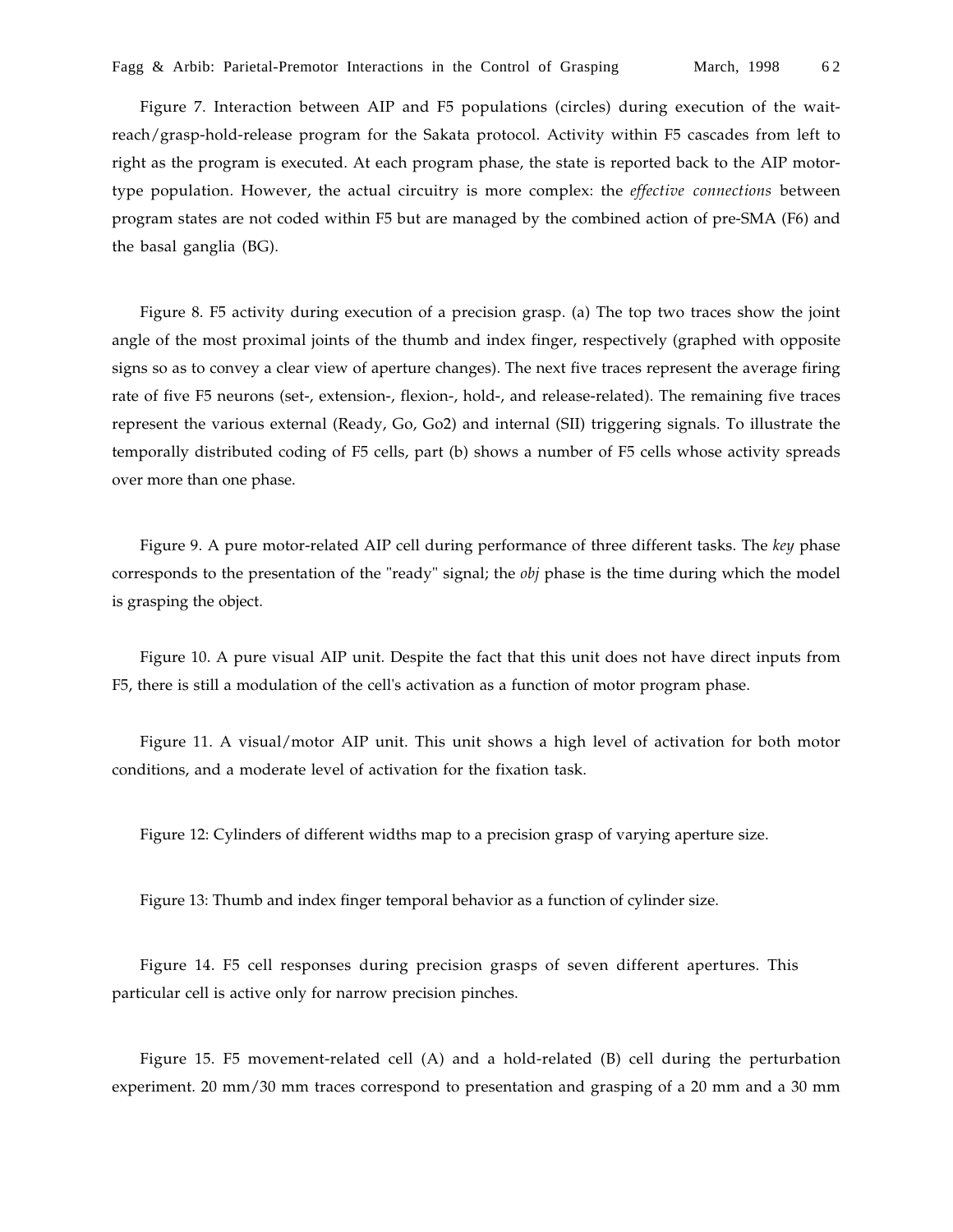Figure 7. Interaction between AIP and F5 populations (circles) during execution of the wait-reach/grasp-hold-release program for the Sakata protocol. Activity within F5 cascades from left to right as the program is executed. At each program phase, the state is reported back to the AIP motor-type population. However, the actual circuitry is more complex: the *effective connections* between program states are not coded within F5 but are managed by the combined action of pre-SMA (F6) and the basal ganglia (BG).

Figure 8. F5 activity during execution of a precision grasp. (a) The top two traces show the joint angle of the most proximal joints of the thumb and index finger, respectively (graphed with opposite signs so as to convey a clear view of aperture changes). The next five traces represent the average firing rate of five F5 neurons (set-, extension-, flexion-, hold-, and release-related). The remaining five traces represent the various external (Ready, Go, Go2) and internal (SII) triggering signals. To illustrate the temporally distributed coding of F5 cells, part (b) shows a number of F5 cells whose activity spreads over more than one phase.

Figure 9. A pure motor-related AIP cell during performance of three different tasks. The *key* phase corresponds to the presentation of the "ready" signal; the *obj* phase is the time during which the model is grasping the object.

Figure 10. A pure visual AIP unit. Despite the fact that this unit does not have direct inputs from F5, there is still a modulation of the cell's activation as a function of motor program phase.

Figure 11. A visual/motor AIP unit. This unit shows a high level of activation for both motor conditions, and a moderate level of activation for the fixation task.

Figure 12: Cylinders of different widths map to a precision grasp of varying aperture size.

Figure 13: Thumb and index finger temporal behavior as a function of cylinder size.

Figure 14. F5 cell responses during precision grasps of seven different apertures. This particular cell is active only for narrow precision pinches.

Figure 15. F5 movement-related cell (A) and a hold-related (B) cell during the perturbation experiment. 20 mm/30 mm traces correspond to presentation and grasping of a 20 mm and a 30 mm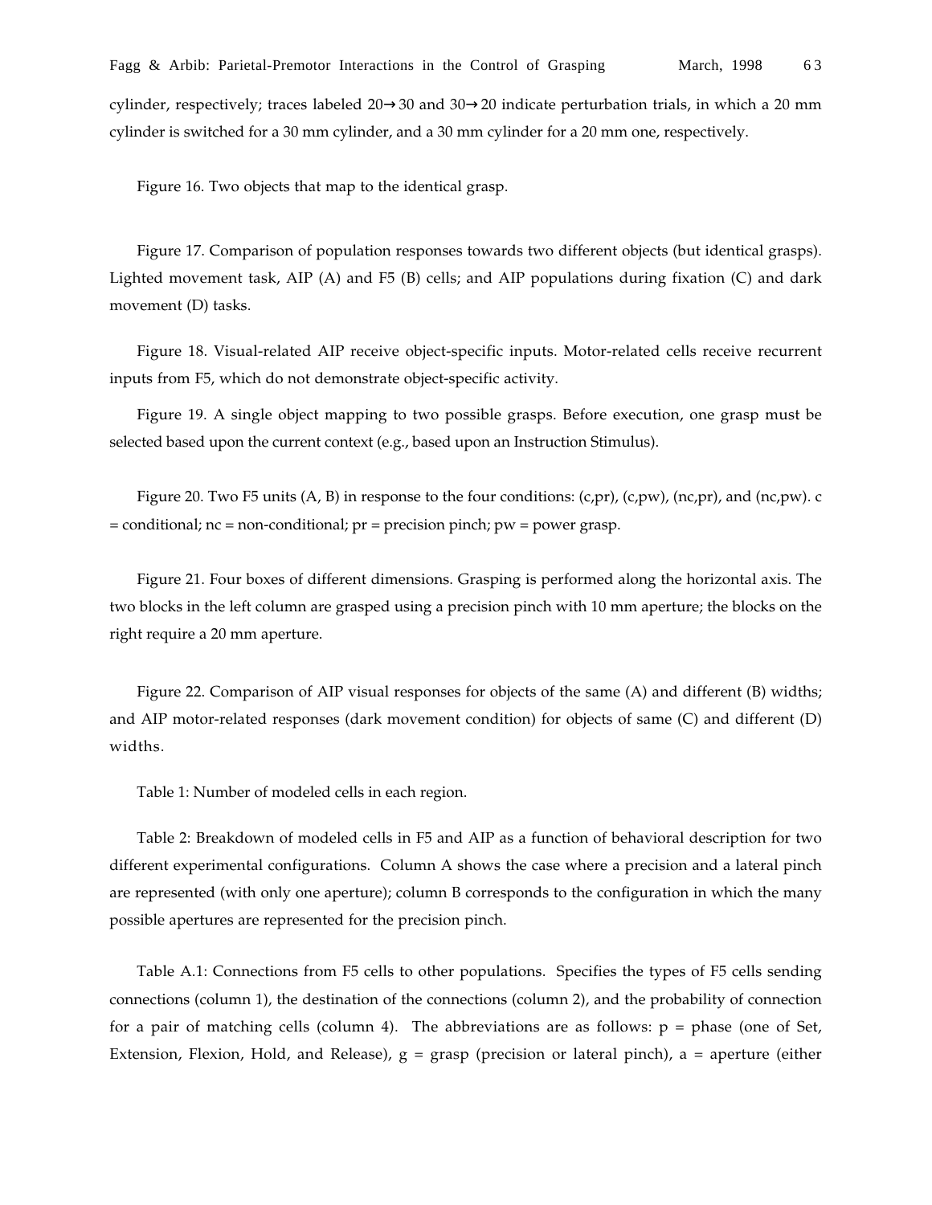cylinder, respectively; traces labeled 20→30 and 30→20 indicate perturbation trials, in which a 20 mm cylinder is switched for a 30 mm cylinder, and a 30 mm cylinder for a 20 mm one, respectively.

Figure 16. Two objects that map to the identical grasp.

Figure 17. Comparison of population responses towards two different objects (but identical grasps). Lighted movement task, AIP (A) and F5 (B) cells; and AIP populations during fixation (C) and dark movement (D) tasks.

Figure 18. Visual-related AIP receive object-specific inputs. Motor-related cells receive recurrent inputs from F5, which do not demonstrate object-specific activity.

Figure 19. A single object mapping to two possible grasps. Before execution, one grasp must be selected based upon the current context (e.g., based upon an Instruction Stimulus).

Figure 20. Two F5 units (A, B) in response to the four conditions: (c,pr), (c,pw), (nc,pr), and (nc,pw). c = conditional; nc = non-conditional; pr = precision pinch; pw = power grasp.

Figure 21. Four boxes of different dimensions. Grasping is performed along the horizontal axis. The two blocks in the left column are grasped using a precision pinch with 10 mm aperture; the blocks on the right require a 20 mm aperture.

Figure 22. Comparison of AIP visual responses for objects of the same (A) and different (B) widths; and AIP motor-related responses (dark movement condition) for objects of same (C) and different (D) widths.

Table 1: Number of modeled cells in each region.

Table 2: Breakdown of modeled cells in F5 and AIP as a function of behavioral description for two different experimental configurations. Column A shows the case where a precision and a lateral pinch are represented (with only one aperture); column B corresponds to the configuration in which the many possible apertures are represented for the precision pinch.

Table A.1: Connections from F5 cells to other populations. Specifies the types of F5 cells sending connections (column 1), the destination of the connections (column 2), and the probability of connection for a pair of matching cells (column 4). The abbreviations are as follows: p = phase (one of Set, Extension, Flexion, Hold, and Release), g = grasp (precision or lateral pinch), a = aperture (either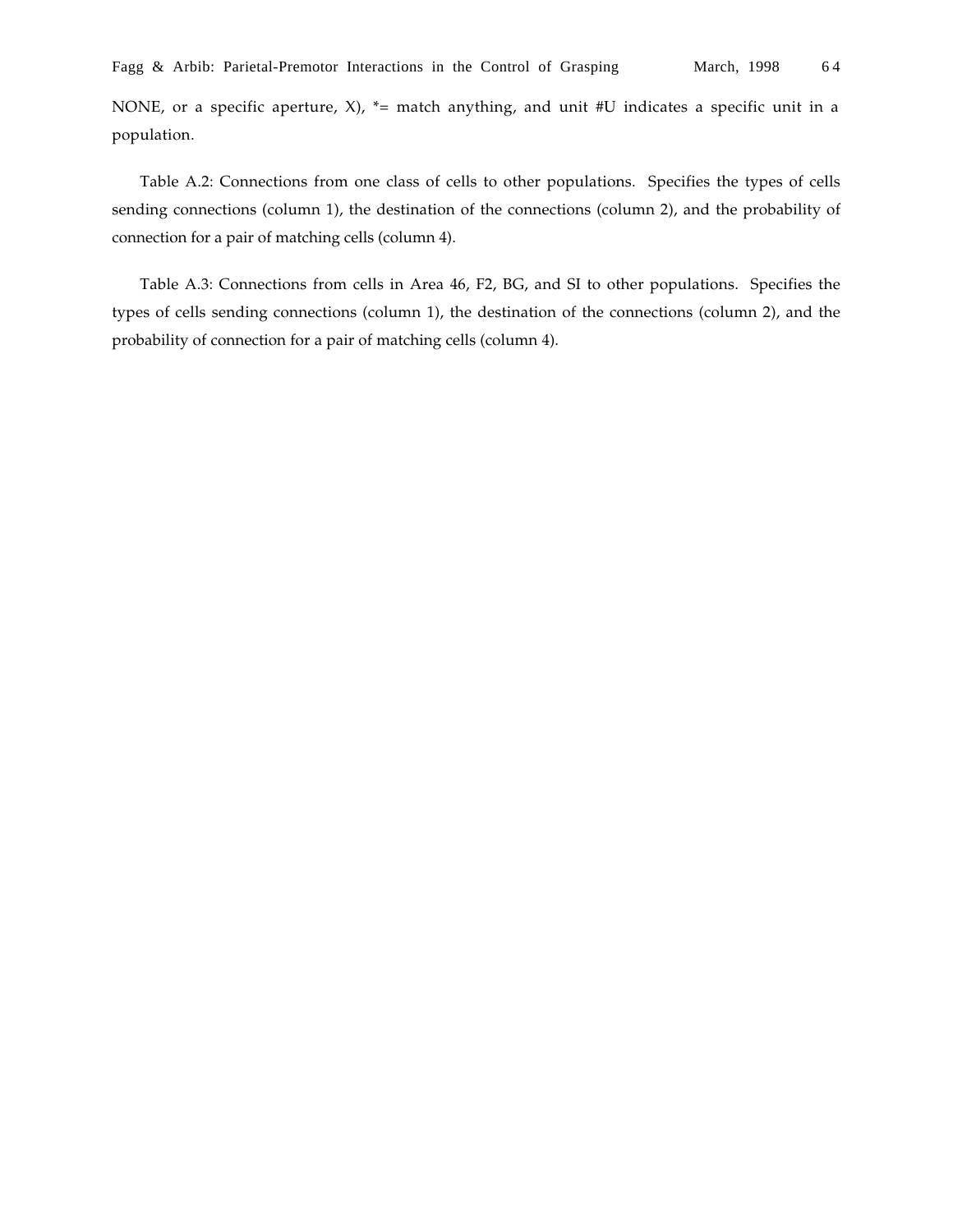NONE, or a specific aperture, X), *= match anything, and unit #U indicates a specific unit in a population.

Table A.2: Connections from one class of cells to other populations. Specifies the types of cells sending connections (column 1), the destination of the connections (column 2), and the probability of connection for a pair of matching cells (column 4).

Table A.3: Connections from cells in Area 46, F2, BG, and SI to other populations. Specifies the types of cells sending connections (column 1), the destination of the connections (column 2), and the probability of connection for a pair of matching cells (column 4).